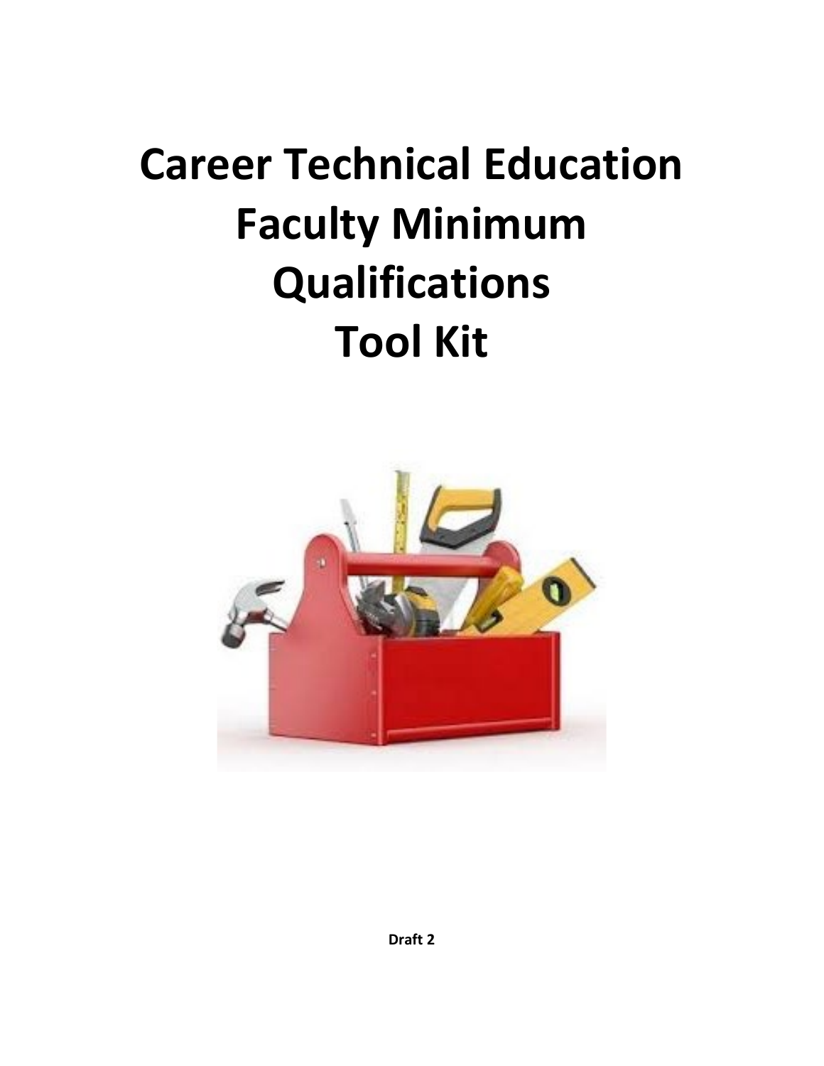# Career Technical Education Faculty Minimum Qualifications Tool Kit

**Draft 2**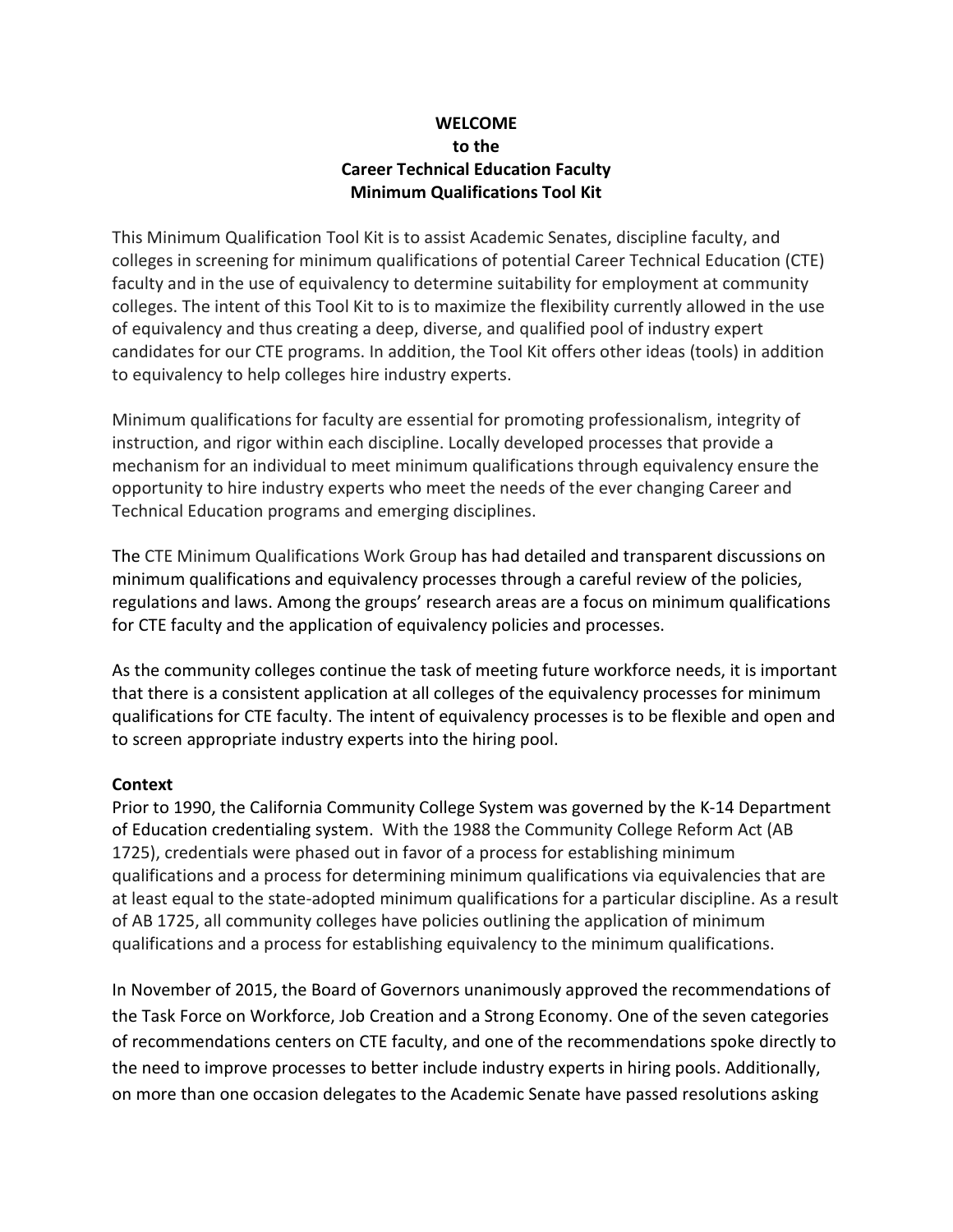**WELCOME**
**to the**
**Career Technical Education Faculty**
**Minimum Qualifications Tool Kit**

This Minimum Qualification Tool Kit is to assist Academic Senates, discipline faculty, and colleges in screening for minimum qualifications of potential Career Technical Education (CTE) faculty and in the use of equivalency to determine suitability for employment at community colleges. The intent of this Tool Kit to is to maximize the flexibility currently allowed in the use of equivalency and thus creating a deep, diverse, and qualified pool of industry expert candidates for our CTE programs. In addition, the Tool Kit offers other ideas (tools) in addition to equivalency to help colleges hire industry experts.

Minimum qualifications for faculty are essential for promoting professionalism, integrity of instruction, and rigor within each discipline. Locally developed processes that provide a mechanism for an individual to meet minimum qualifications through equivalency ensure the opportunity to hire industry experts who meet the needs of the ever changing Career and Technical Education programs and emerging disciplines.

The CTE Minimum Qualifications Work Group has had detailed and transparent discussions on minimum qualifications and equivalency processes through a careful review of the policies, regulations and laws. Among the groups' research areas are a focus on minimum qualifications for CTE faculty and the application of equivalency policies and processes.

As the community colleges continue the task of meeting future workforce needs, it is important that there is a consistent application at all colleges of the equivalency processes for minimum qualifications for CTE faculty. The intent of equivalency processes is to be flexible and open and to screen appropriate industry experts into the hiring pool.

**Context**

Prior to 1990, the California Community College System was governed by the K-14 Department of Education credentialing system. With the 1988 the Community College Reform Act (AB 1725), credentials were phased out in favor of a process for establishing minimum qualifications and a process for determining minimum qualifications via equivalencies that are at least equal to the state-adopted minimum qualifications for a particular discipline. As a result of AB 1725, all community colleges have policies outlining the application of minimum qualifications and a process for establishing equivalency to the minimum qualifications.

In November of 2015, the Board of Governors unanimously approved the recommendations of the Task Force on Workforce, Job Creation and a Strong Economy. One of the seven categories of recommendations centers on CTE faculty, and one of the recommendations spoke directly to the need to improve processes to better include industry experts in hiring pools. Additionally, on more than one occasion delegates to the Academic Senate have passed resolutions asking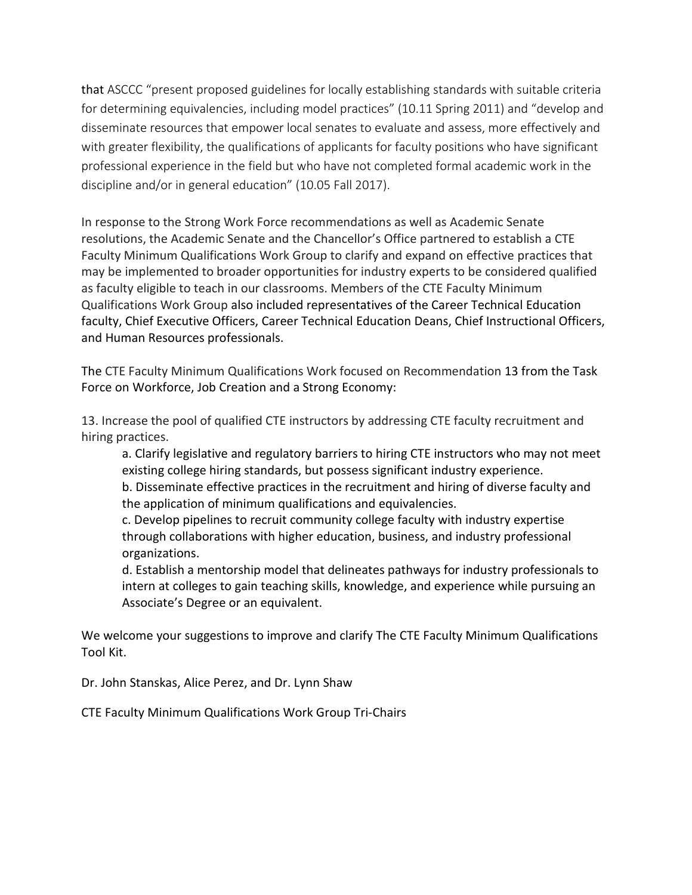that ASCCC "present proposed guidelines for locally establishing standards with suitable criteria for determining equivalencies, including model practices" (10.11 Spring 2011) and "develop and disseminate resources that empower local senates to evaluate and assess, more effectively and with greater flexibility, the qualifications of applicants for faculty positions who have significant professional experience in the field but who have not completed formal academic work in the discipline and/or in general education" (10.05 Fall 2017).

In response to the Strong Work Force recommendations as well as Academic Senate resolutions, the Academic Senate and the Chancellor's Office partnered to establish a CTE Faculty Minimum Qualifications Work Group to clarify and expand on effective practices that may be implemented to broader opportunities for industry experts to be considered qualified as faculty eligible to teach in our classrooms. Members of the CTE Faculty Minimum Qualifications Work Group also included representatives of the Career Technical Education faculty, Chief Executive Officers, Career Technical Education Deans, Chief Instructional Officers, and Human Resources professionals.

The CTE Faculty Minimum Qualifications Work focused on Recommendation 13 from the Task Force on Workforce, Job Creation and a Strong Economy:

13. Increase the pool of qualified CTE instructors by addressing CTE faculty recruitment and hiring practices.
    a. Clarify legislative and regulatory barriers to hiring CTE instructors who may not meet existing college hiring standards, but possess significant industry experience.
    b. Disseminate effective practices in the recruitment and hiring of diverse faculty and the application of minimum qualifications and equivalencies.
    c. Develop pipelines to recruit community college faculty with industry expertise through collaborations with higher education, business, and industry professional organizations.
    d. Establish a mentorship model that delineates pathways for industry professionals to intern at colleges to gain teaching skills, knowledge, and experience while pursuing an Associate's Degree or an equivalent.

We welcome your suggestions to improve and clarify The CTE Faculty Minimum Qualifications Tool Kit.

Dr. John Stanskas, Alice Perez, and Dr. Lynn Shaw

CTE Faculty Minimum Qualifications Work Group Tri-Chairs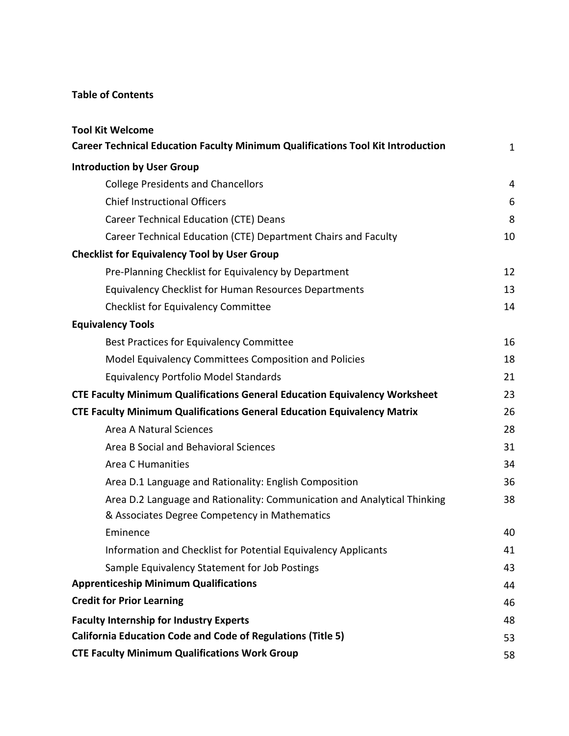**Table of Contents**

| | |
|---|---|
| **Tool Kit Welcome** | |
| **Career Technical Education Faculty Minimum Qualifications Tool Kit Introduction** | 1 |
| **Introduction by User Group** | |
| College Presidents and Chancellors | 4 |
| Chief Instructional Officers | 6 |
| Career Technical Education (CTE) Deans | 8 |
| Career Technical Education (CTE) Department Chairs and Faculty | 10 |
| **Checklist for Equivalency Tool by User Group** | |
| Pre-Planning Checklist for Equivalency by Department | 12 |
| Equivalency Checklist for Human Resources Departments | 13 |
| Checklist for Equivalency Committee | 14 |
| **Equivalency Tools** | |
| Best Practices for Equivalency Committee | 16 |
| Model Equivalency Committees Composition and Policies | 18 |
| Equivalency Portfolio Model Standards | 21 |
| **CTE Faculty Minimum Qualifications General Education Equivalency Worksheet** | 23 |
| **CTE Faculty Minimum Qualifications General Education Equivalency Matrix** | 26 |
| Area A Natural Sciences | 28 |
| Area B Social and Behavioral Sciences | 31 |
| Area C Humanities | 34 |
| Area D.1 Language and Rationality: English Composition | 36 |
| Area D.2 Language and Rationality: Communication and Analytical Thinking & Associates Degree Competency in Mathematics | 38 |
| Eminence | 40 |
| Information and Checklist for Potential Equivalency Applicants | 41 |
| Sample Equivalency Statement for Job Postings | 43 |
| **Apprenticeship Minimum Qualifications** | 44 |
| **Credit for Prior Learning** | 46 |
| **Faculty Internship for Industry Experts** | 48 |
| **California Education Code and Code of Regulations (Title 5)** | 53 |
| **CTE Faculty Minimum Qualifications Work Group** | 58 |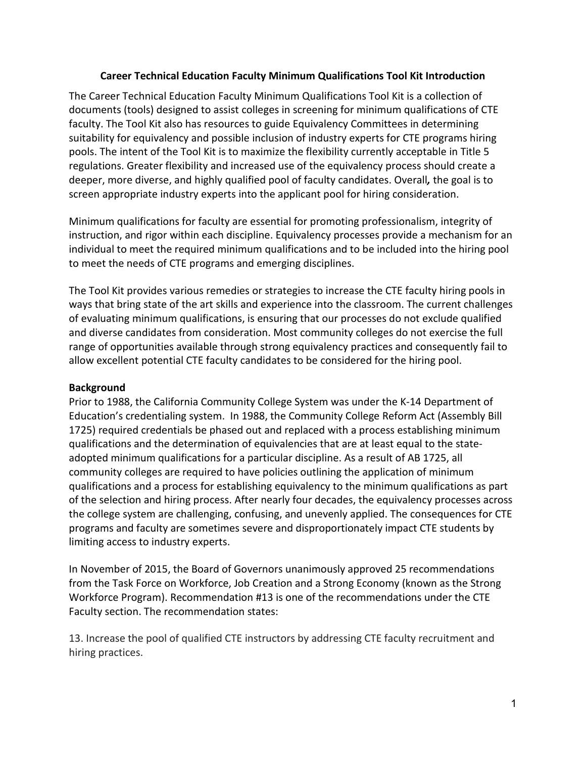**Career Technical Education Faculty Minimum Qualifications Tool Kit Introduction**

The Career Technical Education Faculty Minimum Qualifications Tool Kit is a collection of documents (tools) designed to assist colleges in screening for minimum qualifications of CTE faculty. The Tool Kit also has resources to guide Equivalency Committees in determining suitability for equivalency and possible inclusion of industry experts for CTE programs hiring pools. The intent of the Tool Kit is to maximize the flexibility currently acceptable in Title 5 regulations. Greater flexibility and increased use of the equivalency process should create a deeper, more diverse, and highly qualified pool of faculty candidates. Overall*,* the goal is to screen appropriate industry experts into the applicant pool for hiring consideration.

Minimum qualifications for faculty are essential for promoting professionalism, integrity of instruction, and rigor within each discipline. Equivalency processes provide a mechanism for an individual to meet the required minimum qualifications and to be included into the hiring pool to meet the needs of CTE programs and emerging disciplines.

The Tool Kit provides various remedies or strategies to increase the CTE faculty hiring pools in ways that bring state of the art skills and experience into the classroom. The current challenges of evaluating minimum qualifications, is ensuring that our processes do not exclude qualified and diverse candidates from consideration. Most community colleges do not exercise the full range of opportunities available through strong equivalency practices and consequently fail to allow excellent potential CTE faculty candidates to be considered for the hiring pool.

**Background**

Prior to 1988, the California Community College System was under the K-14 Department of Education's credentialing system. In 1988, the Community College Reform Act (Assembly Bill 1725) required credentials be phased out and replaced with a process establishing minimum qualifications and the determination of equivalencies that are at least equal to the state-adopted minimum qualifications for a particular discipline. As a result of AB 1725, all community colleges are required to have policies outlining the application of minimum qualifications and a process for establishing equivalency to the minimum qualifications as part of the selection and hiring process. After nearly four decades, the equivalency processes across the college system are challenging, confusing, and unevenly applied. The consequences for CTE programs and faculty are sometimes severe and disproportionately impact CTE students by limiting access to industry experts.

In November of 2015, the Board of Governors unanimously approved 25 recommendations from the Task Force on Workforce, Job Creation and a Strong Economy (known as the Strong Workforce Program). Recommendation #13 is one of the recommendations under the CTE Faculty section. The recommendation states:

13. Increase the pool of qualified CTE instructors by addressing CTE faculty recruitment and hiring practices.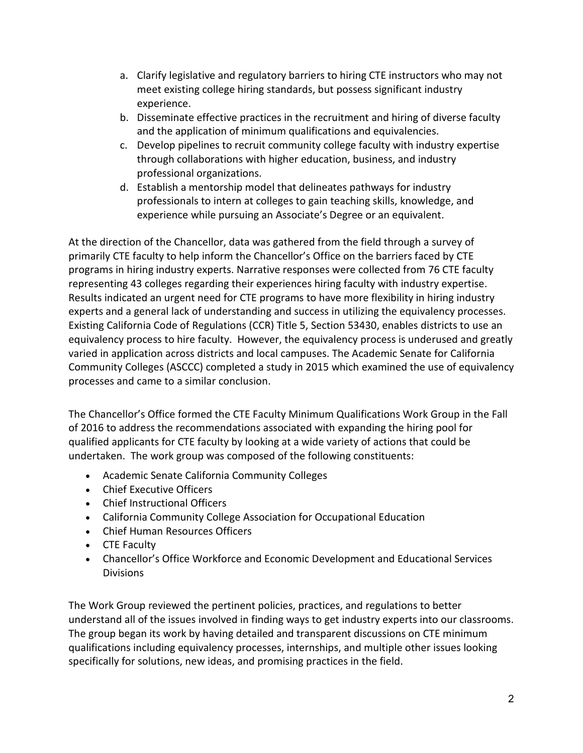a. Clarify legislative and regulatory barriers to hiring CTE instructors who may not meet existing college hiring standards, but possess significant industry experience.
b. Disseminate effective practices in the recruitment and hiring of diverse faculty and the application of minimum qualifications and equivalencies.
c. Develop pipelines to recruit community college faculty with industry expertise through collaborations with higher education, business, and industry professional organizations.
d. Establish a mentorship model that delineates pathways for industry professionals to intern at colleges to gain teaching skills, knowledge, and experience while pursuing an Associate's Degree or an equivalent.

At the direction of the Chancellor, data was gathered from the field through a survey of primarily CTE faculty to help inform the Chancellor's Office on the barriers faced by CTE programs in hiring industry experts. Narrative responses were collected from 76 CTE faculty representing 43 colleges regarding their experiences hiring faculty with industry expertise. Results indicated an urgent need for CTE programs to have more flexibility in hiring industry experts and a general lack of understanding and success in utilizing the equivalency processes. Existing California Code of Regulations (CCR) Title 5, Section 53430, enables districts to use an equivalency process to hire faculty. However, the equivalency process is underused and greatly varied in application across districts and local campuses. The Academic Senate for California Community Colleges (ASCCC) completed a study in 2015 which examined the use of equivalency processes and came to a similar conclusion.

The Chancellor's Office formed the CTE Faculty Minimum Qualifications Work Group in the Fall of 2016 to address the recommendations associated with expanding the hiring pool for qualified applicants for CTE faculty by looking at a wide variety of actions that could be undertaken. The work group was composed of the following constituents:

- Academic Senate California Community Colleges
- Chief Executive Officers
- Chief Instructional Officers
- California Community College Association for Occupational Education
- Chief Human Resources Officers
- CTE Faculty
- Chancellor's Office Workforce and Economic Development and Educational Services Divisions

The Work Group reviewed the pertinent policies, practices, and regulations to better understand all of the issues involved in finding ways to get industry experts into our classrooms. The group began its work by having detailed and transparent discussions on CTE minimum qualifications including equivalency processes, internships, and multiple other issues looking specifically for solutions, new ideas, and promising practices in the field.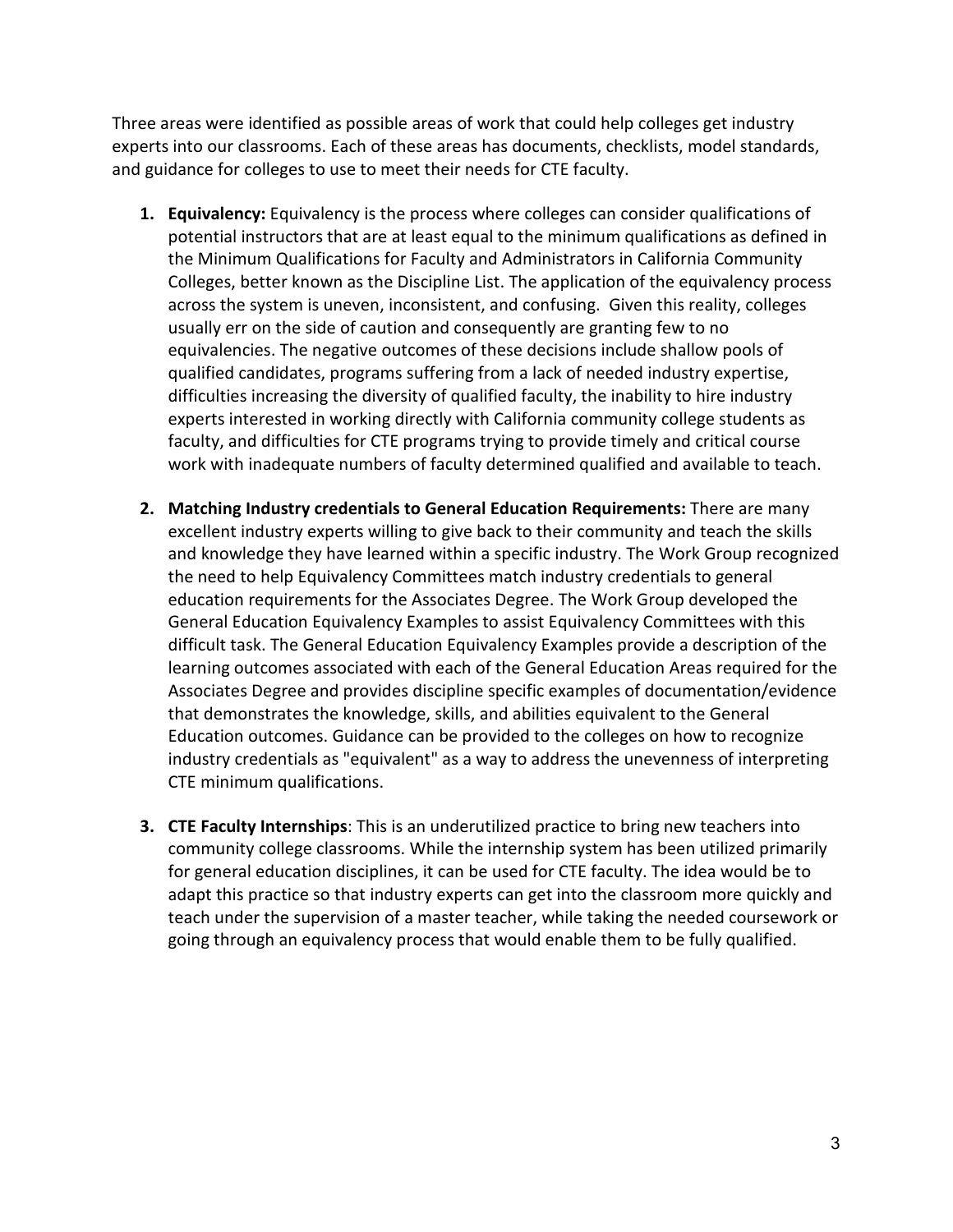Three areas were identified as possible areas of work that could help colleges get industry experts into our classrooms. Each of these areas has documents, checklists, model standards, and guidance for colleges to use to meet their needs for CTE faculty.

1. **Equivalency:** Equivalency is the process where colleges can consider qualifications of potential instructors that are at least equal to the minimum qualifications as defined in the Minimum Qualifications for Faculty and Administrators in California Community Colleges, better known as the Discipline List. The application of the equivalency process across the system is uneven, inconsistent, and confusing. Given this reality, colleges usually err on the side of caution and consequently are granting few to no equivalencies. The negative outcomes of these decisions include shallow pools of qualified candidates, programs suffering from a lack of needed industry expertise, difficulties increasing the diversity of qualified faculty, the inability to hire industry experts interested in working directly with California community college students as faculty, and difficulties for CTE programs trying to provide timely and critical course work with inadequate numbers of faculty determined qualified and available to teach.

2. **Matching Industry credentials to General Education Requirements:** There are many excellent industry experts willing to give back to their community and teach the skills and knowledge they have learned within a specific industry. The Work Group recognized the need to help Equivalency Committees match industry credentials to general education requirements for the Associates Degree. The Work Group developed the General Education Equivalency Examples to assist Equivalency Committees with this difficult task. The General Education Equivalency Examples provide a description of the learning outcomes associated with each of the General Education Areas required for the Associates Degree and provides discipline specific examples of documentation/evidence that demonstrates the knowledge, skills, and abilities equivalent to the General Education outcomes. Guidance can be provided to the colleges on how to recognize industry credentials as "equivalent" as a way to address the unevenness of interpreting CTE minimum qualifications.

3. **CTE Faculty Internships**: This is an underutilized practice to bring new teachers into community college classrooms. While the internship system has been utilized primarily for general education disciplines, it can be used for CTE faculty. The idea would be to adapt this practice so that industry experts can get into the classroom more quickly and teach under the supervision of a master teacher, while taking the needed coursework or going through an equivalency process that would enable them to be fully qualified.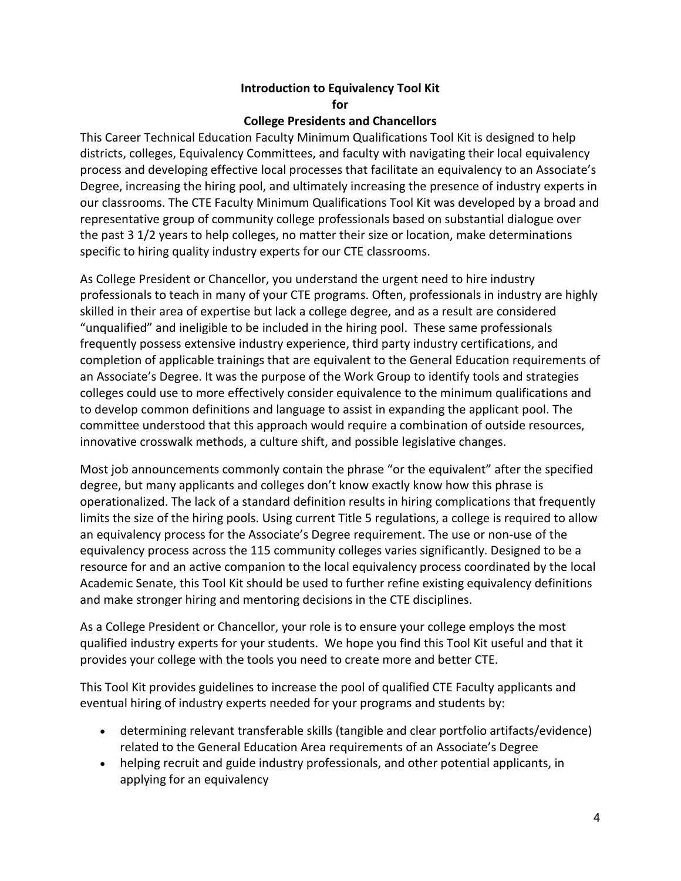# Introduction to Equivalency Tool Kit for College Presidents and Chancellors

This Career Technical Education Faculty Minimum Qualifications Tool Kit is designed to help districts, colleges, Equivalency Committees, and faculty with navigating their local equivalency process and developing effective local processes that facilitate an equivalency to an Associate's Degree, increasing the hiring pool, and ultimately increasing the presence of industry experts in our classrooms. The CTE Faculty Minimum Qualifications Tool Kit was developed by a broad and representative group of community college professionals based on substantial dialogue over the past 3 1/2 years to help colleges, no matter their size or location, make determinations specific to hiring quality industry experts for our CTE classrooms.

As College President or Chancellor, you understand the urgent need to hire industry professionals to teach in many of your CTE programs. Often, professionals in industry are highly skilled in their area of expertise but lack a college degree, and as a result are considered "unqualified" and ineligible to be included in the hiring pool. These same professionals frequently possess extensive industry experience, third party industry certifications, and completion of applicable trainings that are equivalent to the General Education requirements of an Associate's Degree. It was the purpose of the Work Group to identify tools and strategies colleges could use to more effectively consider equivalence to the minimum qualifications and to develop common definitions and language to assist in expanding the applicant pool. The committee understood that this approach would require a combination of outside resources, innovative crosswalk methods, a culture shift, and possible legislative changes.

Most job announcements commonly contain the phrase "or the equivalent" after the specified degree, but many applicants and colleges don't know exactly know how this phrase is operationalized. The lack of a standard definition results in hiring complications that frequently limits the size of the hiring pools. Using current Title 5 regulations, a college is required to allow an equivalency process for the Associate's Degree requirement. The use or non-use of the equivalency process across the 115 community colleges varies significantly. Designed to be a resource for and an active companion to the local equivalency process coordinated by the local Academic Senate, this Tool Kit should be used to further refine existing equivalency definitions and make stronger hiring and mentoring decisions in the CTE disciplines.

As a College President or Chancellor, your role is to ensure your college employs the most qualified industry experts for your students. We hope you find this Tool Kit useful and that it provides your college with the tools you need to create more and better CTE.

This Tool Kit provides guidelines to increase the pool of qualified CTE Faculty applicants and eventual hiring of industry experts needed for your programs and students by:

- determining relevant transferable skills (tangible and clear portfolio artifacts/evidence) related to the General Education Area requirements of an Associate's Degree
- helping recruit and guide industry professionals, and other potential applicants, in applying for an equivalency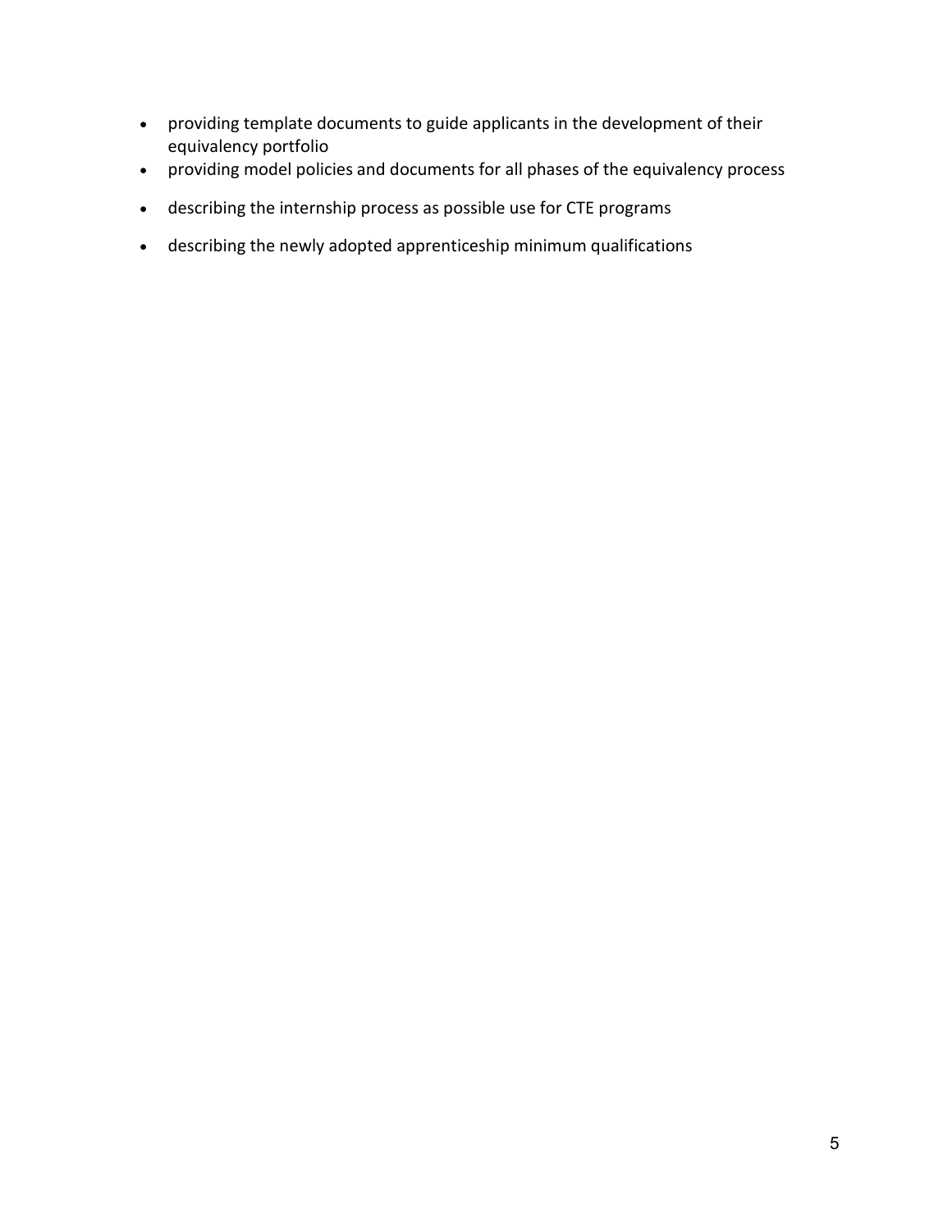- providing template documents to guide applicants in the development of their equivalency portfolio
- providing model policies and documents for all phases of the equivalency process
- describing the internship process as possible use for CTE programs
- describing the newly adopted apprenticeship minimum qualifications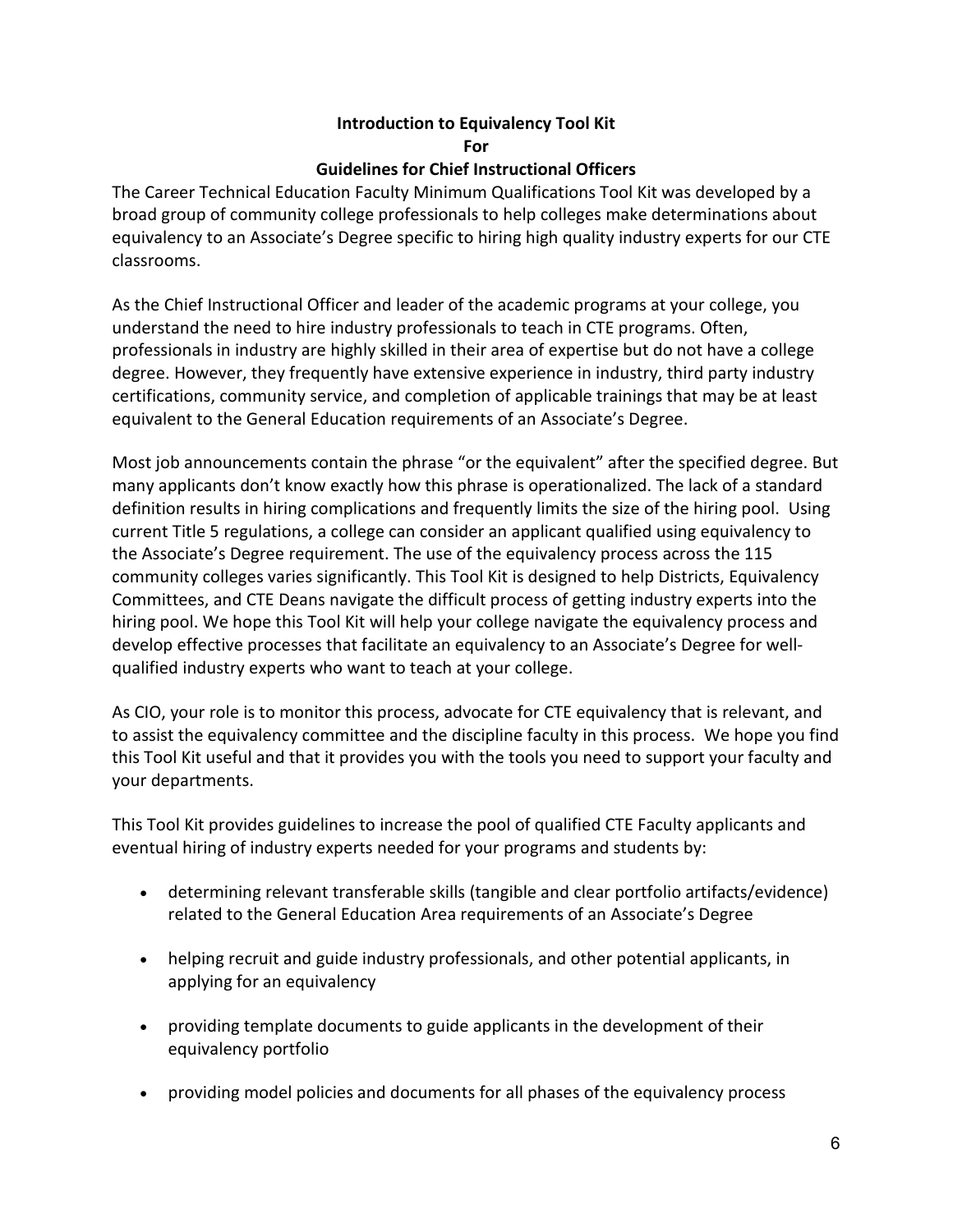## Introduction to Equivalency Tool Kit
## For
## Guidelines for Chief Instructional Officers

The Career Technical Education Faculty Minimum Qualifications Tool Kit was developed by a broad group of community college professionals to help colleges make determinations about equivalency to an Associate's Degree specific to hiring high quality industry experts for our CTE classrooms.

As the Chief Instructional Officer and leader of the academic programs at your college, you understand the need to hire industry professionals to teach in CTE programs. Often, professionals in industry are highly skilled in their area of expertise but do not have a college degree. However, they frequently have extensive experience in industry, third party industry certifications, community service, and completion of applicable trainings that may be at least equivalent to the General Education requirements of an Associate's Degree.

Most job announcements contain the phrase "or the equivalent" after the specified degree. But many applicants don't know exactly how this phrase is operationalized. The lack of a standard definition results in hiring complications and frequently limits the size of the hiring pool. Using current Title 5 regulations, a college can consider an applicant qualified using equivalency to the Associate's Degree requirement. The use of the equivalency process across the 115 community colleges varies significantly. This Tool Kit is designed to help Districts, Equivalency Committees, and CTE Deans navigate the difficult process of getting industry experts into the hiring pool. We hope this Tool Kit will help your college navigate the equivalency process and develop effective processes that facilitate an equivalency to an Associate's Degree for well-qualified industry experts who want to teach at your college.

As CIO, your role is to monitor this process, advocate for CTE equivalency that is relevant, and to assist the equivalency committee and the discipline faculty in this process. We hope you find this Tool Kit useful and that it provides you with the tools you need to support your faculty and your departments.

This Tool Kit provides guidelines to increase the pool of qualified CTE Faculty applicants and eventual hiring of industry experts needed for your programs and students by:

- determining relevant transferable skills (tangible and clear portfolio artifacts/evidence) related to the General Education Area requirements of an Associate's Degree
- helping recruit and guide industry professionals, and other potential applicants, in applying for an equivalency
- providing template documents to guide applicants in the development of their equivalency portfolio
- providing model policies and documents for all phases of the equivalency process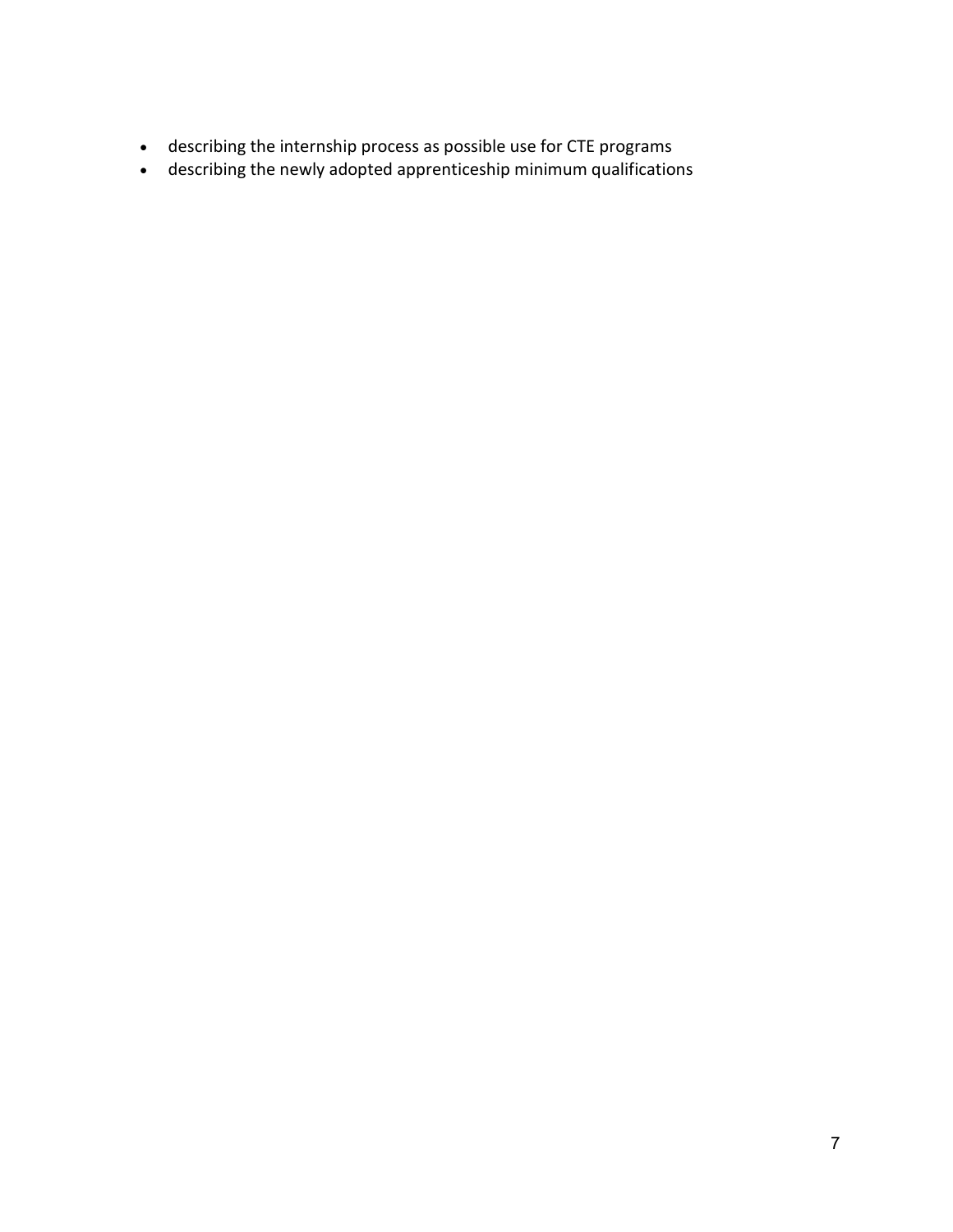- describing the internship process as possible use for CTE programs
- describing the newly adopted apprenticeship minimum qualifications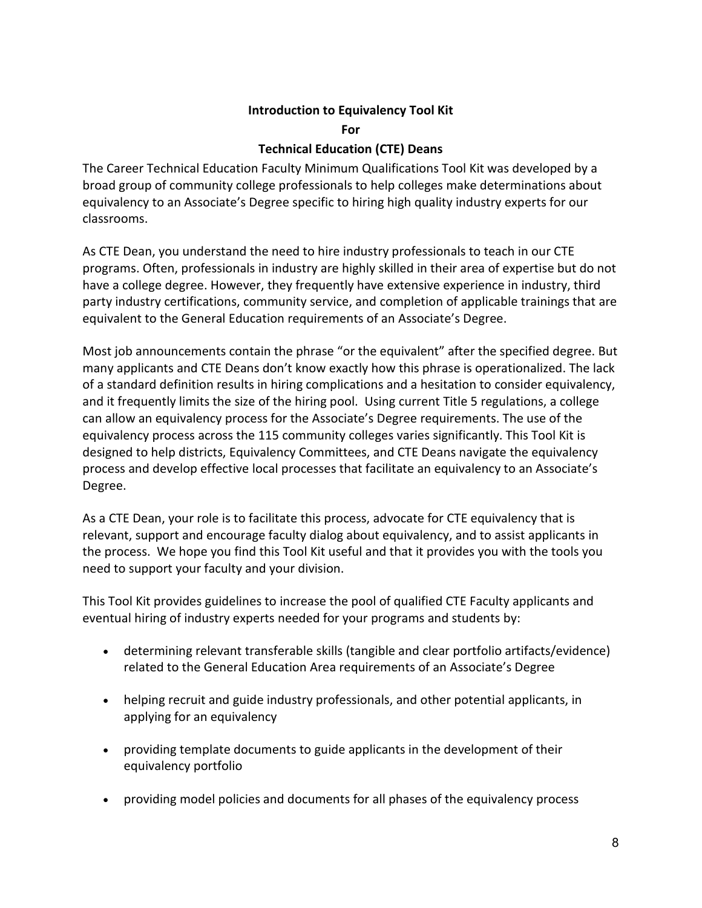# Introduction to Equivalency Tool Kit
# For
# Technical Education (CTE) Deans

The Career Technical Education Faculty Minimum Qualifications Tool Kit was developed by a broad group of community college professionals to help colleges make determinations about equivalency to an Associate's Degree specific to hiring high quality industry experts for our classrooms.

As CTE Dean, you understand the need to hire industry professionals to teach in our CTE programs. Often, professionals in industry are highly skilled in their area of expertise but do not have a college degree. However, they frequently have extensive experience in industry, third party industry certifications, community service, and completion of applicable trainings that are equivalent to the General Education requirements of an Associate's Degree.

Most job announcements contain the phrase "or the equivalent" after the specified degree. But many applicants and CTE Deans don't know exactly how this phrase is operationalized. The lack of a standard definition results in hiring complications and a hesitation to consider equivalency, and it frequently limits the size of the hiring pool. Using current Title 5 regulations, a college can allow an equivalency process for the Associate's Degree requirements. The use of the equivalency process across the 115 community colleges varies significantly. This Tool Kit is designed to help districts, Equivalency Committees, and CTE Deans navigate the equivalency process and develop effective local processes that facilitate an equivalency to an Associate's Degree.

As a CTE Dean, your role is to facilitate this process, advocate for CTE equivalency that is relevant, support and encourage faculty dialog about equivalency, and to assist applicants in the process. We hope you find this Tool Kit useful and that it provides you with the tools you need to support your faculty and your division.

This Tool Kit provides guidelines to increase the pool of qualified CTE Faculty applicants and eventual hiring of industry experts needed for your programs and students by:

- determining relevant transferable skills (tangible and clear portfolio artifacts/evidence) related to the General Education Area requirements of an Associate's Degree
- helping recruit and guide industry professionals, and other potential applicants, in applying for an equivalency
- providing template documents to guide applicants in the development of their equivalency portfolio
- providing model policies and documents for all phases of the equivalency process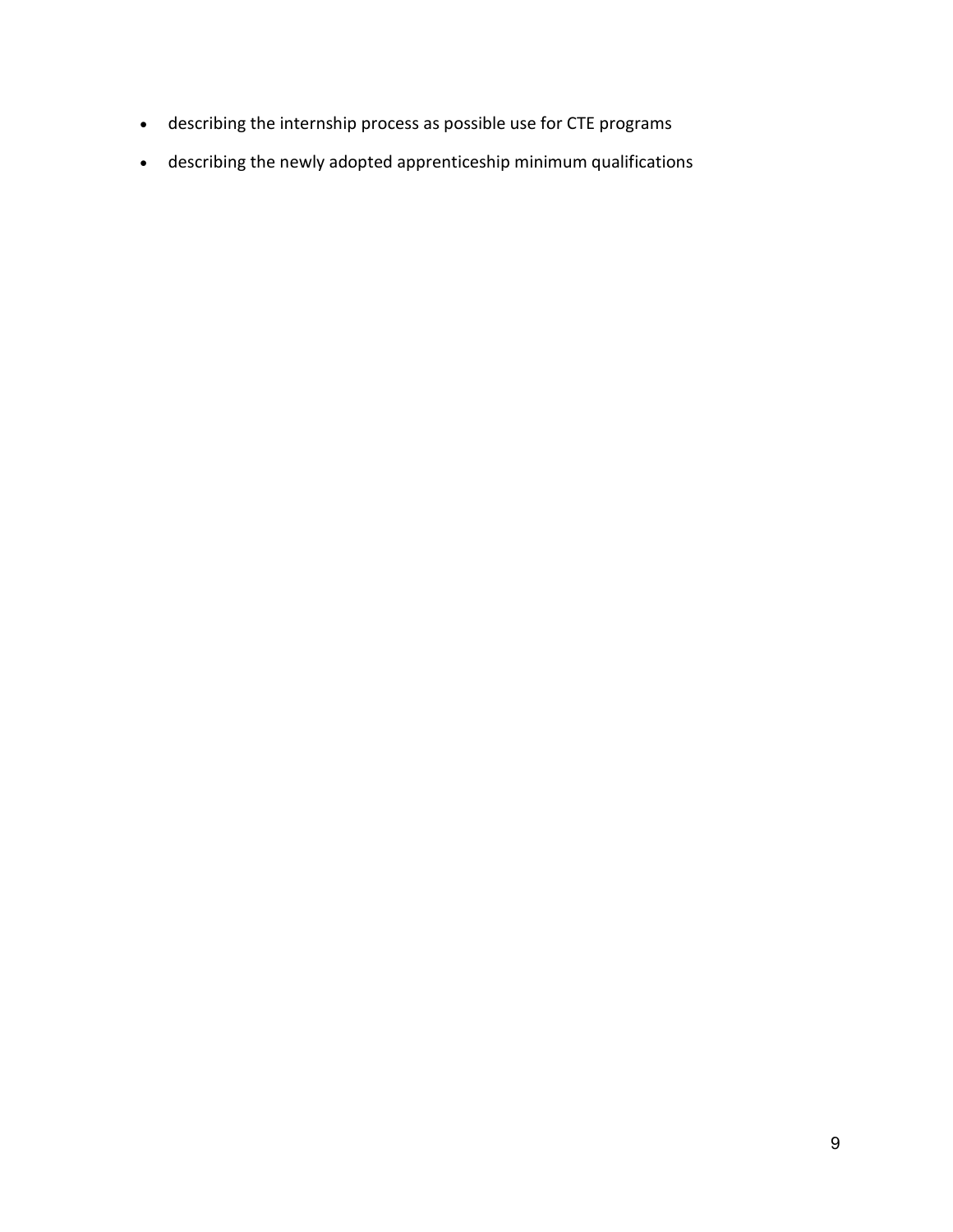- describing the internship process as possible use for CTE programs
- describing the newly adopted apprenticeship minimum qualifications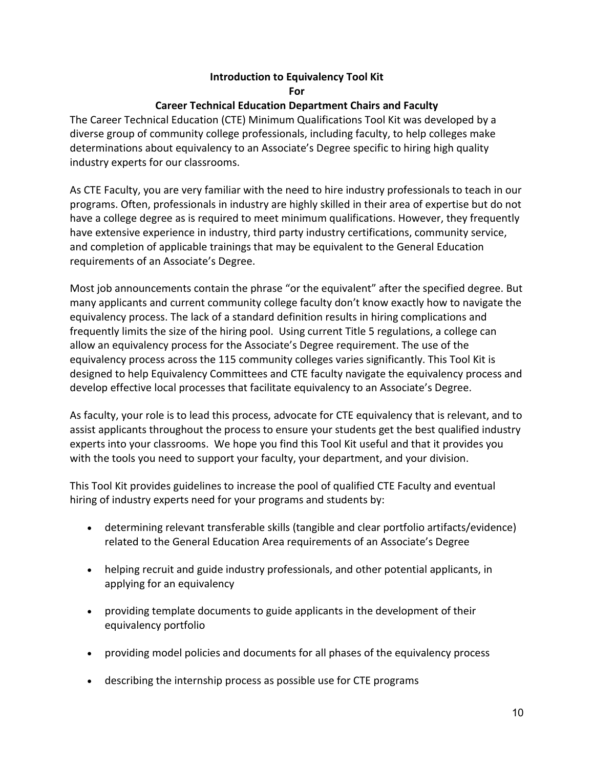# Introduction to Equivalency Tool Kit

# For

# Career Technical Education Department Chairs and Faculty

The Career Technical Education (CTE) Minimum Qualifications Tool Kit was developed by a diverse group of community college professionals, including faculty, to help colleges make determinations about equivalency to an Associate's Degree specific to hiring high quality industry experts for our classrooms.

As CTE Faculty, you are very familiar with the need to hire industry professionals to teach in our programs. Often, professionals in industry are highly skilled in their area of expertise but do not have a college degree as is required to meet minimum qualifications. However, they frequently have extensive experience in industry, third party industry certifications, community service, and completion of applicable trainings that may be equivalent to the General Education requirements of an Associate's Degree.

Most job announcements contain the phrase "or the equivalent" after the specified degree. But many applicants and current community college faculty don't know exactly how to navigate the equivalency process. The lack of a standard definition results in hiring complications and frequently limits the size of the hiring pool. Using current Title 5 regulations, a college can allow an equivalency process for the Associate's Degree requirement. The use of the equivalency process across the 115 community colleges varies significantly. This Tool Kit is designed to help Equivalency Committees and CTE faculty navigate the equivalency process and develop effective local processes that facilitate equivalency to an Associate's Degree.

As faculty, your role is to lead this process, advocate for CTE equivalency that is relevant, and to assist applicants throughout the process to ensure your students get the best qualified industry experts into your classrooms. We hope you find this Tool Kit useful and that it provides you with the tools you need to support your faculty, your department, and your division.

This Tool Kit provides guidelines to increase the pool of qualified CTE Faculty and eventual hiring of industry experts need for your programs and students by:

- determining relevant transferable skills (tangible and clear portfolio artifacts/evidence) related to the General Education Area requirements of an Associate's Degree
- helping recruit and guide industry professionals, and other potential applicants, in applying for an equivalency
- providing template documents to guide applicants in the development of their equivalency portfolio
- providing model policies and documents for all phases of the equivalency process
- describing the internship process as possible use for CTE programs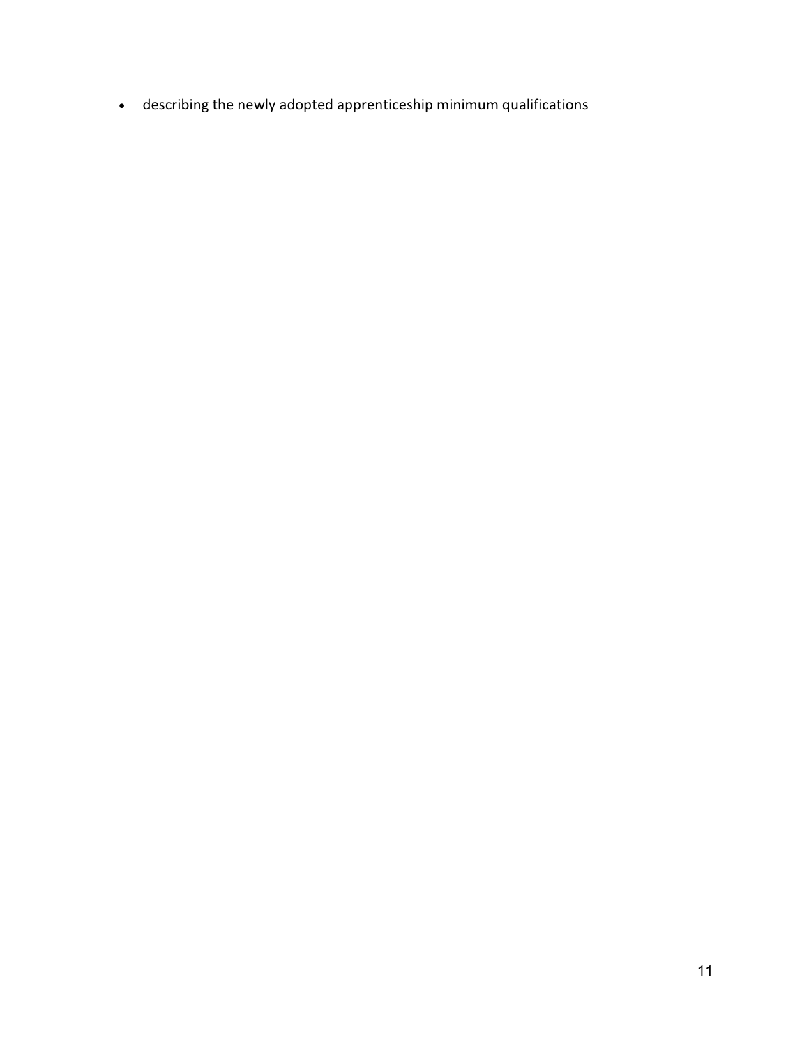- describing the newly adopted apprenticeship minimum qualifications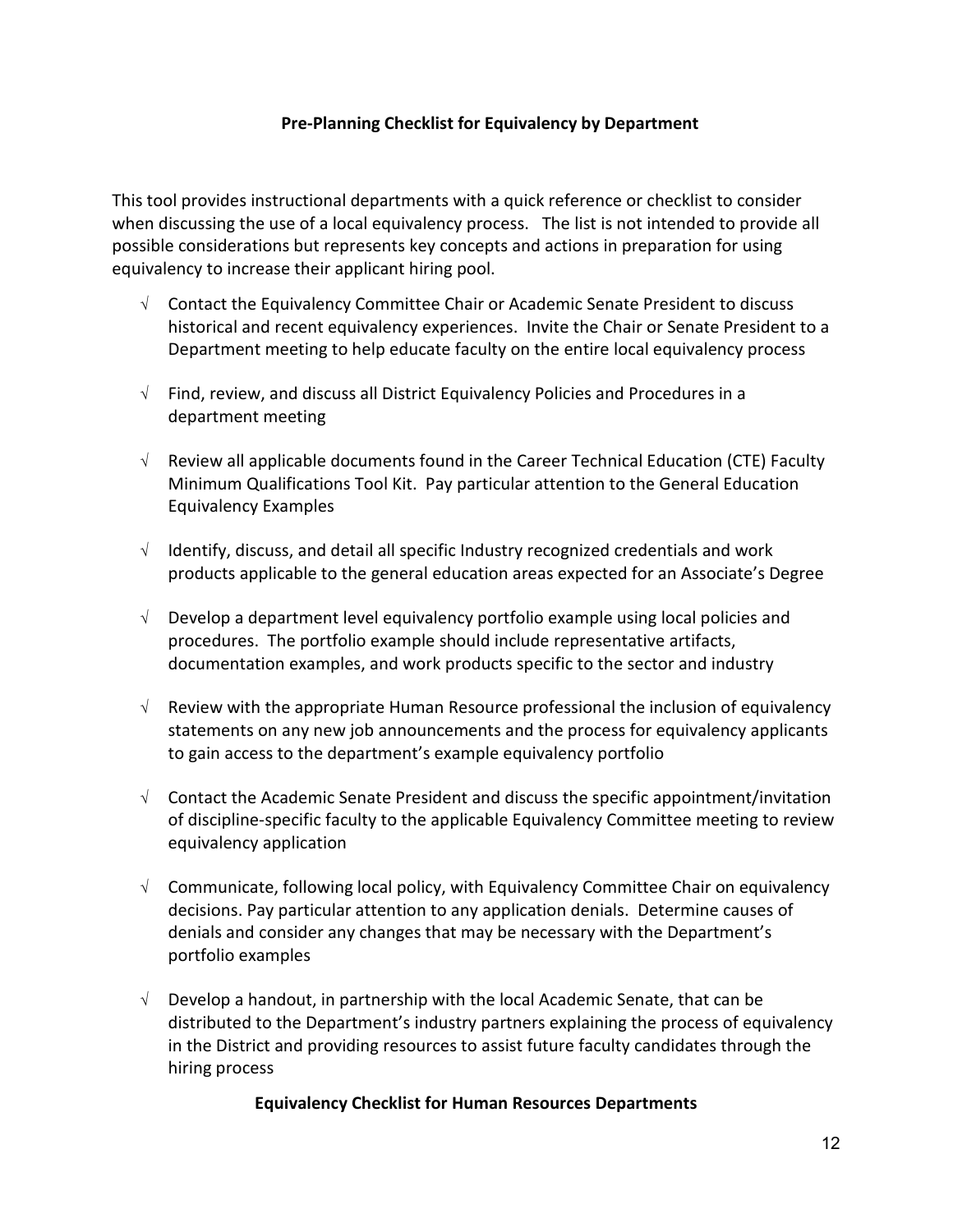## Pre-Planning Checklist for Equivalency by Department

This tool provides instructional departments with a quick reference or checklist to consider when discussing the use of a local equivalency process. The list is not intended to provide all possible considerations but represents key concepts and actions in preparation for using equivalency to increase their applicant hiring pool.

- √ Contact the Equivalency Committee Chair or Academic Senate President to discuss historical and recent equivalency experiences. Invite the Chair or Senate President to a Department meeting to help educate faculty on the entire local equivalency process
- √ Find, review, and discuss all District Equivalency Policies and Procedures in a department meeting
- √ Review all applicable documents found in the Career Technical Education (CTE) Faculty Minimum Qualifications Tool Kit. Pay particular attention to the General Education Equivalency Examples
- √ Identify, discuss, and detail all specific Industry recognized credentials and work products applicable to the general education areas expected for an Associate's Degree
- √ Develop a department level equivalency portfolio example using local policies and procedures. The portfolio example should include representative artifacts, documentation examples, and work products specific to the sector and industry
- √ Review with the appropriate Human Resource professional the inclusion of equivalency statements on any new job announcements and the process for equivalency applicants to gain access to the department's example equivalency portfolio
- √ Contact the Academic Senate President and discuss the specific appointment/invitation of discipline-specific faculty to the applicable Equivalency Committee meeting to review equivalency application
- √ Communicate, following local policy, with Equivalency Committee Chair on equivalency decisions. Pay particular attention to any application denials. Determine causes of denials and consider any changes that may be necessary with the Department's portfolio examples
- √ Develop a handout, in partnership with the local Academic Senate, that can be distributed to the Department's industry partners explaining the process of equivalency in the District and providing resources to assist future faculty candidates through the hiring process

## Equivalency Checklist for Human Resources Departments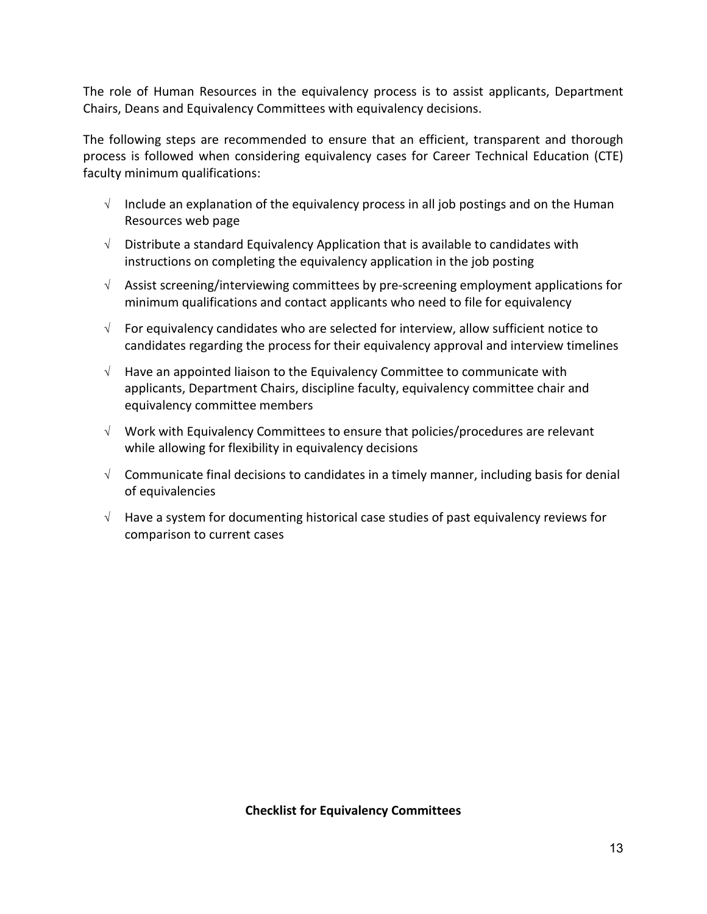The role of Human Resources in the equivalency process is to assist applicants, Department Chairs, Deans and Equivalency Committees with equivalency decisions.

The following steps are recommended to ensure that an efficient, transparent and thorough process is followed when considering equivalency cases for Career Technical Education (CTE) faculty minimum qualifications:

- √ Include an explanation of the equivalency process in all job postings and on the Human Resources web page
- √ Distribute a standard Equivalency Application that is available to candidates with instructions on completing the equivalency application in the job posting
- √ Assist screening/interviewing committees by pre-screening employment applications for minimum qualifications and contact applicants who need to file for equivalency
- √ For equivalency candidates who are selected for interview, allow sufficient notice to candidates regarding the process for their equivalency approval and interview timelines
- √ Have an appointed liaison to the Equivalency Committee to communicate with applicants, Department Chairs, discipline faculty, equivalency committee chair and equivalency committee members
- √ Work with Equivalency Committees to ensure that policies/procedures are relevant while allowing for flexibility in equivalency decisions
- √ Communicate final decisions to candidates in a timely manner, including basis for denial of equivalencies
- √ Have a system for documenting historical case studies of past equivalency reviews for comparison to current cases

**Checklist for Equivalency Committees**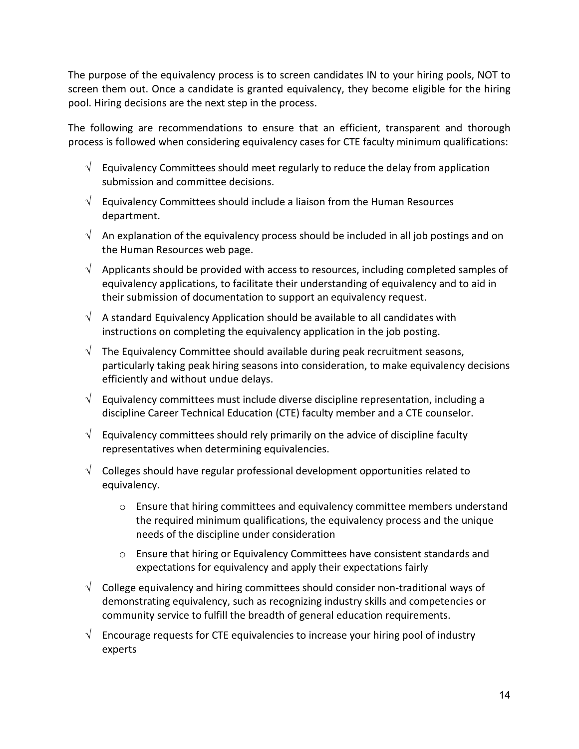The purpose of the equivalency process is to screen candidates IN to your hiring pools, NOT to screen them out. Once a candidate is granted equivalency, they become eligible for the hiring pool. Hiring decisions are the next step in the process.

The following are recommendations to ensure that an efficient, transparent and thorough process is followed when considering equivalency cases for CTE faculty minimum qualifications:

- √ Equivalency Committees should meet regularly to reduce the delay from application submission and committee decisions.
- √ Equivalency Committees should include a liaison from the Human Resources department.
- √ An explanation of the equivalency process should be included in all job postings and on the Human Resources web page.
- √ Applicants should be provided with access to resources, including completed samples of equivalency applications, to facilitate their understanding of equivalency and to aid in their submission of documentation to support an equivalency request.
- √ A standard Equivalency Application should be available to all candidates with instructions on completing the equivalency application in the job posting.
- √ The Equivalency Committee should available during peak recruitment seasons, particularly taking peak hiring seasons into consideration, to make equivalency decisions efficiently and without undue delays.
- √ Equivalency committees must include diverse discipline representation, including a discipline Career Technical Education (CTE) faculty member and a CTE counselor.
- √ Equivalency committees should rely primarily on the advice of discipline faculty representatives when determining equivalencies.
- √ Colleges should have regular professional development opportunities related to equivalency.
  - Ensure that hiring committees and equivalency committee members understand the required minimum qualifications, the equivalency process and the unique needs of the discipline under consideration
  - Ensure that hiring or Equivalency Committees have consistent standards and expectations for equivalency and apply their expectations fairly
- √ College equivalency and hiring committees should consider non-traditional ways of demonstrating equivalency, such as recognizing industry skills and competencies or community service to fulfill the breadth of general education requirements.
- √ Encourage requests for CTE equivalencies to increase your hiring pool of industry experts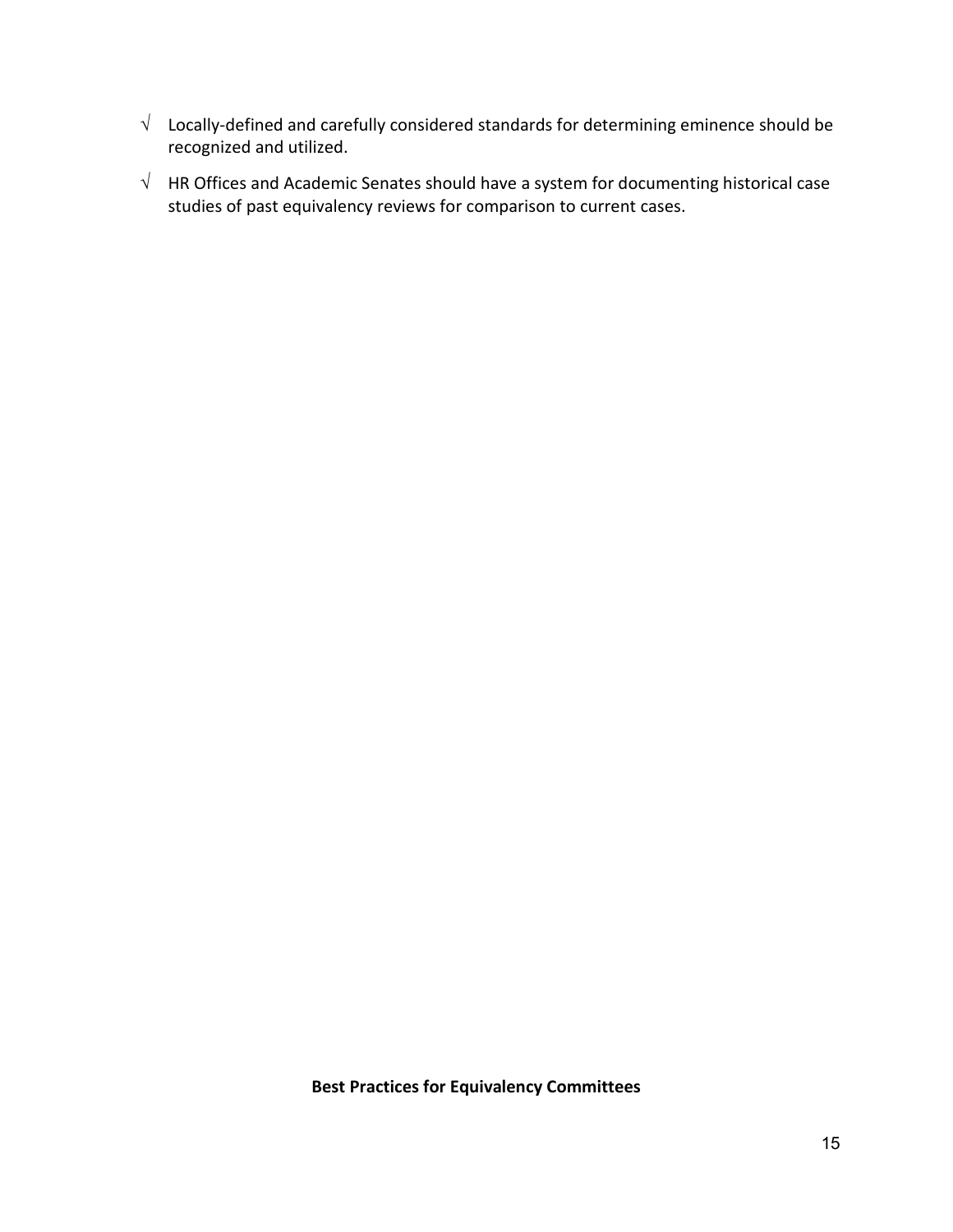- √ Locally-defined and carefully considered standards for determining eminence should be recognized and utilized.
- √ HR Offices and Academic Senates should have a system for documenting historical case studies of past equivalency reviews for comparison to current cases.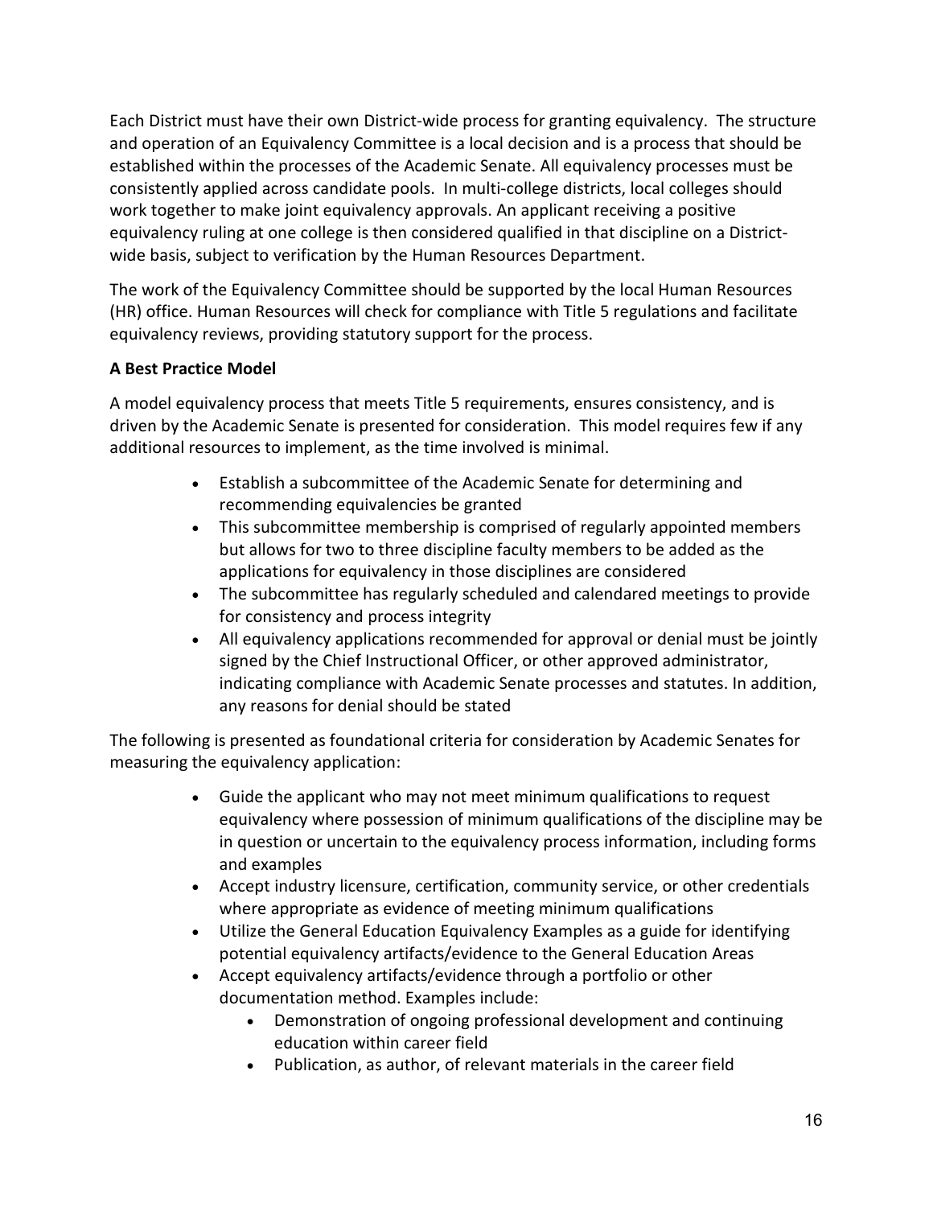Each District must have their own District-wide process for granting equivalency. The structure and operation of an Equivalency Committee is a local decision and is a process that should be established within the processes of the Academic Senate. All equivalency processes must be consistently applied across candidate pools. In multi-college districts, local colleges should work together to make joint equivalency approvals. An applicant receiving a positive equivalency ruling at one college is then considered qualified in that discipline on a District-wide basis, subject to verification by the Human Resources Department.

The work of the Equivalency Committee should be supported by the local Human Resources (HR) office. Human Resources will check for compliance with Title 5 regulations and facilitate equivalency reviews, providing statutory support for the process.

**A Best Practice Model**

A model equivalency process that meets Title 5 requirements, ensures consistency, and is driven by the Academic Senate is presented for consideration. This model requires few if any additional resources to implement, as the time involved is minimal.

- Establish a subcommittee of the Academic Senate for determining and recommending equivalencies be granted
- This subcommittee membership is comprised of regularly appointed members but allows for two to three discipline faculty members to be added as the applications for equivalency in those disciplines are considered
- The subcommittee has regularly scheduled and calendared meetings to provide for consistency and process integrity
- All equivalency applications recommended for approval or denial must be jointly signed by the Chief Instructional Officer, or other approved administrator, indicating compliance with Academic Senate processes and statutes. In addition, any reasons for denial should be stated

The following is presented as foundational criteria for consideration by Academic Senates for measuring the equivalency application:

- Guide the applicant who may not meet minimum qualifications to request equivalency where possession of minimum qualifications of the discipline may be in question or uncertain to the equivalency process information, including forms and examples
- Accept industry licensure, certification, community service, or other credentials where appropriate as evidence of meeting minimum qualifications
- Utilize the General Education Equivalency Examples as a guide for identifying potential equivalency artifacts/evidence to the General Education Areas
- Accept equivalency artifacts/evidence through a portfolio or other documentation method. Examples include:
    - Demonstration of ongoing professional development and continuing education within career field
    - Publication, as author, of relevant materials in the career field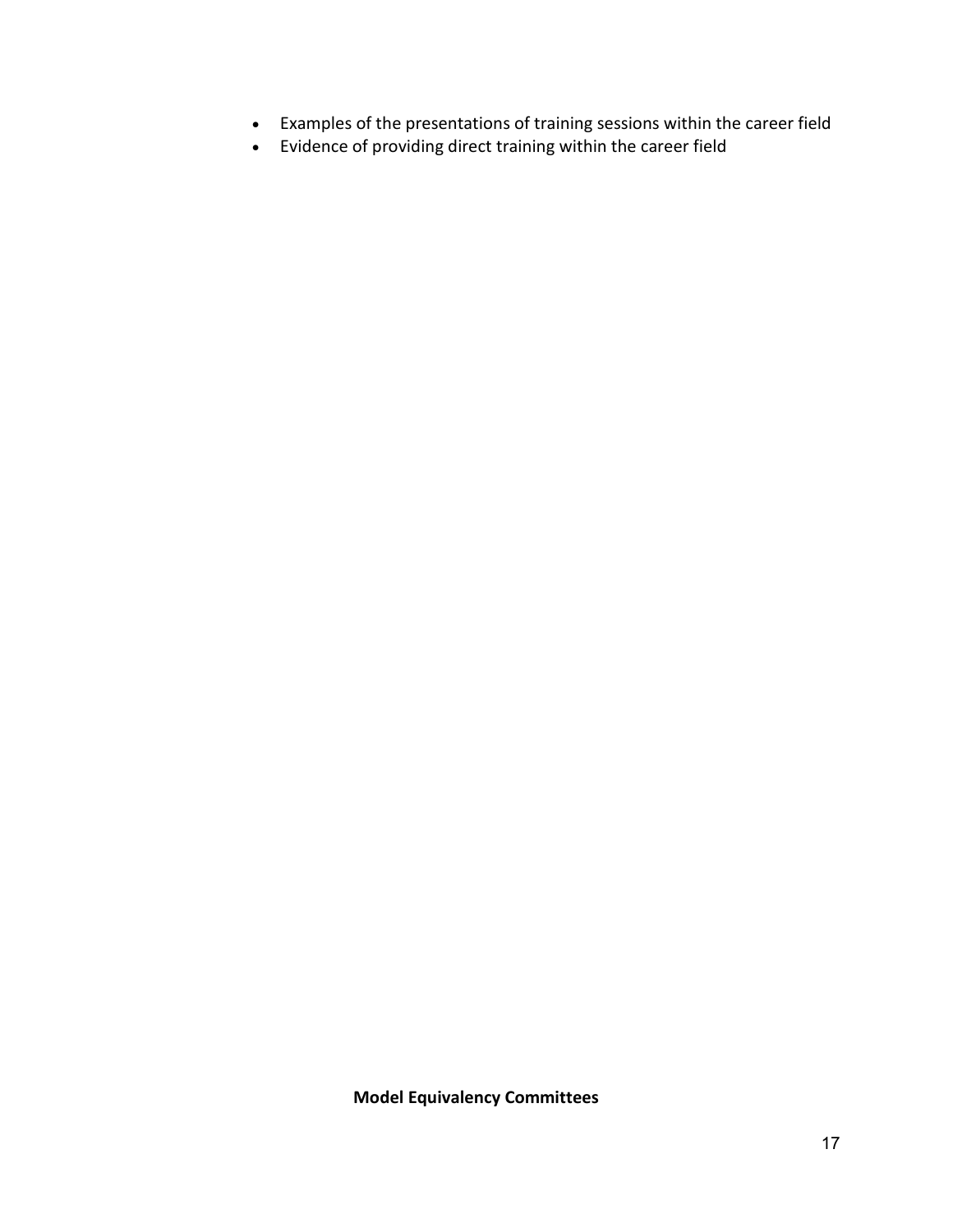- Examples of the presentations of training sessions within the career field
- Evidence of providing direct training within the career field

**Model Equivalency Committees**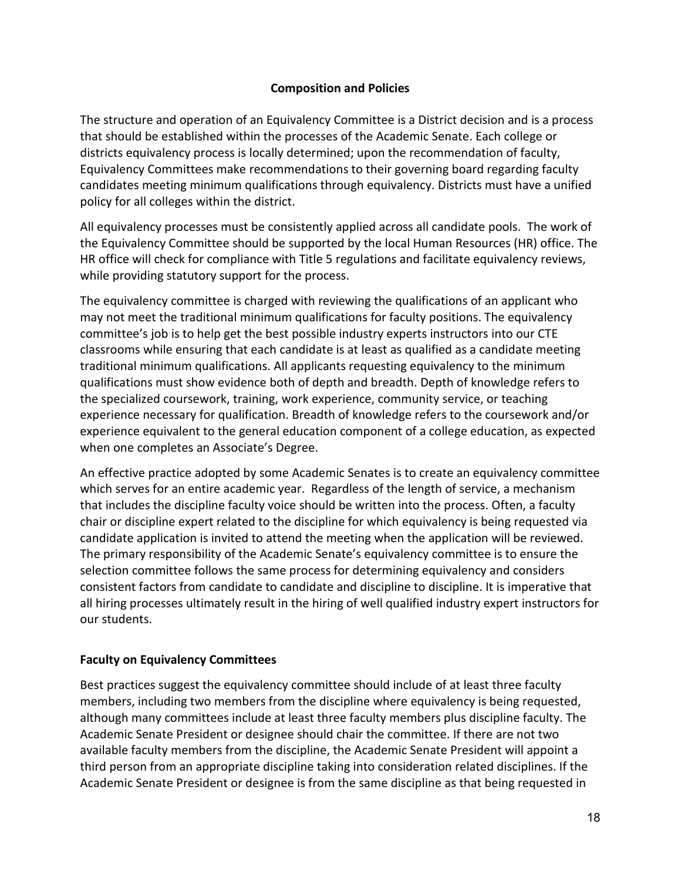## Composition and Policies

The structure and operation of an Equivalency Committee is a District decision and is a process that should be established within the processes of the Academic Senate. Each college or districts equivalency process is locally determined; upon the recommendation of faculty, Equivalency Committees make recommendations to their governing board regarding faculty candidates meeting minimum qualifications through equivalency. Districts must have a unified policy for all colleges within the district.

All equivalency processes must be consistently applied across all candidate pools. The work of the Equivalency Committee should be supported by the local Human Resources (HR) office. The HR office will check for compliance with Title 5 regulations and facilitate equivalency reviews, while providing statutory support for the process.

The equivalency committee is charged with reviewing the qualifications of an applicant who may not meet the traditional minimum qualifications for faculty positions. The equivalency committee's job is to help get the best possible industry experts instructors into our CTE classrooms while ensuring that each candidate is at least as qualified as a candidate meeting traditional minimum qualifications. All applicants requesting equivalency to the minimum qualifications must show evidence both of depth and breadth. Depth of knowledge refers to the specialized coursework, training, work experience, community service, or teaching experience necessary for qualification. Breadth of knowledge refers to the coursework and/or experience equivalent to the general education component of a college education, as expected when one completes an Associate's Degree.

An effective practice adopted by some Academic Senates is to create an equivalency committee which serves for an entire academic year. Regardless of the length of service, a mechanism that includes the discipline faculty voice should be written into the process. Often, a faculty chair or discipline expert related to the discipline for which equivalency is being requested via candidate application is invited to attend the meeting when the application will be reviewed. The primary responsibility of the Academic Senate's equivalency committee is to ensure the selection committee follows the same process for determining equivalency and considers consistent factors from candidate to candidate and discipline to discipline. It is imperative that all hiring processes ultimately result in the hiring of well qualified industry expert instructors for our students.

### Faculty on Equivalency Committees

Best practices suggest the equivalency committee should include of at least three faculty members, including two members from the discipline where equivalency is being requested, although many committees include at least three faculty members plus discipline faculty. The Academic Senate President or designee should chair the committee. If there are not two available faculty members from the discipline, the Academic Senate President will appoint a third person from an appropriate discipline taking into consideration related disciplines. If the Academic Senate President or designee is from the same discipline as that being requested in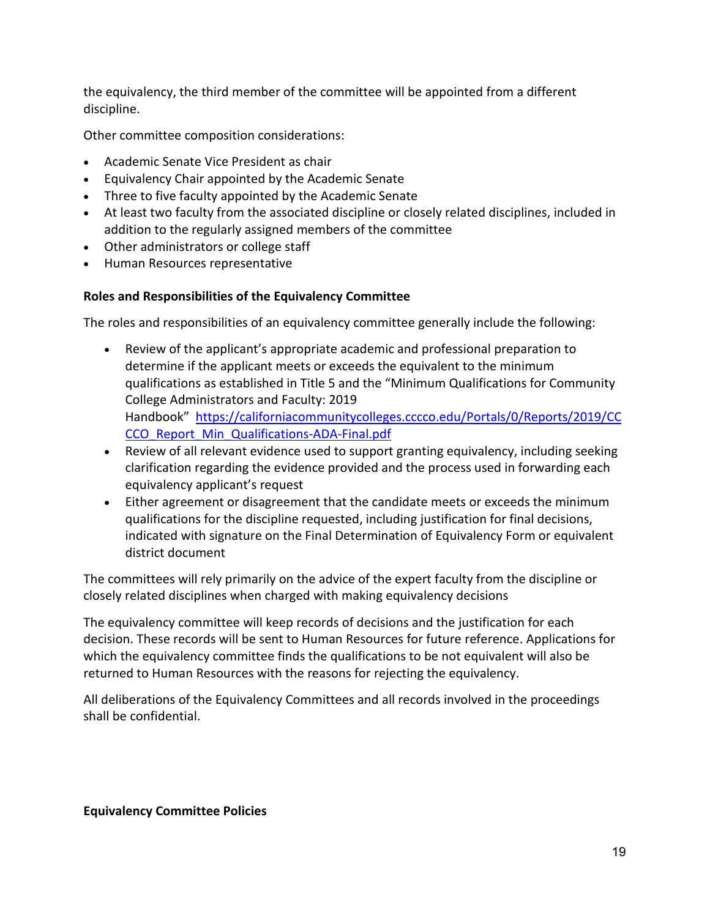the equivalency, the third member of the committee will be appointed from a different discipline.

Other committee composition considerations:

- Academic Senate Vice President as chair
- Equivalency Chair appointed by the Academic Senate
- Three to five faculty appointed by the Academic Senate
- At least two faculty from the associated discipline or closely related disciplines, included in addition to the regularly assigned members of the committee
- Other administrators or college staff
- Human Resources representative

**Roles and Responsibilities of the Equivalency Committee**

The roles and responsibilities of an equivalency committee generally include the following:

- Review of the applicant's appropriate academic and professional preparation to determine if the applicant meets or exceeds the equivalent to the minimum qualifications as established in Title 5 and the "Minimum Qualifications for Community College Administrators and Faculty: 2019 Handbook" [https://californiacommunitycolleges.cccco.edu/Portals/0/Reports/2019/CCCCO_Report_Min_Qualifications-ADA-Final.pdf](https://californiacommunitycolleges.cccco.edu/Portals/0/Reports/2019/CCCCO_Report_Min_Qualifications-ADA-Final.pdf)
- Review of all relevant evidence used to support granting equivalency, including seeking clarification regarding the evidence provided and the process used in forwarding each equivalency applicant's request
- Either agreement or disagreement that the candidate meets or exceeds the minimum qualifications for the discipline requested, including justification for final decisions, indicated with signature on the Final Determination of Equivalency Form or equivalent district document

The committees will rely primarily on the advice of the expert faculty from the discipline or closely related disciplines when charged with making equivalency decisions

The equivalency committee will keep records of decisions and the justification for each decision. These records will be sent to Human Resources for future reference. Applications for which the equivalency committee finds the qualifications to be not equivalent will also be returned to Human Resources with the reasons for rejecting the equivalency.

All deliberations of the Equivalency Committees and all records involved in the proceedings shall be confidential.

**Equivalency Committee Policies**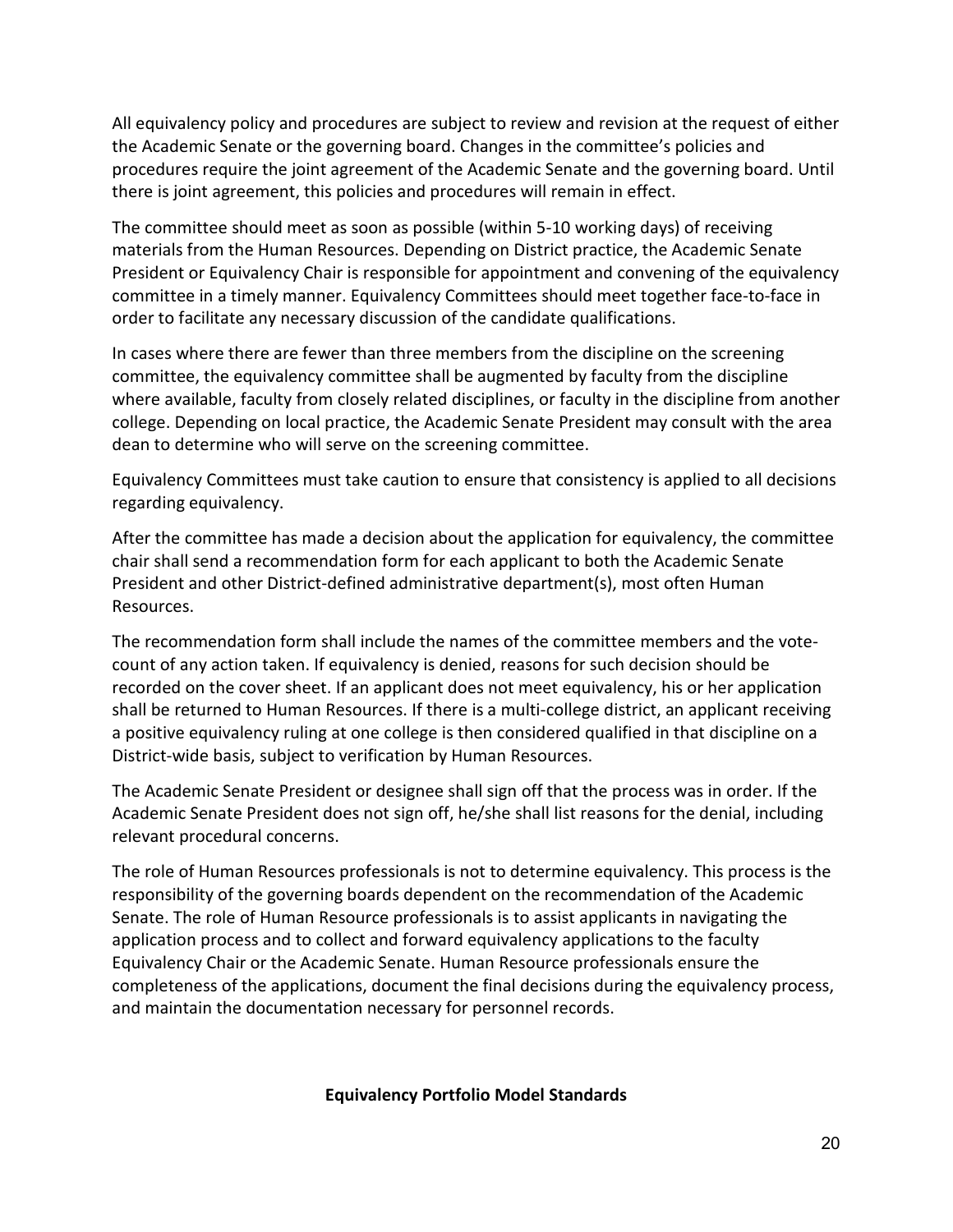All equivalency policy and procedures are subject to review and revision at the request of either the Academic Senate or the governing board. Changes in the committee's policies and procedures require the joint agreement of the Academic Senate and the governing board. Until there is joint agreement, this policies and procedures will remain in effect.

The committee should meet as soon as possible (within 5-10 working days) of receiving materials from the Human Resources. Depending on District practice, the Academic Senate President or Equivalency Chair is responsible for appointment and convening of the equivalency committee in a timely manner. Equivalency Committees should meet together face-to-face in order to facilitate any necessary discussion of the candidate qualifications.

In cases where there are fewer than three members from the discipline on the screening committee, the equivalency committee shall be augmented by faculty from the discipline where available, faculty from closely related disciplines, or faculty in the discipline from another college. Depending on local practice, the Academic Senate President may consult with the area dean to determine who will serve on the screening committee.

Equivalency Committees must take caution to ensure that consistency is applied to all decisions regarding equivalency.

After the committee has made a decision about the application for equivalency, the committee chair shall send a recommendation form for each applicant to both the Academic Senate President and other District-defined administrative department(s), most often Human Resources.

The recommendation form shall include the names of the committee members and the vote-count of any action taken. If equivalency is denied, reasons for such decision should be recorded on the cover sheet. If an applicant does not meet equivalency, his or her application shall be returned to Human Resources. If there is a multi-college district, an applicant receiving a positive equivalency ruling at one college is then considered qualified in that discipline on a District-wide basis, subject to verification by Human Resources.

The Academic Senate President or designee shall sign off that the process was in order. If the Academic Senate President does not sign off, he/she shall list reasons for the denial, including relevant procedural concerns.

The role of Human Resources professionals is not to determine equivalency. This process is the responsibility of the governing boards dependent on the recommendation of the Academic Senate. The role of Human Resource professionals is to assist applicants in navigating the application process and to collect and forward equivalency applications to the faculty Equivalency Chair or the Academic Senate. Human Resource professionals ensure the completeness of the applications, document the final decisions during the equivalency process, and maintain the documentation necessary for personnel records.

**Equivalency Portfolio Model Standards**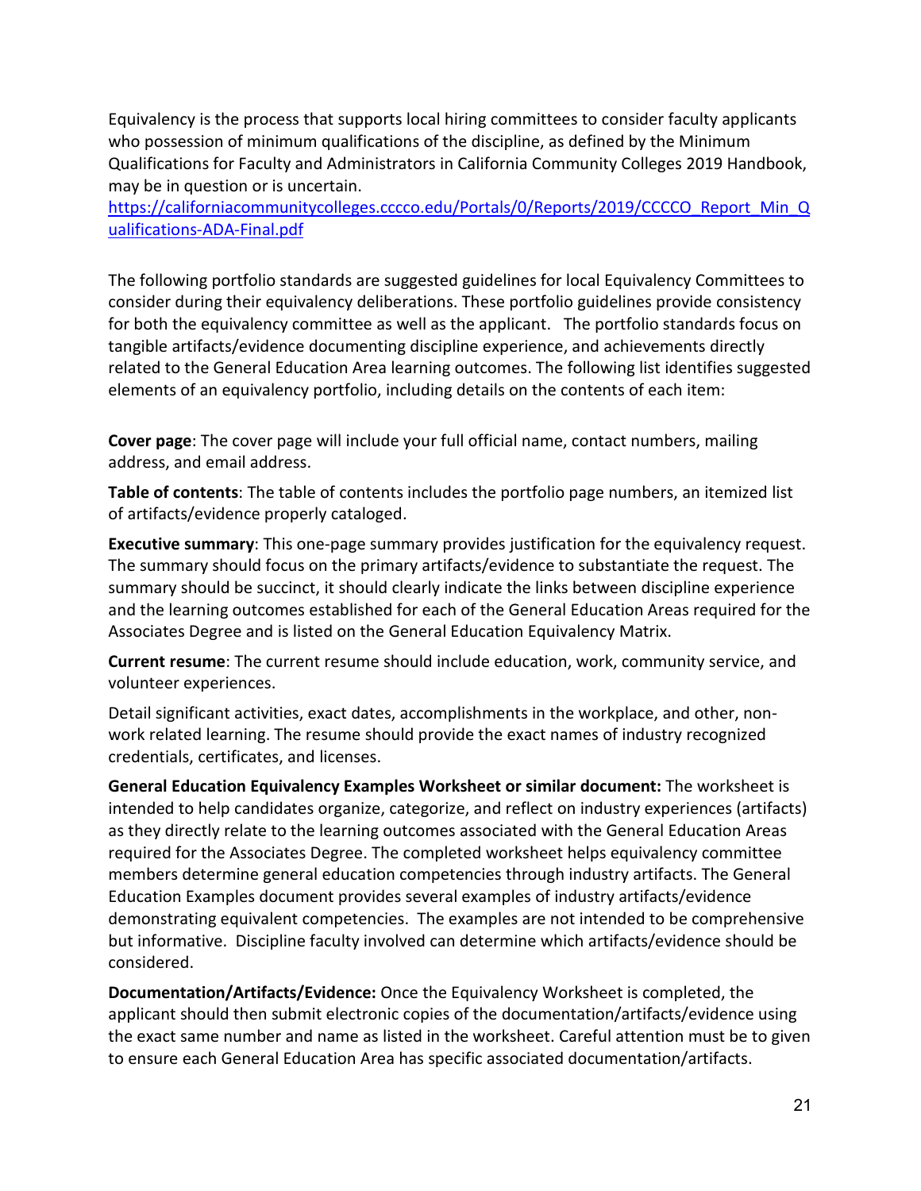Equivalency is the process that supports local hiring committees to consider faculty applicants who possession of minimum qualifications of the discipline, as defined by the Minimum Qualifications for Faculty and Administrators in California Community Colleges 2019 Handbook, may be in question or is uncertain.
https://californiacommunitycolleges.cccco.edu/Portals/0/Reports/2019/CCCCO_Report_Min_Qualifications-ADA-Final.pdf

The following portfolio standards are suggested guidelines for local Equivalency Committees to consider during their equivalency deliberations. These portfolio guidelines provide consistency for both the equivalency committee as well as the applicant. The portfolio standards focus on tangible artifacts/evidence documenting discipline experience, and achievements directly related to the General Education Area learning outcomes. The following list identifies suggested elements of an equivalency portfolio, including details on the contents of each item:

**Cover page**: The cover page will include your full official name, contact numbers, mailing address, and email address.

**Table of contents**: The table of contents includes the portfolio page numbers, an itemized list of artifacts/evidence properly cataloged.

**Executive summary**: This one-page summary provides justification for the equivalency request. The summary should focus on the primary artifacts/evidence to substantiate the request. The summary should be succinct, it should clearly indicate the links between discipline experience and the learning outcomes established for each of the General Education Areas required for the Associates Degree and is listed on the General Education Equivalency Matrix.

**Current resume**: The current resume should include education, work, community service, and volunteer experiences.

Detail significant activities, exact dates, accomplishments in the workplace, and other, non-work related learning. The resume should provide the exact names of industry recognized credentials, certificates, and licenses.

**General Education Equivalency Examples Worksheet or similar document:** The worksheet is intended to help candidates organize, categorize, and reflect on industry experiences (artifacts) as they directly relate to the learning outcomes associated with the General Education Areas required for the Associates Degree. The completed worksheet helps equivalency committee members determine general education competencies through industry artifacts. The General Education Examples document provides several examples of industry artifacts/evidence demonstrating equivalent competencies. The examples are not intended to be comprehensive but informative. Discipline faculty involved can determine which artifacts/evidence should be considered.

**Documentation/Artifacts/Evidence:** Once the Equivalency Worksheet is completed, the applicant should then submit electronic copies of the documentation/artifacts/evidence using the exact same number and name as listed in the worksheet. Careful attention must be to given to ensure each General Education Area has specific associated documentation/artifacts.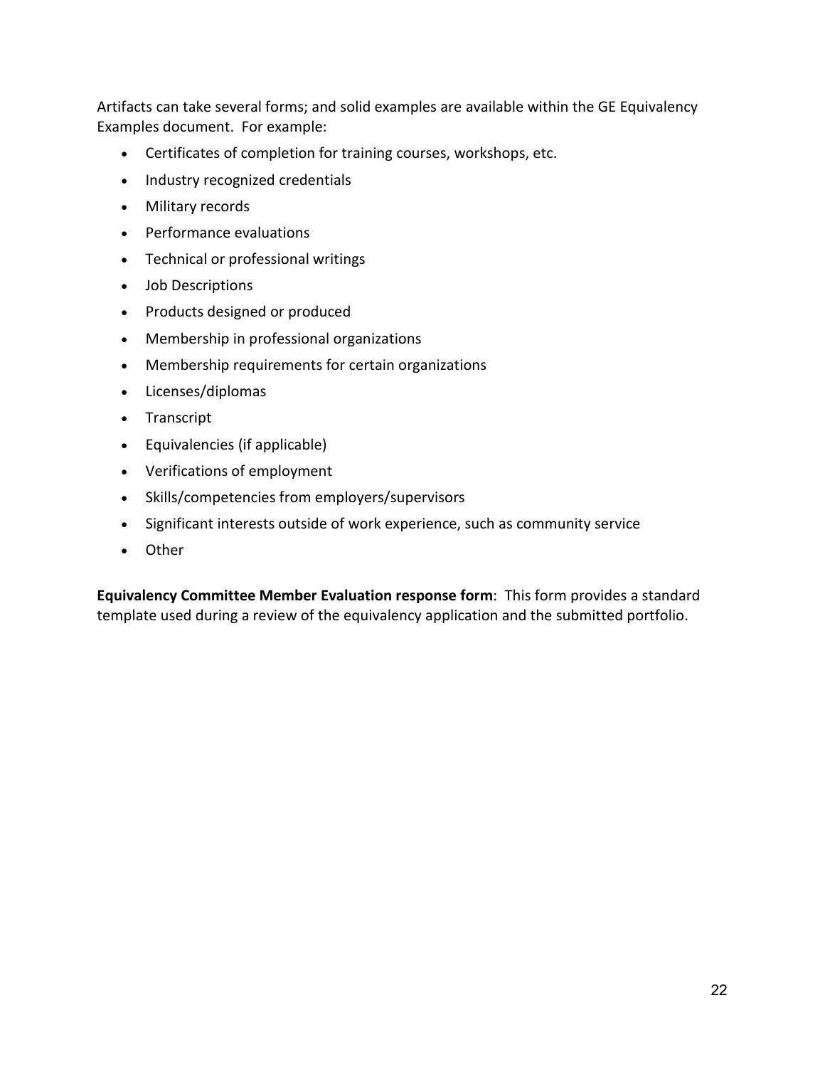Artifacts can take several forms; and solid examples are available within the GE Equivalency Examples document. For example:

- Certificates of completion for training courses, workshops, etc.
- Industry recognized credentials
- Military records
- Performance evaluations
- Technical or professional writings
- Job Descriptions
- Products designed or produced
- Membership in professional organizations
- Membership requirements for certain organizations
- Licenses/diplomas
- Transcript
- Equivalencies (if applicable)
- Verifications of employment
- Skills/competencies from employers/supervisors
- Significant interests outside of work experience, such as community service
- Other

**Equivalency Committee Member Evaluation response form**: This form provides a standard template used during a review of the equivalency application and the submitted portfolio.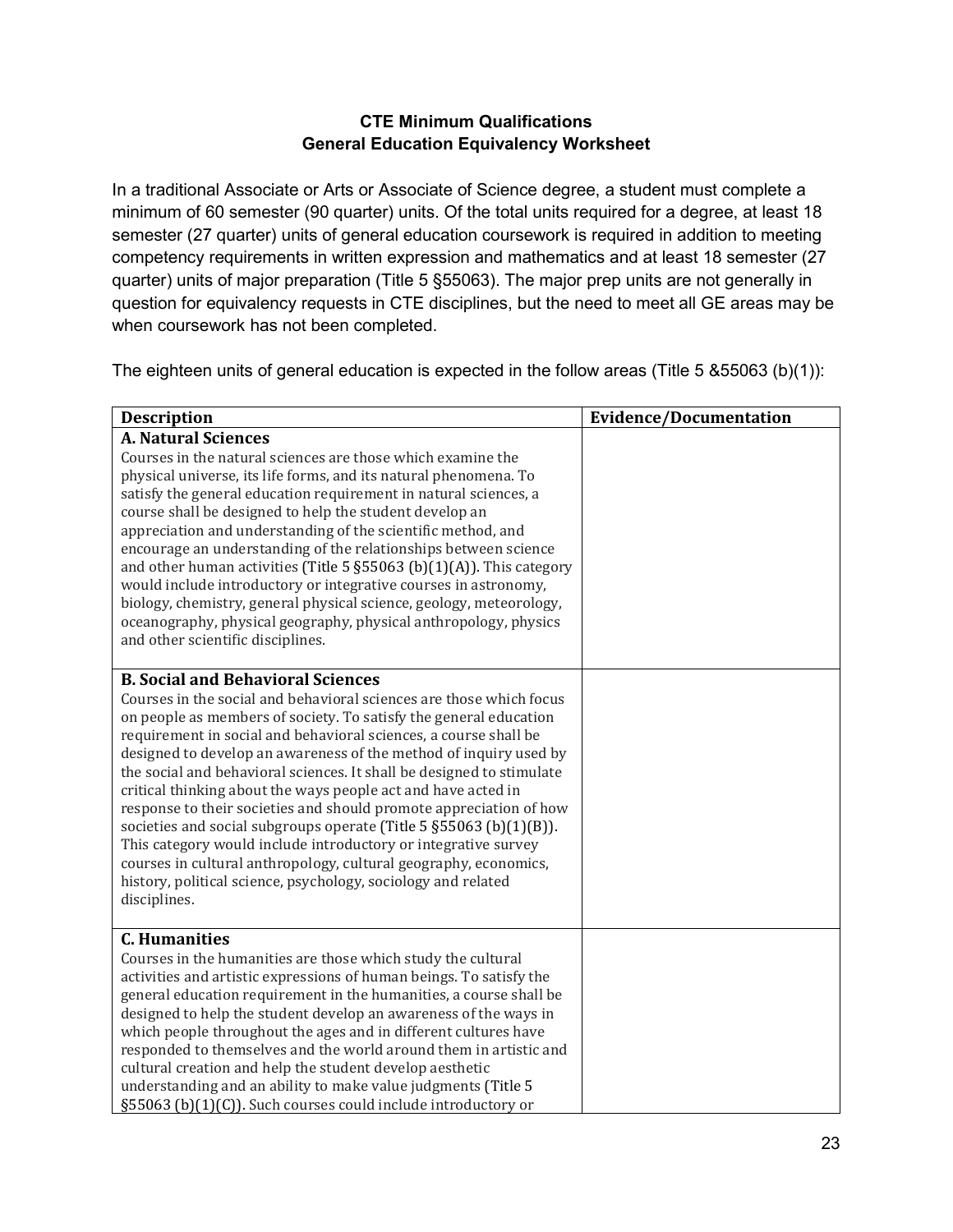**CTE Minimum Qualifications**
**General Education Equivalency Worksheet**

In a traditional Associate or Arts or Associate of Science degree, a student must complete a minimum of 60 semester (90 quarter) units. Of the total units required for a degree, at least 18 semester (27 quarter) units of general education coursework is required in addition to meeting competency requirements in written expression and mathematics and at least 18 semester (27 quarter) units of major preparation (Title 5 §55063). The major prep units are not generally in question for equivalency requests in CTE disciplines, but the need to meet all GE areas may be when coursework has not been completed.

The eighteen units of general education is expected in the follow areas (Title 5 &55063 (b)(1)):

| Description | Evidence/Documentation |
|---|---|
| **A. Natural Sciences**<br>Courses in the natural sciences are those which examine the physical universe, its life forms, and its natural phenomena. To satisfy the general education requirement in natural sciences, a course shall be designed to help the student develop an appreciation and understanding of the scientific method, and encourage an understanding of the relationships between science and other human activities (Title 5 §55063 (b)(1)(A)). This category would include introductory or integrative courses in astronomy, biology, chemistry, general physical science, geology, meteorology, oceanography, physical geography, physical anthropology, physics and other scientific disciplines. | |
| **B. Social and Behavioral Sciences**<br>Courses in the social and behavioral sciences are those which focus on people as members of society. To satisfy the general education requirement in social and behavioral sciences, a course shall be designed to develop an awareness of the method of inquiry used by the social and behavioral sciences. It shall be designed to stimulate critical thinking about the ways people act and have acted in response to their societies and should promote appreciation of how societies and social subgroups operate (Title 5 §55063 (b)(1)(B)). This category would include introductory or integrative survey courses in cultural anthropology, cultural geography, economics, history, political science, psychology, sociology and related disciplines. | |
| **C. Humanities**<br>Courses in the humanities are those which study the cultural activities and artistic expressions of human beings. To satisfy the general education requirement in the humanities, a course shall be designed to help the student develop an awareness of the ways in which people throughout the ages and in different cultures have responded to themselves and the world around them in artistic and cultural creation and help the student develop aesthetic understanding and an ability to make value judgments (Title 5 §55063 (b)(1)(C)). Such courses could include introductory or | |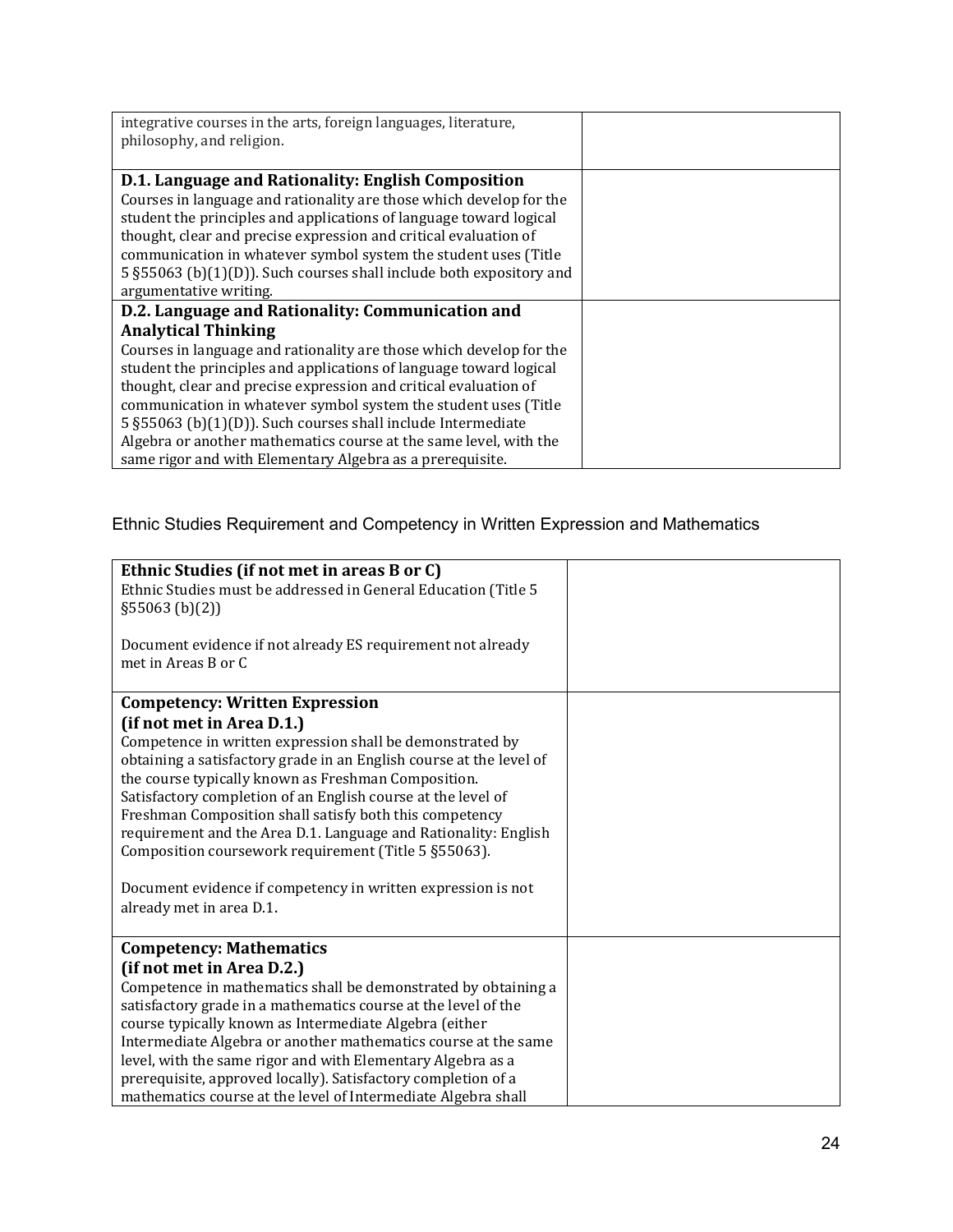| | |
|---|---|
| integrative courses in the arts, foreign languages, literature, philosophy, and religion. | |
| **D.1. Language and Rationality: English Composition**<br>Courses in language and rationality are those which develop for the student the principles and applications of language toward logical thought, clear and precise expression and critical evaluation of communication in whatever symbol system the student uses (Title 5 §55063 (b)(1)(D)). Such courses shall include both expository and argumentative writing. | |
| **D.2. Language and Rationality: Communication and Analytical Thinking**<br>Courses in language and rationality are those which develop for the student the principles and applications of language toward logical thought, clear and precise expression and critical evaluation of communication in whatever symbol system the student uses (Title 5 §55063 (b)(1)(D)). Such courses shall include Intermediate Algebra or another mathematics course at the same level, with the same rigor and with Elementary Algebra as a prerequisite. | |

## Ethnic Studies Requirement and Competency in Written Expression and Mathematics

| | |
|---|---|
| **Ethnic Studies (if not met in areas B or C)**<br>Ethnic Studies must be addressed in General Education (Title 5 §55063 (b)(2))<br><br>Document evidence if not already ES requirement not already met in Areas B or C | |
| **Competency: Written Expression (if not met in Area D.1.)**<br>Competence in written expression shall be demonstrated by obtaining a satisfactory grade in an English course at the level of the course typically known as Freshman Composition. Satisfactory completion of an English course at the level of Freshman Composition shall satisfy both this competency requirement and the Area D.1. Language and Rationality: English Composition coursework requirement (Title 5 §55063).<br><br>Document evidence if competency in written expression is not already met in area D.1. | |
| **Competency: Mathematics (if not met in Area D.2.)**<br>Competence in mathematics shall be demonstrated by obtaining a satisfactory grade in a mathematics course at the level of the course typically known as Intermediate Algebra (either Intermediate Algebra or another mathematics course at the same level, with the same rigor and with Elementary Algebra as a prerequisite, approved locally). Satisfactory completion of a mathematics course at the level of Intermediate Algebra shall | |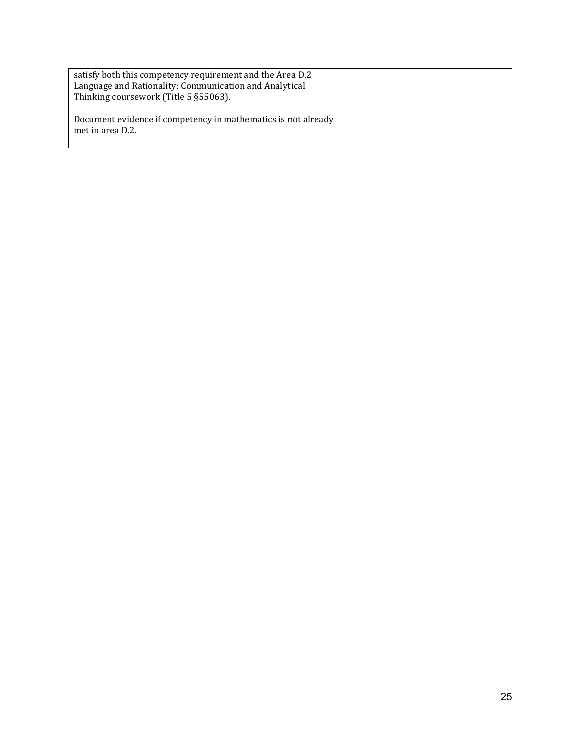| | |
|---|---|
| satisfy both this competency requirement and the Area D.2 Language and Rationality: Communication and Analytical Thinking coursework (Title 5 §55063).<br><br>Document evidence if competency in mathematics is not already met in area D.2. | |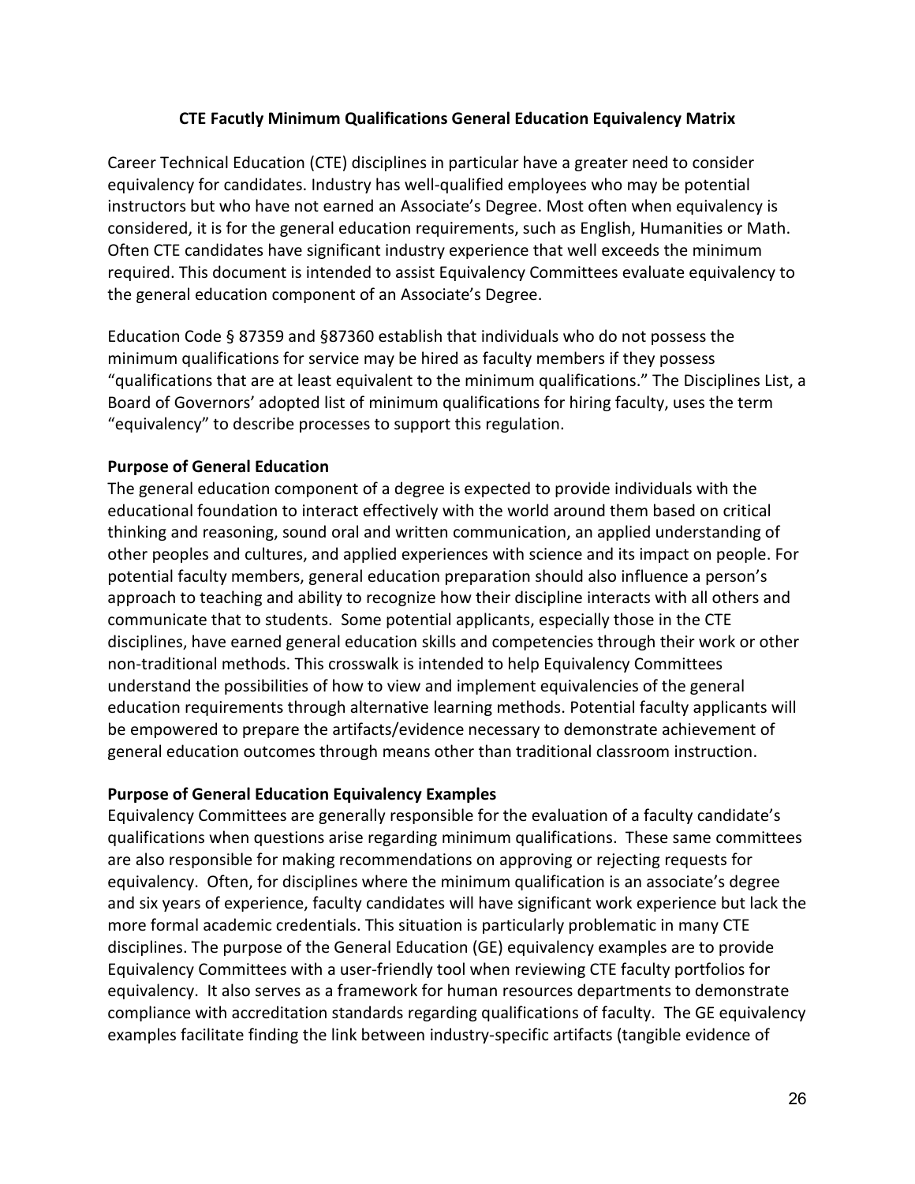## CTE Facutly Minimum Qualifications General Education Equivalency Matrix

Career Technical Education (CTE) disciplines in particular have a greater need to consider equivalency for candidates. Industry has well-qualified employees who may be potential instructors but who have not earned an Associate's Degree. Most often when equivalency is considered, it is for the general education requirements, such as English, Humanities or Math. Often CTE candidates have significant industry experience that well exceeds the minimum required. This document is intended to assist Equivalency Committees evaluate equivalency to the general education component of an Associate's Degree.

Education Code § 87359 and §87360 establish that individuals who do not possess the minimum qualifications for service may be hired as faculty members if they possess "qualifications that are at least equivalent to the minimum qualifications." The Disciplines List, a Board of Governors' adopted list of minimum qualifications for hiring faculty, uses the term "equivalency" to describe processes to support this regulation.

### Purpose of General Education

The general education component of a degree is expected to provide individuals with the educational foundation to interact effectively with the world around them based on critical thinking and reasoning, sound oral and written communication, an applied understanding of other peoples and cultures, and applied experiences with science and its impact on people. For potential faculty members, general education preparation should also influence a person's approach to teaching and ability to recognize how their discipline interacts with all others and communicate that to students. Some potential applicants, especially those in the CTE disciplines, have earned general education skills and competencies through their work or other non-traditional methods. This crosswalk is intended to help Equivalency Committees understand the possibilities of how to view and implement equivalencies of the general education requirements through alternative learning methods. Potential faculty applicants will be empowered to prepare the artifacts/evidence necessary to demonstrate achievement of general education outcomes through means other than traditional classroom instruction.

### Purpose of General Education Equivalency Examples

Equivalency Committees are generally responsible for the evaluation of a faculty candidate's qualifications when questions arise regarding minimum qualifications. These same committees are also responsible for making recommendations on approving or rejecting requests for equivalency. Often, for disciplines where the minimum qualification is an associate's degree and six years of experience, faculty candidates will have significant work experience but lack the more formal academic credentials. This situation is particularly problematic in many CTE disciplines. The purpose of the General Education (GE) equivalency examples are to provide Equivalency Committees with a user-friendly tool when reviewing CTE faculty portfolios for equivalency. It also serves as a framework for human resources departments to demonstrate compliance with accreditation standards regarding qualifications of faculty. The GE equivalency examples facilitate finding the link between industry-specific artifacts (tangible evidence of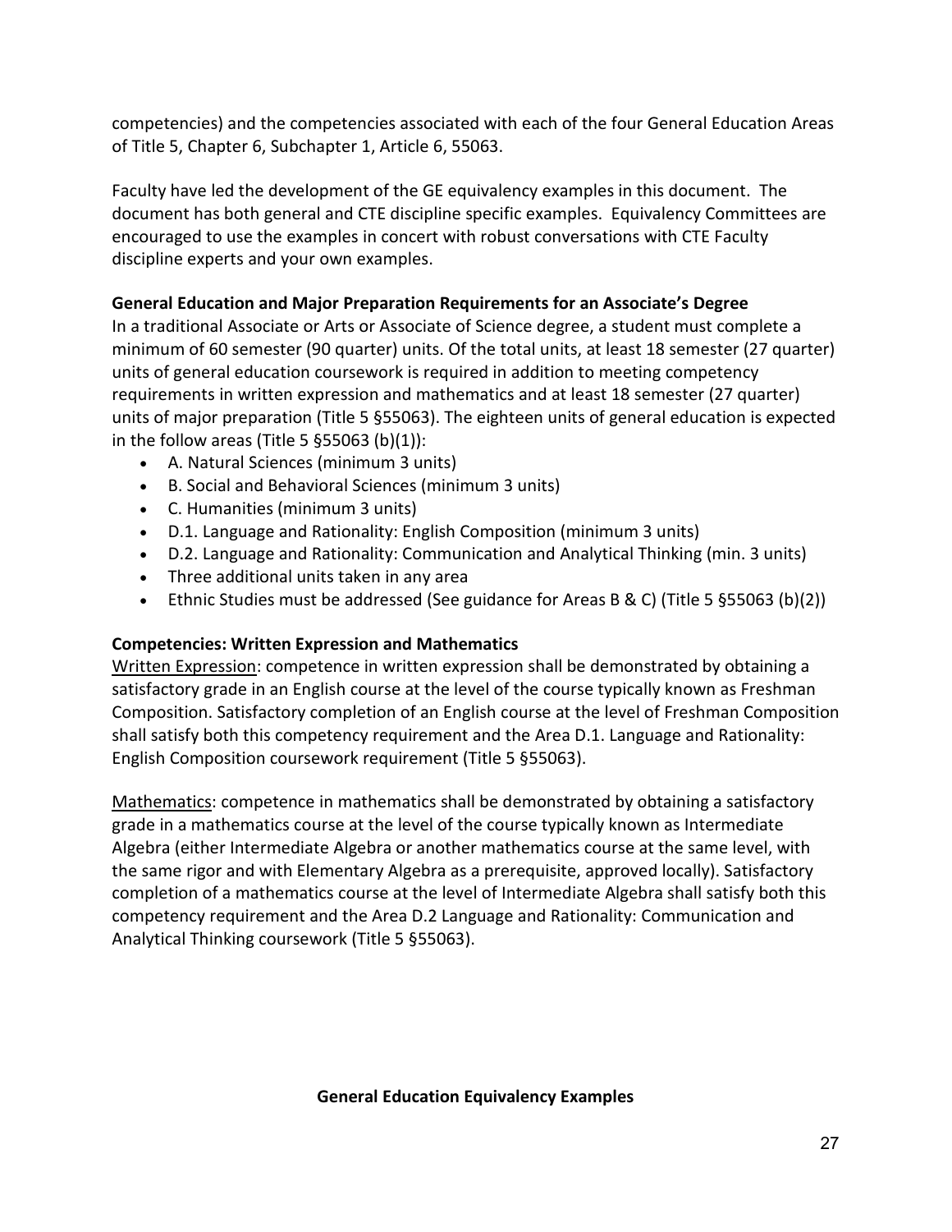competencies) and the competencies associated with each of the four General Education Areas of Title 5, Chapter 6, Subchapter 1, Article 6, 55063.

Faculty have led the development of the GE equivalency examples in this document. The document has both general and CTE discipline specific examples. Equivalency Committees are encouraged to use the examples in concert with robust conversations with CTE Faculty discipline experts and your own examples.

**General Education and Major Preparation Requirements for an Associate's Degree**

In a traditional Associate or Arts or Associate of Science degree, a student must complete a minimum of 60 semester (90 quarter) units. Of the total units, at least 18 semester (27 quarter) units of general education coursework is required in addition to meeting competency requirements in written expression and mathematics and at least 18 semester (27 quarter) units of major preparation (Title 5 §55063). The eighteen units of general education is expected in the follow areas (Title 5 §55063 (b)(1)):

- A. Natural Sciences (minimum 3 units)
- B. Social and Behavioral Sciences (minimum 3 units)
- C. Humanities (minimum 3 units)
- D.1. Language and Rationality: English Composition (minimum 3 units)
- D.2. Language and Rationality: Communication and Analytical Thinking (min. 3 units)
- Three additional units taken in any area
- Ethnic Studies must be addressed (See guidance for Areas B & C) (Title 5 §55063 (b)(2))

**Competencies: Written Expression and Mathematics**

Written Expression: competence in written expression shall be demonstrated by obtaining a satisfactory grade in an English course at the level of the course typically known as Freshman Composition. Satisfactory completion of an English course at the level of Freshman Composition shall satisfy both this competency requirement and the Area D.1. Language and Rationality: English Composition coursework requirement (Title 5 §55063).

Mathematics: competence in mathematics shall be demonstrated by obtaining a satisfactory grade in a mathematics course at the level of the course typically known as Intermediate Algebra (either Intermediate Algebra or another mathematics course at the same level, with the same rigor and with Elementary Algebra as a prerequisite, approved locally). Satisfactory completion of a mathematics course at the level of Intermediate Algebra shall satisfy both this competency requirement and the Area D.2 Language and Rationality: Communication and Analytical Thinking coursework (Title 5 §55063).

**General Education Equivalency Examples**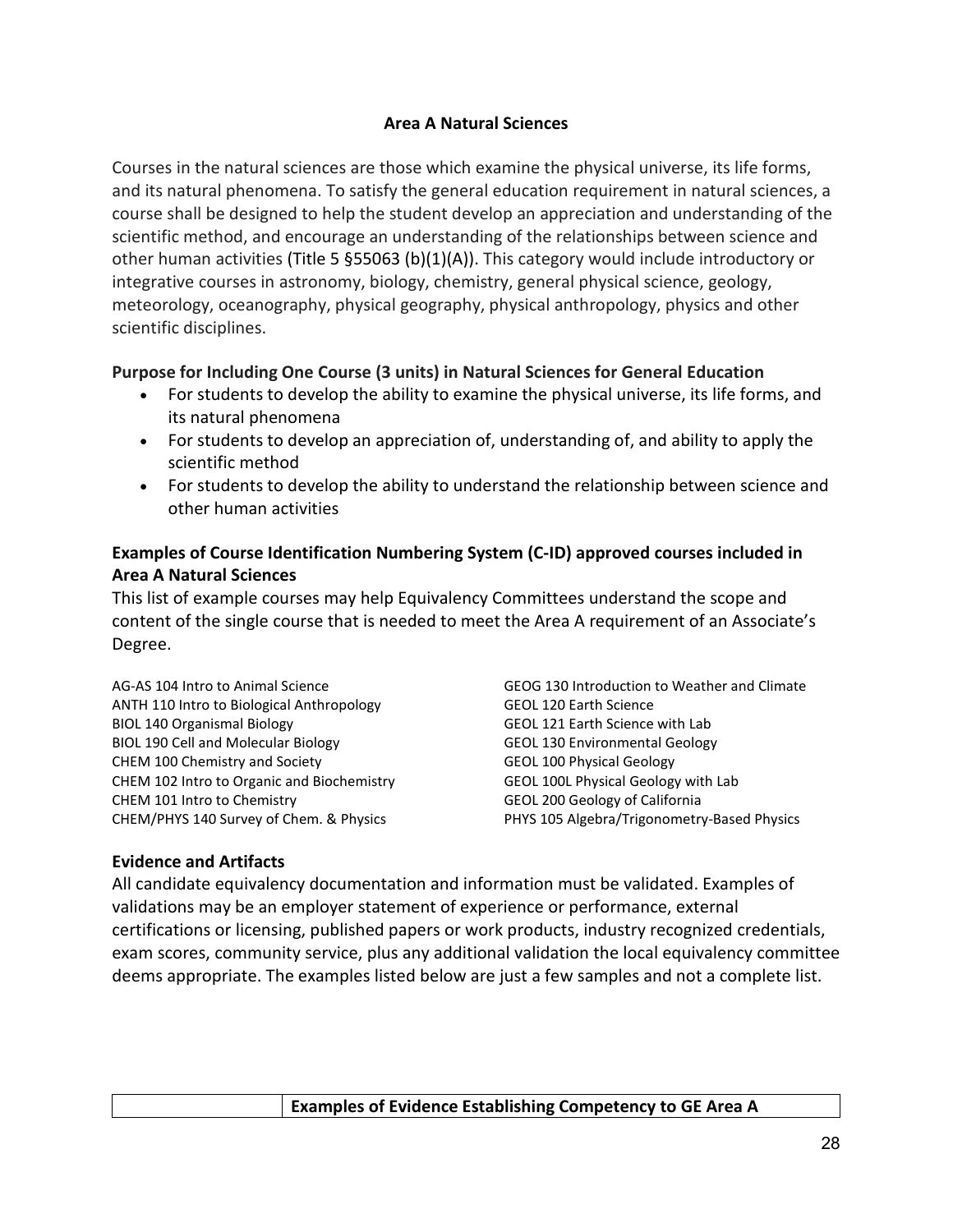## Area A Natural Sciences

Courses in the natural sciences are those which examine the physical universe, its life forms, and its natural phenomena. To satisfy the general education requirement in natural sciences, a course shall be designed to help the student develop an appreciation and understanding of the scientific method, and encourage an understanding of the relationships between science and other human activities (Title 5 §55063 (b)(1)(A)). This category would include introductory or integrative courses in astronomy, biology, chemistry, general physical science, geology, meteorology, oceanography, physical geography, physical anthropology, physics and other scientific disciplines.

**Purpose for Including One Course (3 units) in Natural Sciences for General Education**

- For students to develop the ability to examine the physical universe, its life forms, and its natural phenomena
- For students to develop an appreciation of, understanding of, and ability to apply the scientific method
- For students to develop the ability to understand the relationship between science and other human activities

**Examples of Course Identification Numbering System (C-ID) approved courses included in Area A Natural Sciences**

This list of example courses may help Equivalency Committees understand the scope and content of the single course that is needed to meet the Area A requirement of an Associate's Degree.

AG-AS 104 Intro to Animal Science
ANTH 110 Intro to Biological Anthropology
BIOL 140 Organismal Biology
BIOL 190 Cell and Molecular Biology
CHEM 100 Chemistry and Society
CHEM 102 Intro to Organic and Biochemistry
CHEM 101 Intro to Chemistry
CHEM/PHYS 140 Survey of Chem. & Physics
GEOG 130 Introduction to Weather and Climate
GEOL 120 Earth Science
GEOL 121 Earth Science with Lab
GEOL 130 Environmental Geology
GEOL 100 Physical Geology
GEOL 100L Physical Geology with Lab
GEOL 200 Geology of California
PHYS 105 Algebra/Trigonometry-Based Physics

**Evidence and Artifacts**

All candidate equivalency documentation and information must be validated. Examples of validations may be an employer statement of experience or performance, external certifications or licensing, published papers or work products, industry recognized credentials, exam scores, community service, plus any additional validation the local equivalency committee deems appropriate. The examples listed below are just a few samples and not a complete list.

| | **Examples of Evidence Establishing Competency to GE Area A** |
|---|---|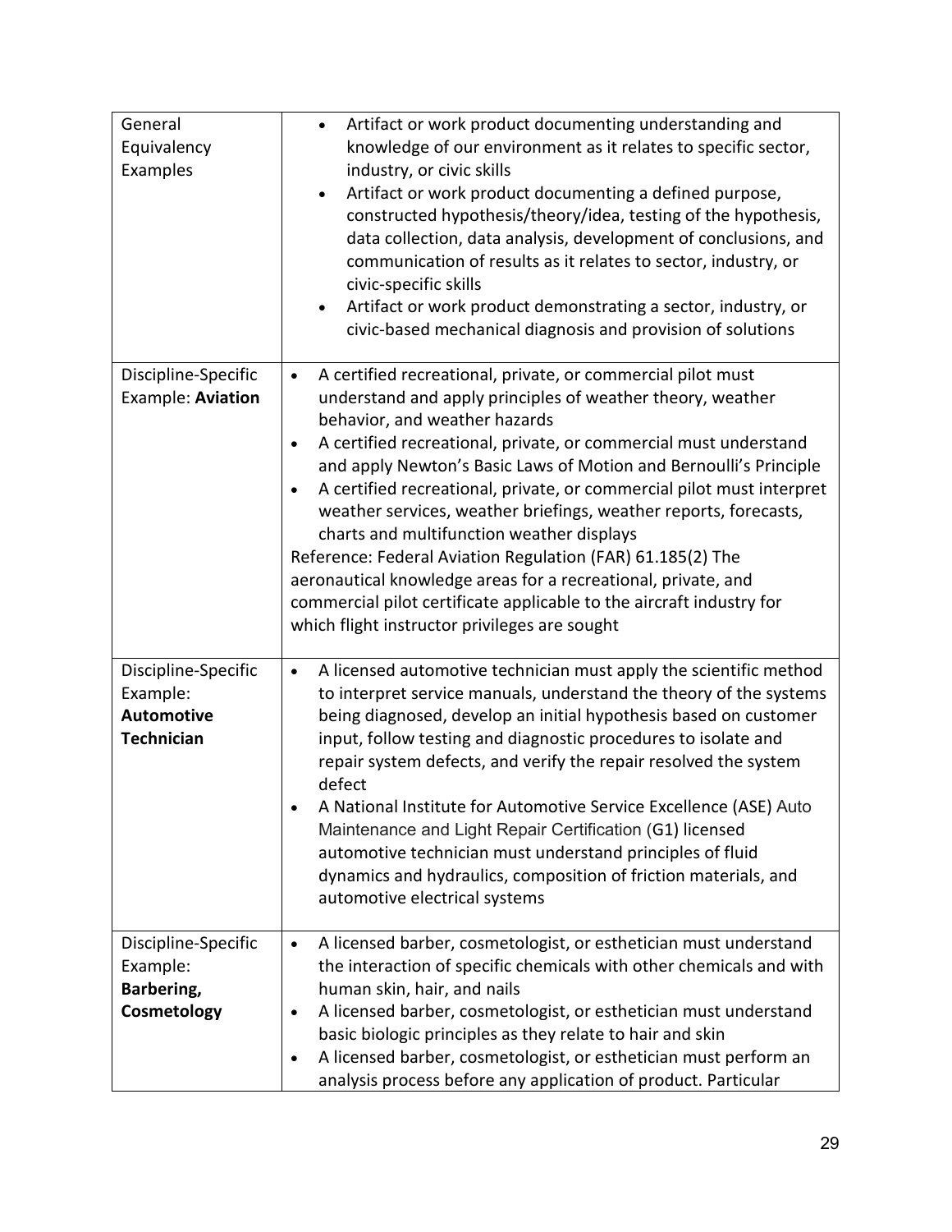| | |
|---|---|
| General Equivalency Examples | • Artifact or work product documenting understanding and knowledge of our environment as it relates to specific sector, industry, or civic skills<br>• Artifact or work product documenting a defined purpose, constructed hypothesis/theory/idea, testing of the hypothesis, data collection, data analysis, development of conclusions, and communication of results as it relates to sector, industry, or civic-specific skills<br>• Artifact or work product demonstrating a sector, industry, or civic-based mechanical diagnosis and provision of solutions |
| Discipline-Specific Example: **Aviation** | • A certified recreational, private, or commercial pilot must understand and apply principles of weather theory, weather behavior, and weather hazards<br>• A certified recreational, private, or commercial must understand and apply Newton's Basic Laws of Motion and Bernoulli's Principle<br>• A certified recreational, private, or commercial pilot must interpret weather services, weather briefings, weather reports, forecasts, charts and multifunction weather displays<br>Reference: Federal Aviation Regulation (FAR) 61.185(2) The aeronautical knowledge areas for a recreational, private, and commercial pilot certificate applicable to the aircraft industry for which flight instructor privileges are sought |
| Discipline-Specific Example: **Automotive Technician** | • A licensed automotive technician must apply the scientific method to interpret service manuals, understand the theory of the systems being diagnosed, develop an initial hypothesis based on customer input, follow testing and diagnostic procedures to isolate and repair system defects, and verify the repair resolved the system defect<br>• A National Institute for Automotive Service Excellence (ASE) Auto Maintenance and Light Repair Certification (G1) licensed automotive technician must understand principles of fluid dynamics and hydraulics, composition of friction materials, and automotive electrical systems |
| Discipline-Specific Example: **Barbering, Cosmetology** | • A licensed barber, cosmetologist, or esthetician must understand the interaction of specific chemicals with other chemicals and with human skin, hair, and nails<br>• A licensed barber, cosmetologist, or esthetician must understand basic biologic principles as they relate to hair and skin<br>• A licensed barber, cosmetologist, or esthetician must perform an analysis process before any application of product. Particular |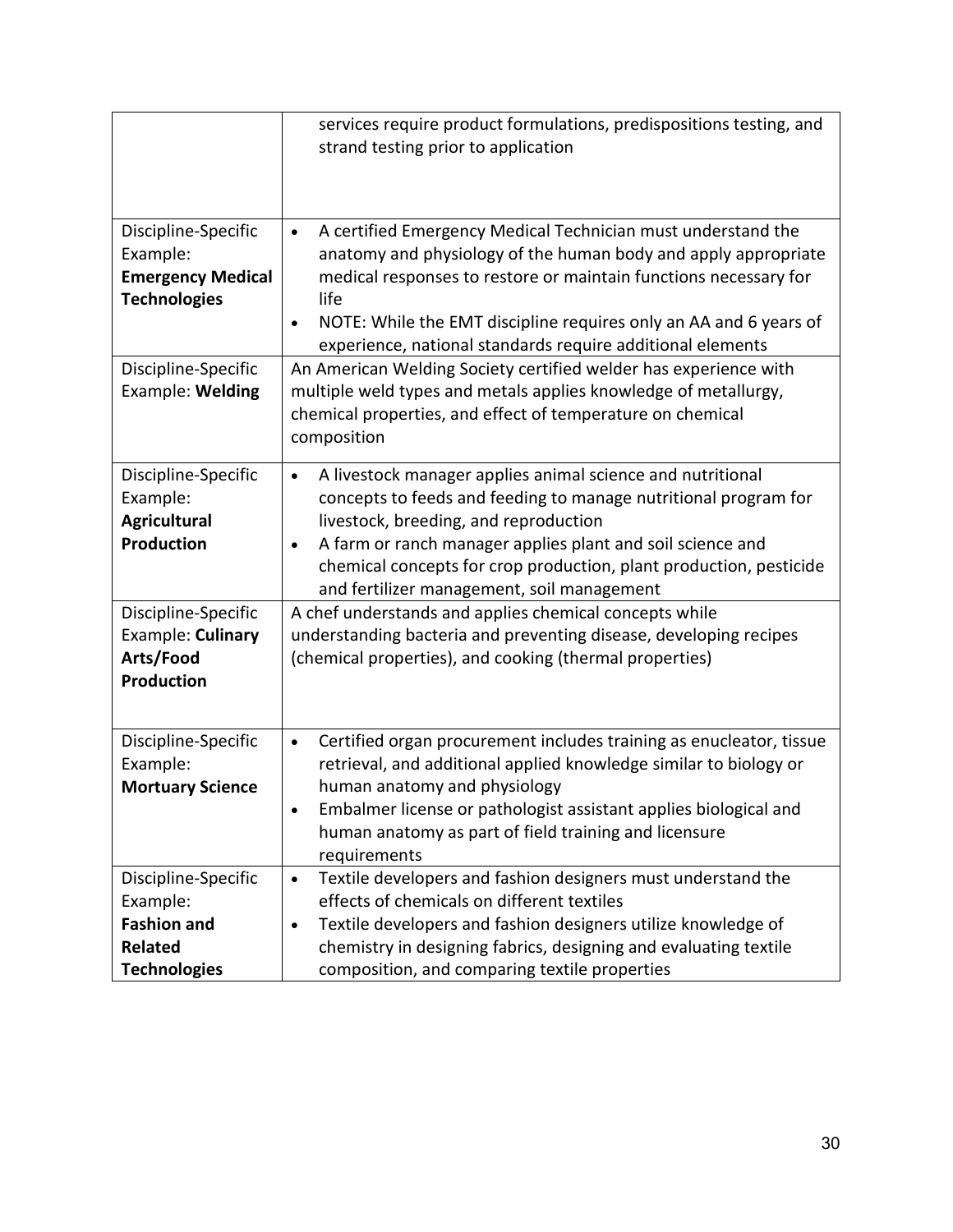| | |
|---|---|
| | services require product formulations, predispositions testing, and strand testing prior to application |
| Discipline-Specific Example: **Emergency Medical Technologies** | • A certified Emergency Medical Technician must understand the anatomy and physiology of the human body and apply appropriate medical responses to restore or maintain functions necessary for life<br>• NOTE: While the EMT discipline requires only an AA and 6 years of experience, national standards require additional elements |
| Discipline-Specific Example: **Welding** | An American Welding Society certified welder has experience with multiple weld types and metals applies knowledge of metallurgy, chemical properties, and effect of temperature on chemical composition |
| Discipline-Specific Example: **Agricultural Production** | • A livestock manager applies animal science and nutritional concepts to feeds and feeding to manage nutritional program for livestock, breeding, and reproduction<br>• A farm or ranch manager applies plant and soil science and chemical concepts for crop production, plant production, pesticide and fertilizer management, soil management |
| Discipline-Specific Example: **Culinary Arts/Food Production** | A chef understands and applies chemical concepts while understanding bacteria and preventing disease, developing recipes (chemical properties), and cooking (thermal properties) |
| Discipline-Specific Example: **Mortuary Science** | • Certified organ procurement includes training as enucleator, tissue retrieval, and additional applied knowledge similar to biology or human anatomy and physiology<br>• Embalmer license or pathologist assistant applies biological and human anatomy as part of field training and licensure requirements |
| Discipline-Specific Example: **Fashion and Related Technologies** | • Textile developers and fashion designers must understand the effects of chemicals on different textiles<br>• Textile developers and fashion designers utilize knowledge of chemistry in designing fabrics, designing and evaluating textile composition, and comparing textile properties |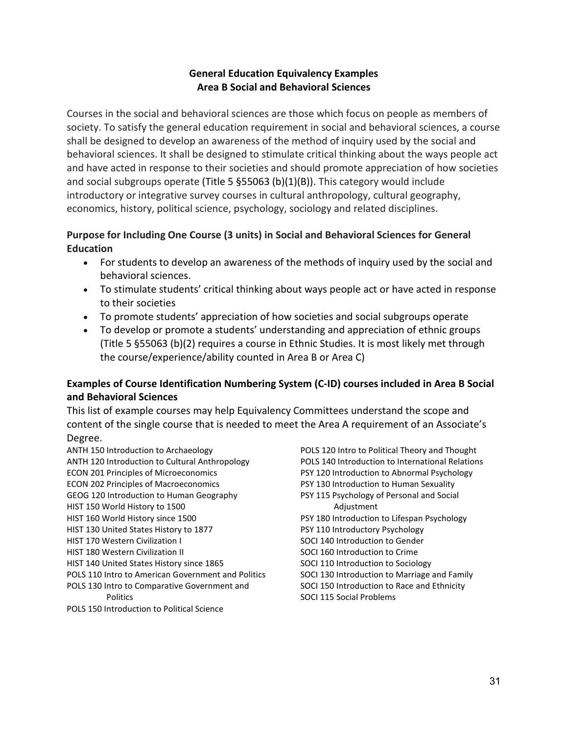## General Education Equivalency Examples
## Area B Social and Behavioral Sciences

Courses in the social and behavioral sciences are those which focus on people as members of society. To satisfy the general education requirement in social and behavioral sciences, a course shall be designed to develop an awareness of the method of inquiry used by the social and behavioral sciences. It shall be designed to stimulate critical thinking about the ways people act and have acted in response to their societies and should promote appreciation of how societies and social subgroups operate (Title 5 §55063 (b)(1)(B)). This category would include introductory or integrative survey courses in cultural anthropology, cultural geography, economics, history, political science, psychology, sociology and related disciplines.

### Purpose for Including One Course (3 units) in Social and Behavioral Sciences for General Education

- For students to develop an awareness of the methods of inquiry used by the social and behavioral sciences.
- To stimulate students' critical thinking about ways people act or have acted in response to their societies
- To promote students' appreciation of how societies and social subgroups operate
- To develop or promote a students' understanding and appreciation of ethnic groups (Title 5 §55063 (b)(2) requires a course in Ethnic Studies. It is most likely met through the course/experience/ability counted in Area B or Area C)

### Examples of Course Identification Numbering System (C-ID) courses included in Area B Social and Behavioral Sciences

This list of example courses may help Equivalency Committees understand the scope and content of the single course that is needed to meet the Area A requirement of an Associate's Degree.

ANTH 150 Introduction to Archaeology
ANTH 120 Introduction to Cultural Anthropology
ECON 201 Principles of Microeconomics
ECON 202 Principles of Macroeconomics
GEOG 120 Introduction to Human Geography
HIST 150 World History to 1500
HIST 160 World History since 1500
HIST 130 United States History to 1877
HIST 170 Western Civilization I
HIST 180 Western Civilization II
HIST 140 United States History since 1865
POLS 110 Intro to American Government and Politics
POLS 130 Intro to Comparative Government and Politics
POLS 150 Introduction to Political Science
POLS 120 Intro to Political Theory and Thought
POLS 140 Introduction to International Relations
PSY 120 Introduction to Abnormal Psychology
PSY 130 Introduction to Human Sexuality
PSY 115 Psychology of Personal and Social Adjustment
PSY 180 Introduction to Lifespan Psychology
PSY 110 Introductory Psychology
SOCI 140 Introduction to Gender
SOCI 160 Introduction to Crime
SOCI 110 Introduction to Sociology
SOCI 130 Introduction to Marriage and Family
SOCI 150 Introduction to Race and Ethnicity
SOCI 115 Social Problems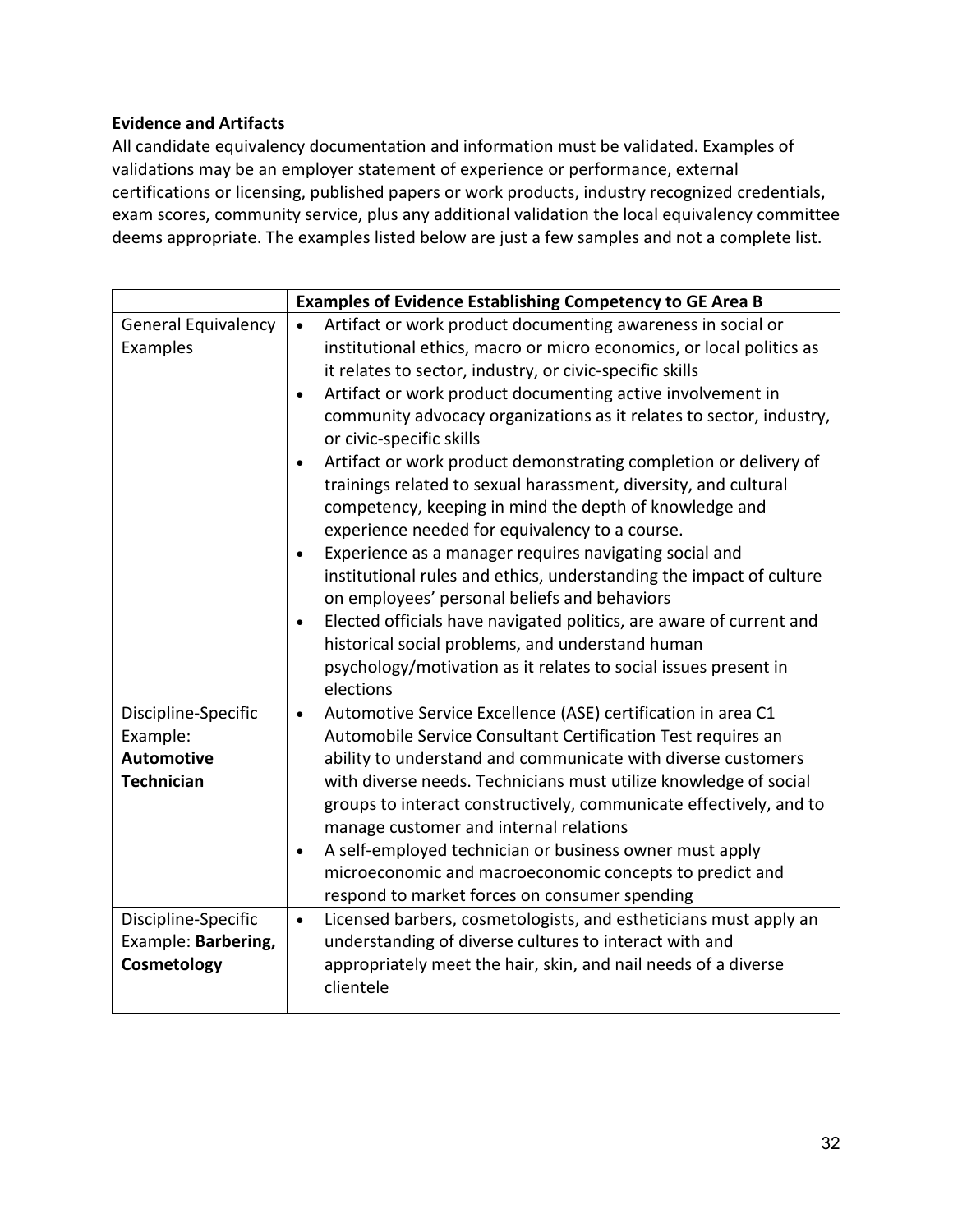**Evidence and Artifacts**

All candidate equivalency documentation and information must be validated. Examples of validations may be an employer statement of experience or performance, external certifications or licensing, published papers or work products, industry recognized credentials, exam scores, community service, plus any additional validation the local equivalency committee deems appropriate. The examples listed below are just a few samples and not a complete list.

| | **Examples of Evidence Establishing Competency to GE Area B** |
|---|---|
| General Equivalency Examples | • Artifact or work product documenting awareness in social or institutional ethics, macro or micro economics, or local politics as it relates to sector, industry, or civic-specific skills<br>• Artifact or work product documenting active involvement in community advocacy organizations as it relates to sector, industry, or civic-specific skills<br>• Artifact or work product demonstrating completion or delivery of trainings related to sexual harassment, diversity, and cultural competency, keeping in mind the depth of knowledge and experience needed for equivalency to a course.<br>• Experience as a manager requires navigating social and institutional rules and ethics, understanding the impact of culture on employees' personal beliefs and behaviors<br>• Elected officials have navigated politics, are aware of current and historical social problems, and understand human psychology/motivation as it relates to social issues present in elections |
| Discipline-Specific Example: **Automotive Technician** | • Automotive Service Excellence (ASE) certification in area C1 Automobile Service Consultant Certification Test requires an ability to understand and communicate with diverse customers with diverse needs. Technicians must utilize knowledge of social groups to interact constructively, communicate effectively, and to manage customer and internal relations<br>• A self-employed technician or business owner must apply microeconomic and macroeconomic concepts to predict and respond to market forces on consumer spending |
| Discipline-Specific Example: **Barbering, Cosmetology** | • Licensed barbers, cosmetologists, and estheticians must apply an understanding of diverse cultures to interact with and appropriately meet the hair, skin, and nail needs of a diverse clientele |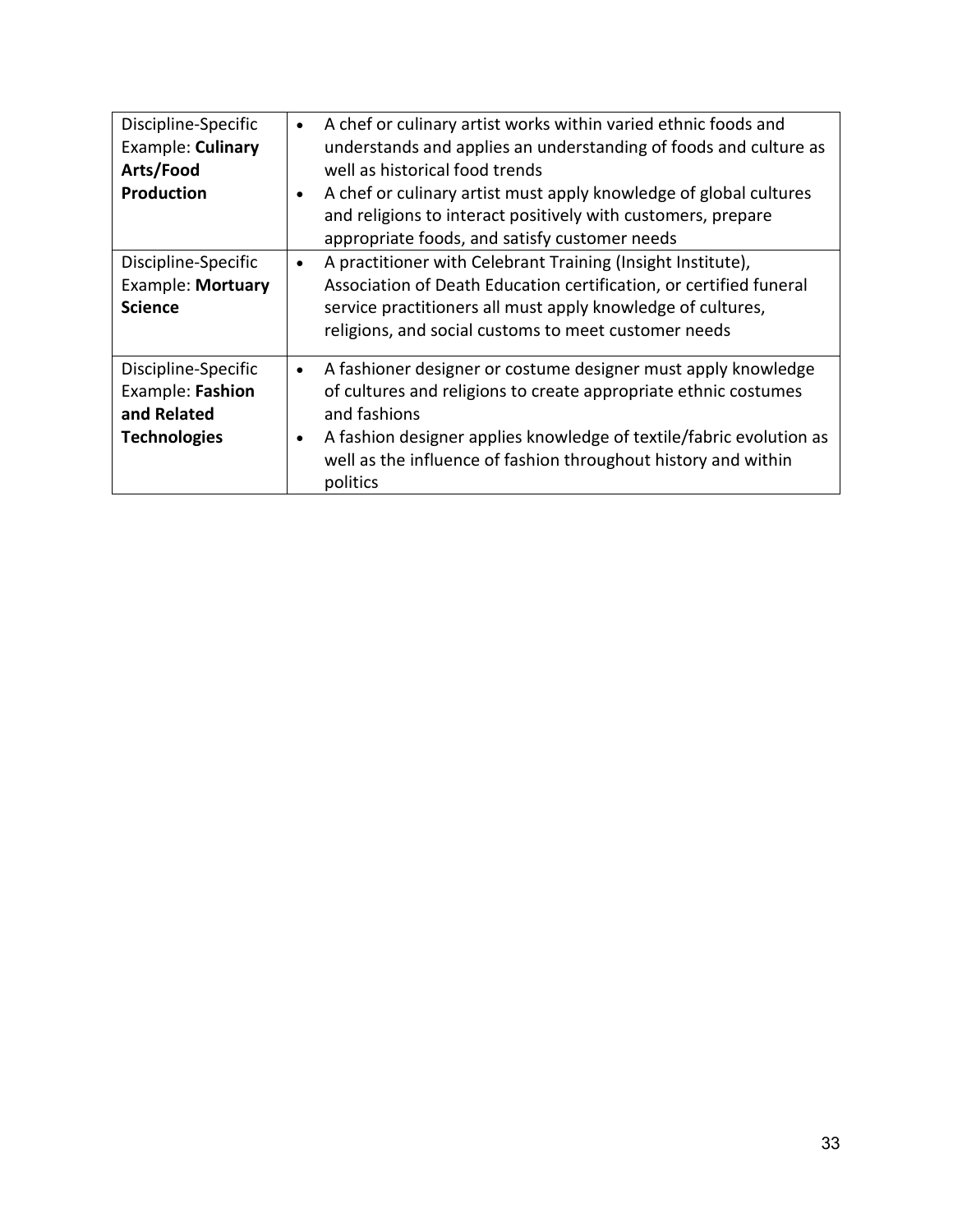| | |
|---|---|
| Discipline-Specific Example: **Culinary Arts/Food Production** | • A chef or culinary artist works within varied ethnic foods and understands and applies an understanding of foods and culture as well as historical food trends<br>• A chef or culinary artist must apply knowledge of global cultures and religions to interact positively with customers, prepare appropriate foods, and satisfy customer needs |
| Discipline-Specific Example: **Mortuary Science** | • A practitioner with Celebrant Training (Insight Institute), Association of Death Education certification, or certified funeral service practitioners all must apply knowledge of cultures, religions, and social customs to meet customer needs |
| Discipline-Specific Example: **Fashion and Related Technologies** | • A fashioner designer or costume designer must apply knowledge of cultures and religions to create appropriate ethnic costumes and fashions<br>• A fashion designer applies knowledge of textile/fabric evolution as well as the influence of fashion throughout history and within politics |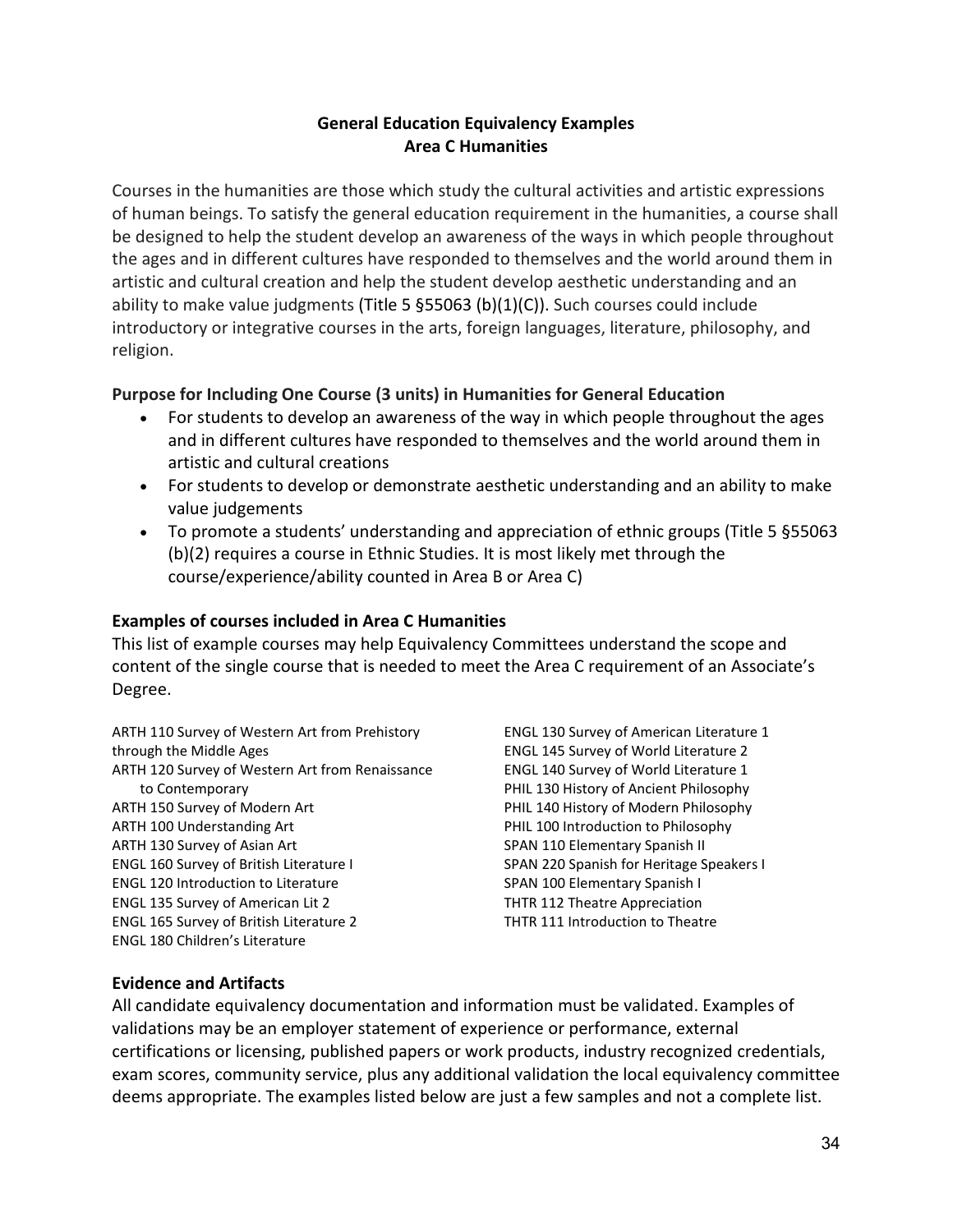## General Education Equivalency Examples
## Area C Humanities

Courses in the humanities are those which study the cultural activities and artistic expressions of human beings. To satisfy the general education requirement in the humanities, a course shall be designed to help the student develop an awareness of the ways in which people throughout the ages and in different cultures have responded to themselves and the world around them in artistic and cultural creation and help the student develop aesthetic understanding and an ability to make value judgments (Title 5 §55063 (b)(1)(C)). Such courses could include introductory or integrative courses in the arts, foreign languages, literature, philosophy, and religion.

### Purpose for Including One Course (3 units) in Humanities for General Education

- For students to develop an awareness of the way in which people throughout the ages and in different cultures have responded to themselves and the world around them in artistic and cultural creations
- For students to develop or demonstrate aesthetic understanding and an ability to make value judgements
- To promote a students' understanding and appreciation of ethnic groups (Title 5 §55063 (b)(2) requires a course in Ethnic Studies. It is most likely met through the course/experience/ability counted in Area B or Area C)

### Examples of courses included in Area C Humanities

This list of example courses may help Equivalency Committees understand the scope and content of the single course that is needed to meet the Area C requirement of an Associate's Degree.

ARTH 110 Survey of Western Art from Prehistory through the Middle Ages
ARTH 120 Survey of Western Art from Renaissance to Contemporary
ARTH 150 Survey of Modern Art
ARTH 100 Understanding Art
ARTH 130 Survey of Asian Art
ENGL 160 Survey of British Literature I
ENGL 120 Introduction to Literature
ENGL 135 Survey of American Lit 2
ENGL 165 Survey of British Literature 2
ENGL 180 Children's Literature
ENGL 130 Survey of American Literature 1
ENGL 145 Survey of World Literature 2
ENGL 140 Survey of World Literature 1
PHIL 130 History of Ancient Philosophy
PHIL 140 History of Modern Philosophy
PHIL 100 Introduction to Philosophy
SPAN 110 Elementary Spanish II
SPAN 220 Spanish for Heritage Speakers I
SPAN 100 Elementary Spanish I
THTR 112 Theatre Appreciation
THTR 111 Introduction to Theatre

### Evidence and Artifacts

All candidate equivalency documentation and information must be validated. Examples of validations may be an employer statement of experience or performance, external certifications or licensing, published papers or work products, industry recognized credentials, exam scores, community service, plus any additional validation the local equivalency committee deems appropriate. The examples listed below are just a few samples and not a complete list.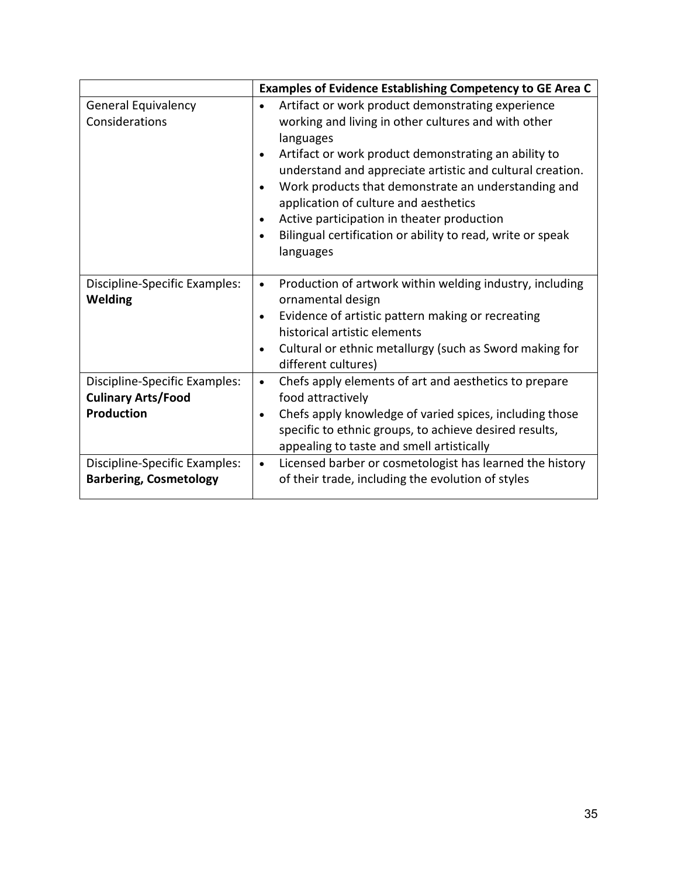| | **Examples of Evidence Establishing Competency to GE Area C** |
| --- | --- |
| General Equivalency Considerations | • Artifact or work product demonstrating experience working and living in other cultures and with other languages<br>• Artifact or work product demonstrating an ability to understand and appreciate artistic and cultural creation.<br>• Work products that demonstrate an understanding and application of culture and aesthetics<br>• Active participation in theater production<br>• Bilingual certification or ability to read, write or speak languages |
| Discipline-Specific Examples: **Welding** | • Production of artwork within welding industry, including ornamental design<br>• Evidence of artistic pattern making or recreating historical artistic elements<br>• Cultural or ethnic metallurgy (such as Sword making for different cultures) |
| Discipline-Specific Examples: **Culinary Arts/Food Production** | • Chefs apply elements of art and aesthetics to prepare food attractively<br>• Chefs apply knowledge of varied spices, including those specific to ethnic groups, to achieve desired results, appealing to taste and smell artistically |
| Discipline-Specific Examples: **Barbering, Cosmetology** | • Licensed barber or cosmetologist has learned the history of their trade, including the evolution of styles |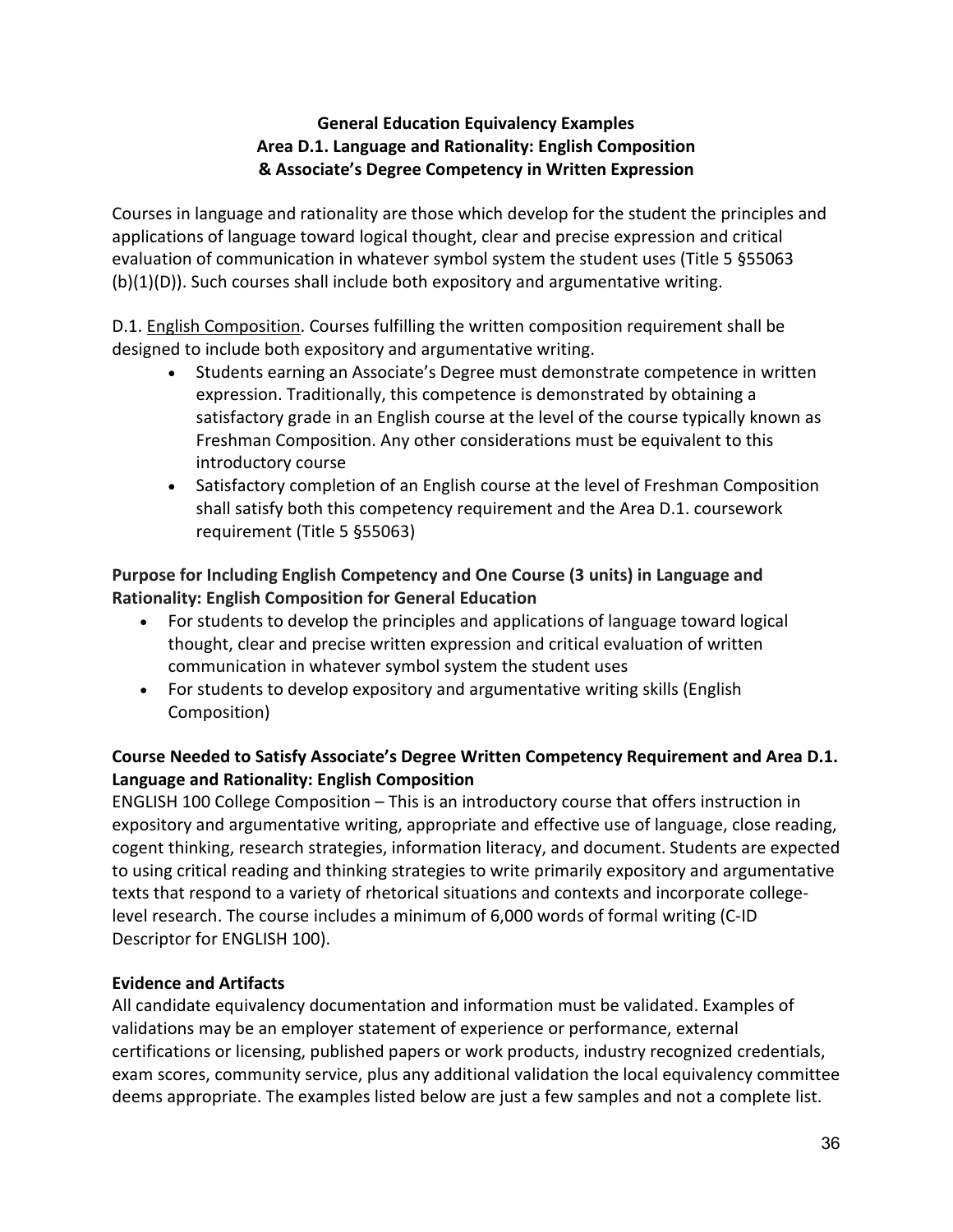# General Education Equivalency Examples
## Area D.1. Language and Rationality: English Composition
## & Associate's Degree Competency in Written Expression

Courses in language and rationality are those which develop for the student the principles and applications of language toward logical thought, clear and precise expression and critical evaluation of communication in whatever symbol system the student uses (Title 5 §55063 (b)(1)(D)). Such courses shall include both expository and argumentative writing.

D.1. English Composition. Courses fulfilling the written composition requirement shall be designed to include both expository and argumentative writing.

- Students earning an Associate's Degree must demonstrate competence in written expression. Traditionally, this competence is demonstrated by obtaining a satisfactory grade in an English course at the level of the course typically known as Freshman Composition. Any other considerations must be equivalent to this introductory course
- Satisfactory completion of an English course at the level of Freshman Composition shall satisfy both this competency requirement and the Area D.1. coursework requirement (Title 5 §55063)

**Purpose for Including English Competency and One Course (3 units) in Language and Rationality: English Composition for General Education**

- For students to develop the principles and applications of language toward logical thought, clear and precise written expression and critical evaluation of written communication in whatever symbol system the student uses
- For students to develop expository and argumentative writing skills (English Composition)

**Course Needed to Satisfy Associate's Degree Written Competency Requirement and Area D.1. Language and Rationality: English Composition**

ENGLISH 100 College Composition – This is an introductory course that offers instruction in expository and argumentative writing, appropriate and effective use of language, close reading, cogent thinking, research strategies, information literacy, and document. Students are expected to using critical reading and thinking strategies to write primarily expository and argumentative texts that respond to a variety of rhetorical situations and contexts and incorporate college-level research. The course includes a minimum of 6,000 words of formal writing (C-ID Descriptor for ENGLISH 100).

**Evidence and Artifacts**

All candidate equivalency documentation and information must be validated. Examples of validations may be an employer statement of experience or performance, external certifications or licensing, published papers or work products, industry recognized credentials, exam scores, community service, plus any additional validation the local equivalency committee deems appropriate. The examples listed below are just a few samples and not a complete list.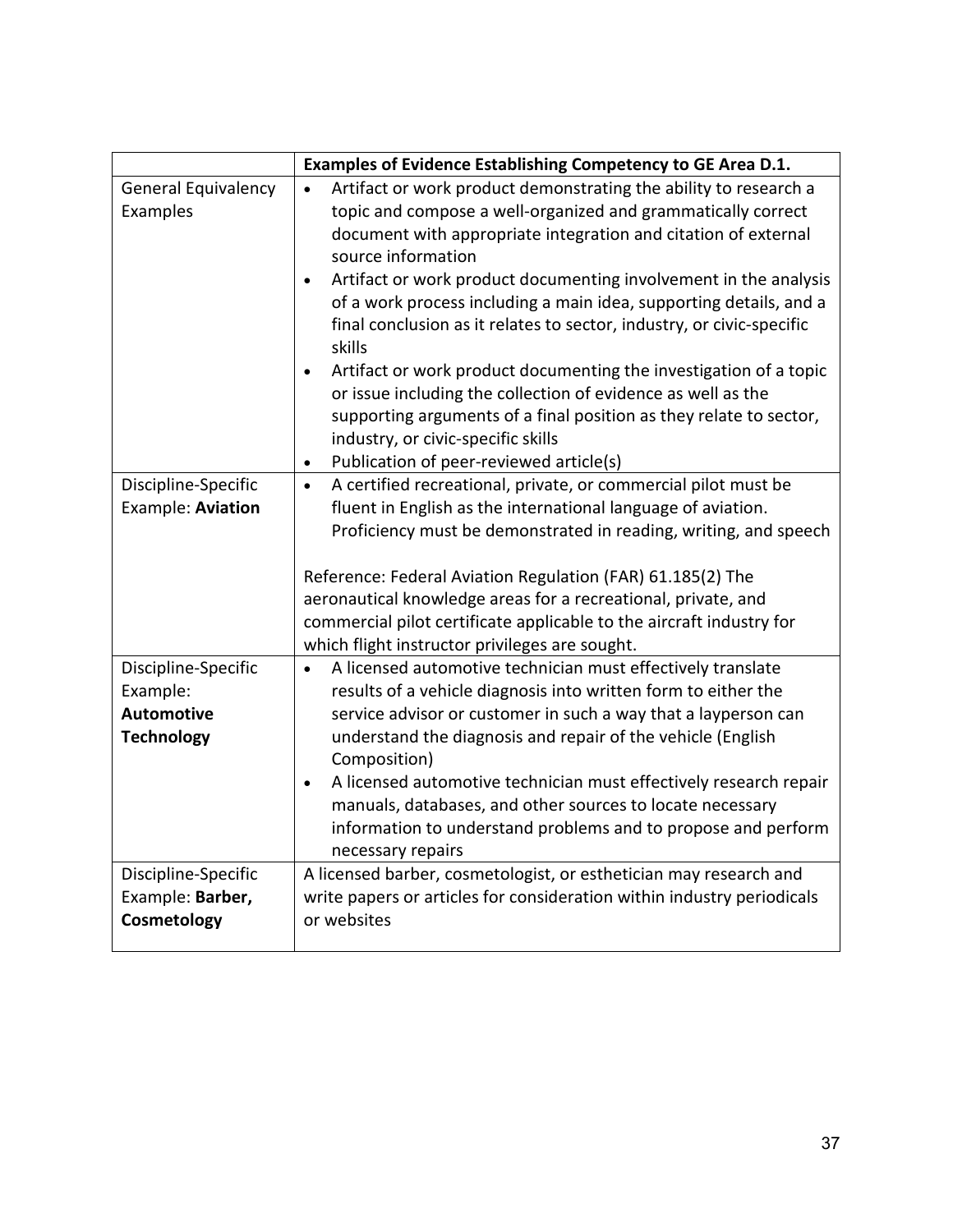| | **Examples of Evidence Establishing Competency to GE Area D.1.** |
|---|---|
| General Equivalency Examples | • Artifact or work product demonstrating the ability to research a topic and compose a well-organized and grammatically correct document with appropriate integration and citation of external source information<br>• Artifact or work product documenting involvement in the analysis of a work process including a main idea, supporting details, and a final conclusion as it relates to sector, industry, or civic-specific skills<br>• Artifact or work product documenting the investigation of a topic or issue including the collection of evidence as well as the supporting arguments of a final position as they relate to sector, industry, or civic-specific skills<br>• Publication of peer-reviewed article(s) |
| Discipline-Specific Example: **Aviation** | • A certified recreational, private, or commercial pilot must be fluent in English as the international language of aviation. Proficiency must be demonstrated in reading, writing, and speech<br><br>Reference: Federal Aviation Regulation (FAR) 61.185(2) The aeronautical knowledge areas for a recreational, private, and commercial pilot certificate applicable to the aircraft industry for which flight instructor privileges are sought. |
| Discipline-Specific Example: **Automotive Technology** | • A licensed automotive technician must effectively translate results of a vehicle diagnosis into written form to either the service advisor or customer in such a way that a layperson can understand the diagnosis and repair of the vehicle (English Composition)<br>• A licensed automotive technician must effectively research repair manuals, databases, and other sources to locate necessary information to understand problems and to propose and perform necessary repairs |
| Discipline-Specific Example: **Barber, Cosmetology** | A licensed barber, cosmetologist, or esthetician may research and write papers or articles for consideration within industry periodicals or websites |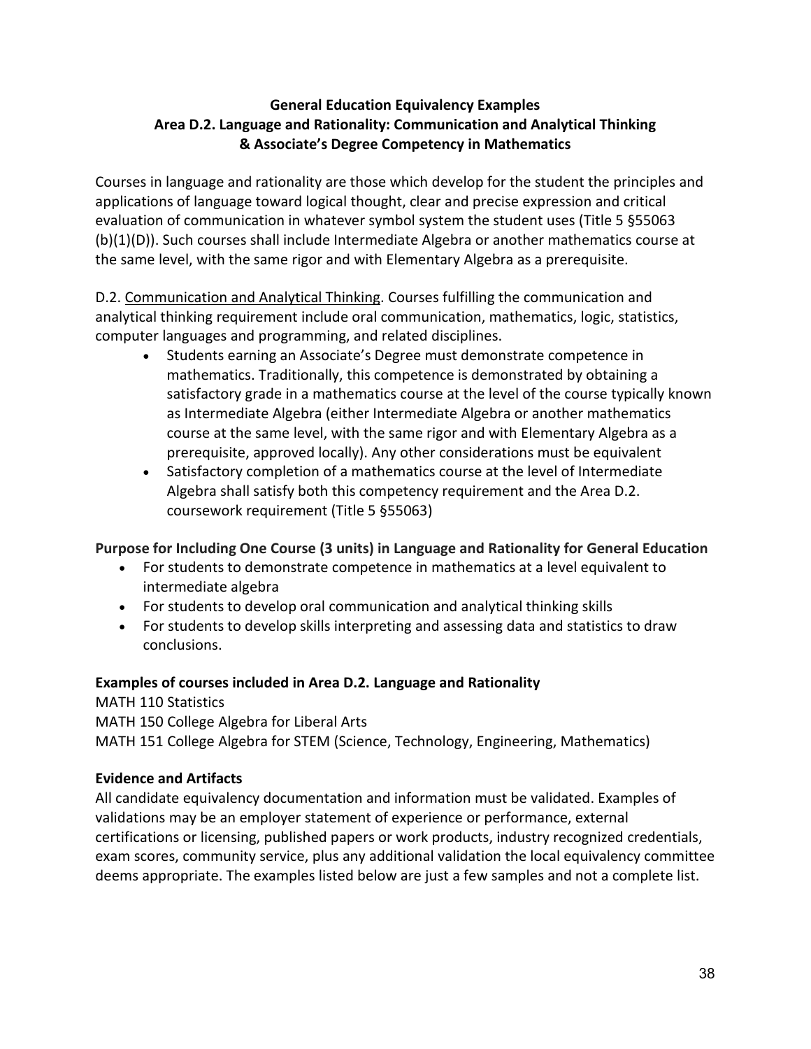## General Education Equivalency Examples
## Area D.2. Language and Rationality: Communication and Analytical Thinking & Associate's Degree Competency in Mathematics

Courses in language and rationality are those which develop for the student the principles and applications of language toward logical thought, clear and precise expression and critical evaluation of communication in whatever symbol system the student uses (Title 5 §55063 (b)(1)(D)). Such courses shall include Intermediate Algebra or another mathematics course at the same level, with the same rigor and with Elementary Algebra as a prerequisite.

D.2. <u>Communication and Analytical Thinking</u>. Courses fulfilling the communication and analytical thinking requirement include oral communication, mathematics, logic, statistics, computer languages and programming, and related disciplines.

- Students earning an Associate's Degree must demonstrate competence in mathematics. Traditionally, this competence is demonstrated by obtaining a satisfactory grade in a mathematics course at the level of the course typically known as Intermediate Algebra (either Intermediate Algebra or another mathematics course at the same level, with the same rigor and with Elementary Algebra as a prerequisite, approved locally). Any other considerations must be equivalent
- Satisfactory completion of a mathematics course at the level of Intermediate Algebra shall satisfy both this competency requirement and the Area D.2. coursework requirement (Title 5 §55063)

**Purpose for Including One Course (3 units) in Language and Rationality for General Education**

- For students to demonstrate competence in mathematics at a level equivalent to intermediate algebra
- For students to develop oral communication and analytical thinking skills
- For students to develop skills interpreting and assessing data and statistics to draw conclusions.

**Examples of courses included in Area D.2. Language and Rationality**

MATH 110 Statistics
MATH 150 College Algebra for Liberal Arts
MATH 151 College Algebra for STEM (Science, Technology, Engineering, Mathematics)

**Evidence and Artifacts**

All candidate equivalency documentation and information must be validated. Examples of validations may be an employer statement of experience or performance, external certifications or licensing, published papers or work products, industry recognized credentials, exam scores, community service, plus any additional validation the local equivalency committee deems appropriate. The examples listed below are just a few samples and not a complete list.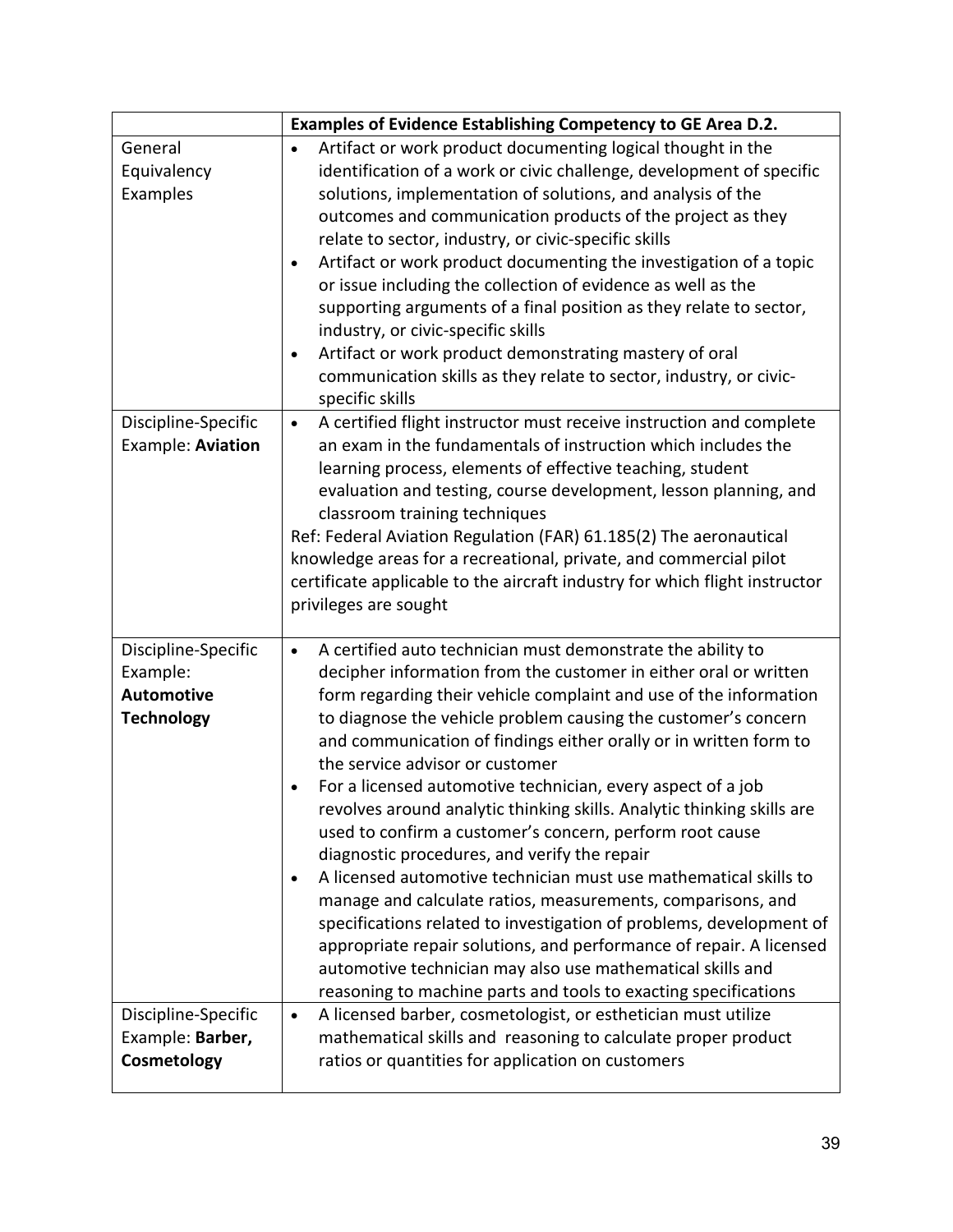| | Examples of Evidence Establishing Competency to GE Area D.2. |
|---|---|
| General Equivalency Examples | • Artifact or work product documenting logical thought in the identification of a work or civic challenge, development of specific solutions, implementation of solutions, and analysis of the outcomes and communication products of the project as they relate to sector, industry, or civic-specific skills<br>• Artifact or work product documenting the investigation of a topic or issue including the collection of evidence as well as the supporting arguments of a final position as they relate to sector, industry, or civic-specific skills<br>• Artifact or work product demonstrating mastery of oral communication skills as they relate to sector, industry, or civic-specific skills |
| Discipline-Specific Example: **Aviation** | • A certified flight instructor must receive instruction and complete an exam in the fundamentals of instruction which includes the learning process, elements of effective teaching, student evaluation and testing, course development, lesson planning, and classroom training techniques<br>Ref: Federal Aviation Regulation (FAR) 61.185(2) The aeronautical knowledge areas for a recreational, private, and commercial pilot certificate applicable to the aircraft industry for which flight instructor privileges are sought |
| Discipline-Specific Example: **Automotive Technology** | • A certified auto technician must demonstrate the ability to decipher information from the customer in either oral or written form regarding their vehicle complaint and use of the information to diagnose the vehicle problem causing the customer's concern and communication of findings either orally or in written form to the service advisor or customer<br>• For a licensed automotive technician, every aspect of a job revolves around analytic thinking skills. Analytic thinking skills are used to confirm a customer's concern, perform root cause diagnostic procedures, and verify the repair<br>• A licensed automotive technician must use mathematical skills to manage and calculate ratios, measurements, comparisons, and specifications related to investigation of problems, development of appropriate repair solutions, and performance of repair. A licensed automotive technician may also use mathematical skills and reasoning to machine parts and tools to exacting specifications |
| Discipline-Specific Example: **Barber, Cosmetology** | • A licensed barber, cosmetologist, or esthetician must utilize mathematical skills and reasoning to calculate proper product ratios or quantities for application on customers |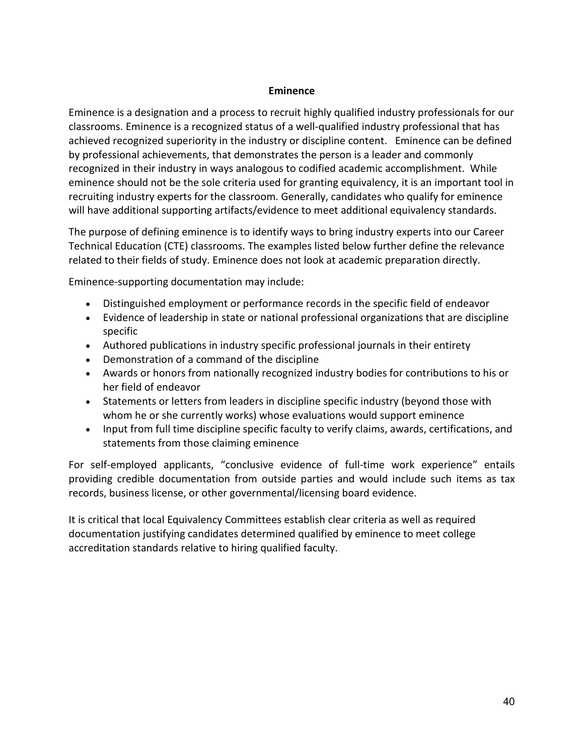## Eminence

Eminence is a designation and a process to recruit highly qualified industry professionals for our classrooms. Eminence is a recognized status of a well-qualified industry professional that has achieved recognized superiority in the industry or discipline content. Eminence can be defined by professional achievements, that demonstrates the person is a leader and commonly recognized in their industry in ways analogous to codified academic accomplishment. While eminence should not be the sole criteria used for granting equivalency, it is an important tool in recruiting industry experts for the classroom. Generally, candidates who qualify for eminence will have additional supporting artifacts/evidence to meet additional equivalency standards.

The purpose of defining eminence is to identify ways to bring industry experts into our Career Technical Education (CTE) classrooms. The examples listed below further define the relevance related to their fields of study. Eminence does not look at academic preparation directly.

Eminence-supporting documentation may include:

- Distinguished employment or performance records in the specific field of endeavor
- Evidence of leadership in state or national professional organizations that are discipline specific
- Authored publications in industry specific professional journals in their entirety
- Demonstration of a command of the discipline
- Awards or honors from nationally recognized industry bodies for contributions to his or her field of endeavor
- Statements or letters from leaders in discipline specific industry (beyond those with whom he or she currently works) whose evaluations would support eminence
- Input from full time discipline specific faculty to verify claims, awards, certifications, and statements from those claiming eminence

For self-employed applicants, "conclusive evidence of full-time work experience" entails providing credible documentation from outside parties and would include such items as tax records, business license, or other governmental/licensing board evidence.

It is critical that local Equivalency Committees establish clear criteria as well as required documentation justifying candidates determined qualified by eminence to meet college accreditation standards relative to hiring qualified faculty.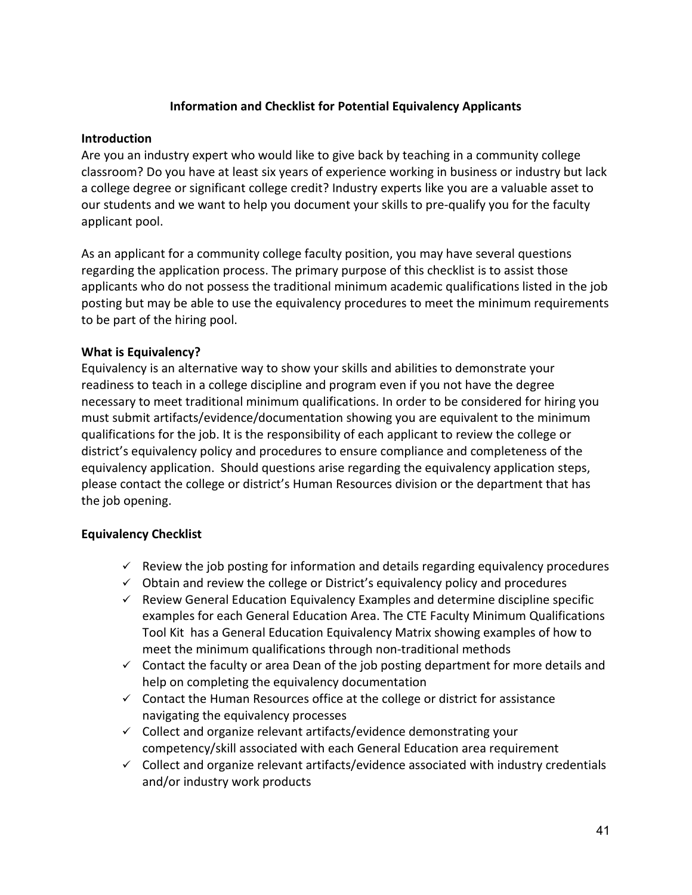# Information and Checklist for Potential Equivalency Applicants

## Introduction

Are you an industry expert who would like to give back by teaching in a community college classroom? Do you have at least six years of experience working in business or industry but lack a college degree or significant college credit? Industry experts like you are a valuable asset to our students and we want to help you document your skills to pre-qualify you for the faculty applicant pool.

As an applicant for a community college faculty position, you may have several questions regarding the application process. The primary purpose of this checklist is to assist those applicants who do not possess the traditional minimum academic qualifications listed in the job posting but may be able to use the equivalency procedures to meet the minimum requirements to be part of the hiring pool.

## What is Equivalency?

Equivalency is an alternative way to show your skills and abilities to demonstrate your readiness to teach in a college discipline and program even if you not have the degree necessary to meet traditional minimum qualifications. In order to be considered for hiring you must submit artifacts/evidence/documentation showing you are equivalent to the minimum qualifications for the job. It is the responsibility of each applicant to review the college or district's equivalency policy and procedures to ensure compliance and completeness of the equivalency application. Should questions arise regarding the equivalency application steps, please contact the college or district's Human Resources division or the department that has the job opening.

## Equivalency Checklist

- ✓ Review the job posting for information and details regarding equivalency procedures
- ✓ Obtain and review the college or District's equivalency policy and procedures
- ✓ Review General Education Equivalency Examples and determine discipline specific examples for each General Education Area. The CTE Faculty Minimum Qualifications Tool Kit has a General Education Equivalency Matrix showing examples of how to meet the minimum qualifications through non-traditional methods
- ✓ Contact the faculty or area Dean of the job posting department for more details and help on completing the equivalency documentation
- ✓ Contact the Human Resources office at the college or district for assistance navigating the equivalency processes
- ✓ Collect and organize relevant artifacts/evidence demonstrating your competency/skill associated with each General Education area requirement
- ✓ Collect and organize relevant artifacts/evidence associated with industry credentials and/or industry work products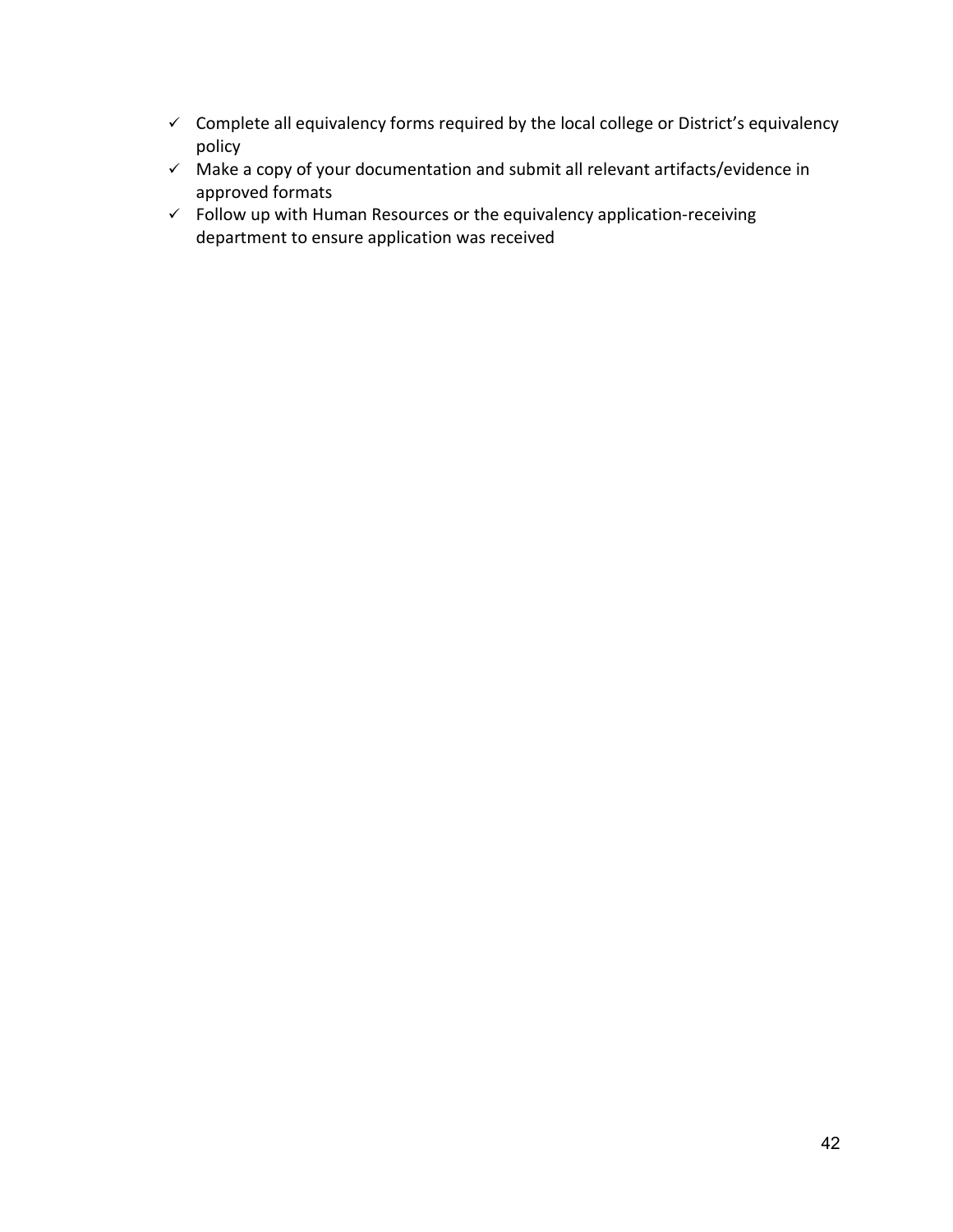- ✓ Complete all equivalency forms required by the local college or District's equivalency policy
- ✓ Make a copy of your documentation and submit all relevant artifacts/evidence in approved formats
- ✓ Follow up with Human Resources or the equivalency application-receiving department to ensure application was received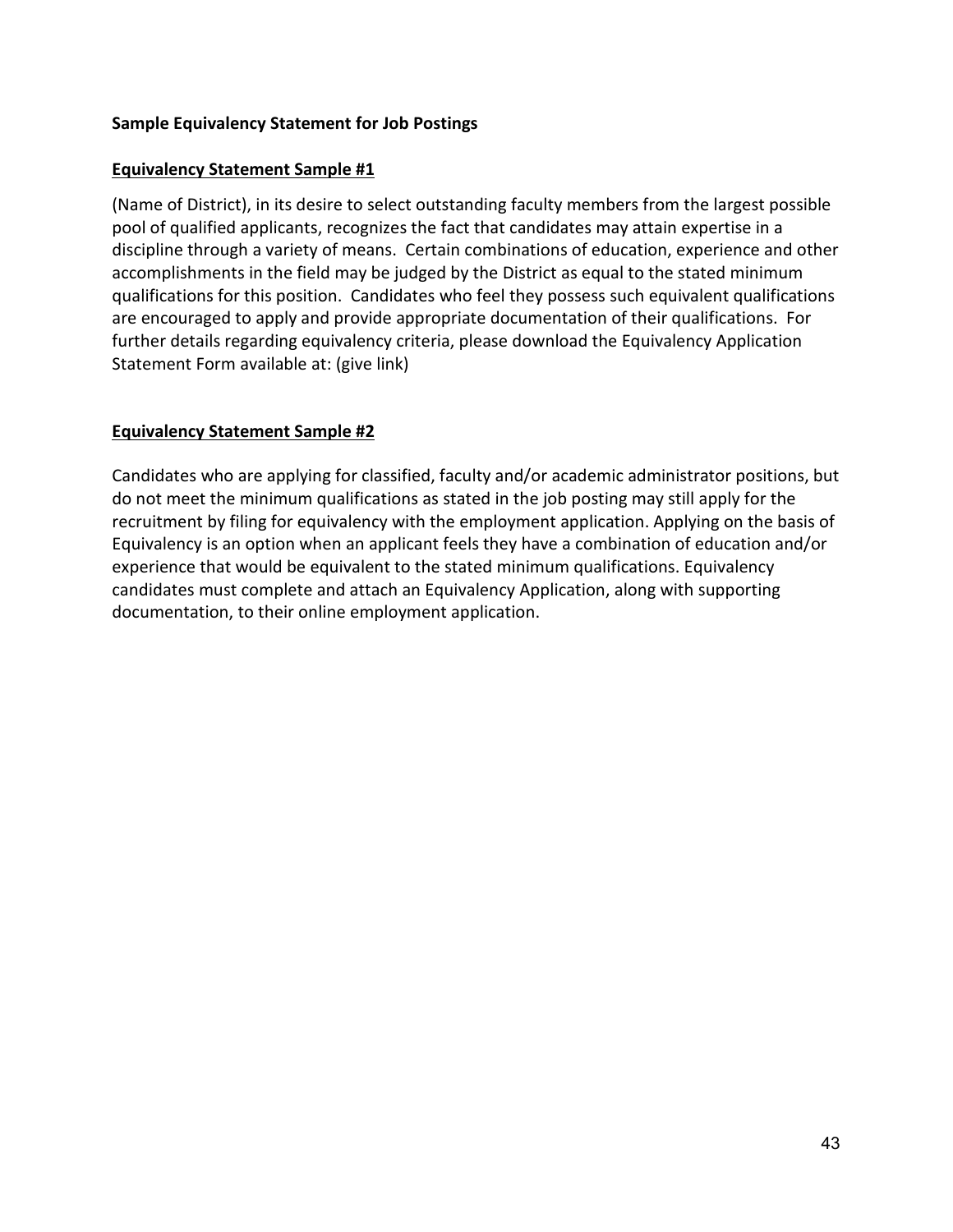**Sample Equivalency Statement for Job Postings**

**Equivalency Statement Sample #1**

(Name of District), in its desire to select outstanding faculty members from the largest possible pool of qualified applicants, recognizes the fact that candidates may attain expertise in a discipline through a variety of means. Certain combinations of education, experience and other accomplishments in the field may be judged by the District as equal to the stated minimum qualifications for this position. Candidates who feel they possess such equivalent qualifications are encouraged to apply and provide appropriate documentation of their qualifications. For further details regarding equivalency criteria, please download the Equivalency Application Statement Form available at: (give link)

**Equivalency Statement Sample #2**

Candidates who are applying for classified, faculty and/or academic administrator positions, but do not meet the minimum qualifications as stated in the job posting may still apply for the recruitment by filing for equivalency with the employment application. Applying on the basis of Equivalency is an option when an applicant feels they have a combination of education and/or experience that would be equivalent to the stated minimum qualifications. Equivalency candidates must complete and attach an Equivalency Application, along with supporting documentation, to their online employment application.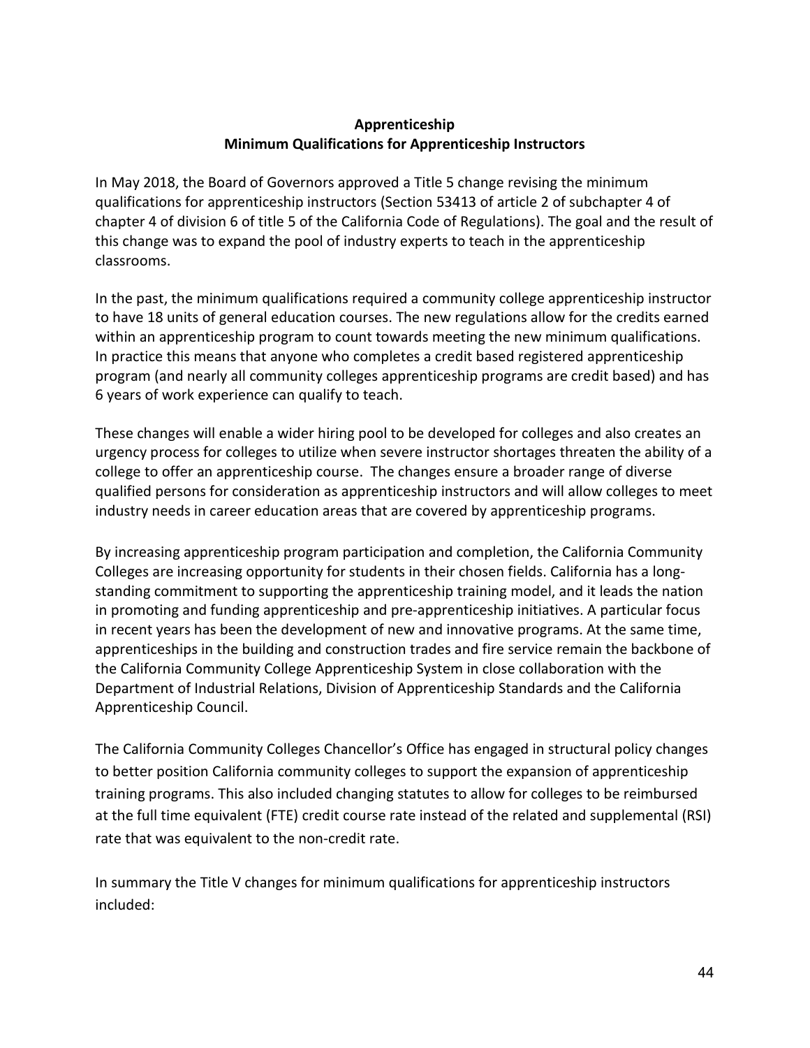## Apprenticeship
### Minimum Qualifications for Apprenticeship Instructors

In May 2018, the Board of Governors approved a Title 5 change revising the minimum qualifications for apprenticeship instructors (Section 53413 of article 2 of subchapter 4 of chapter 4 of division 6 of title 5 of the California Code of Regulations). The goal and the result of this change was to expand the pool of industry experts to teach in the apprenticeship classrooms.

In the past, the minimum qualifications required a community college apprenticeship instructor to have 18 units of general education courses. The new regulations allow for the credits earned within an apprenticeship program to count towards meeting the new minimum qualifications. In practice this means that anyone who completes a credit based registered apprenticeship program (and nearly all community colleges apprenticeship programs are credit based) and has 6 years of work experience can qualify to teach.

These changes will enable a wider hiring pool to be developed for colleges and also creates an urgency process for colleges to utilize when severe instructor shortages threaten the ability of a college to offer an apprenticeship course. The changes ensure a broader range of diverse qualified persons for consideration as apprenticeship instructors and will allow colleges to meet industry needs in career education areas that are covered by apprenticeship programs.

By increasing apprenticeship program participation and completion, the California Community Colleges are increasing opportunity for students in their chosen fields. California has a long-standing commitment to supporting the apprenticeship training model, and it leads the nation in promoting and funding apprenticeship and pre-apprenticeship initiatives. A particular focus in recent years has been the development of new and innovative programs. At the same time, apprenticeships in the building and construction trades and fire service remain the backbone of the California Community College Apprenticeship System in close collaboration with the Department of Industrial Relations, Division of Apprenticeship Standards and the California Apprenticeship Council.

The California Community Colleges Chancellor's Office has engaged in structural policy changes to better position California community colleges to support the expansion of apprenticeship training programs. This also included changing statutes to allow for colleges to be reimbursed at the full time equivalent (FTE) credit course rate instead of the related and supplemental (RSI) rate that was equivalent to the non-credit rate.

In summary the Title V changes for minimum qualifications for apprenticeship instructors included: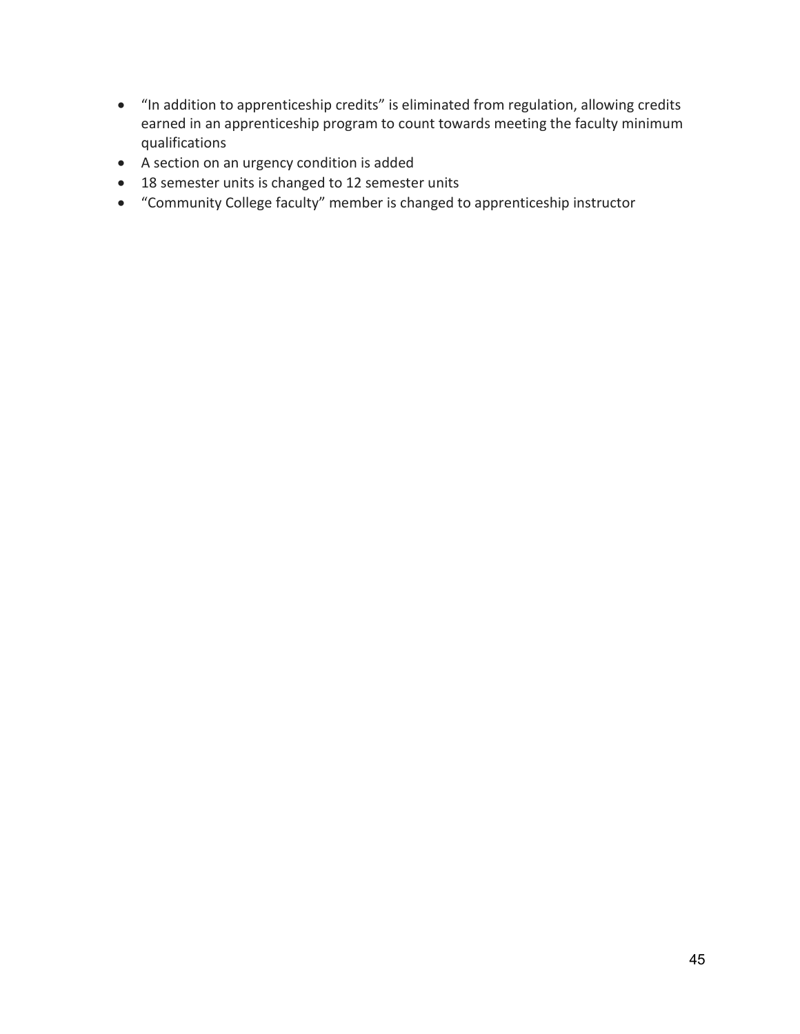- "In addition to apprenticeship credits" is eliminated from regulation, allowing credits earned in an apprenticeship program to count towards meeting the faculty minimum qualifications
- A section on an urgency condition is added
- 18 semester units is changed to 12 semester units
- "Community College faculty" member is changed to apprenticeship instructor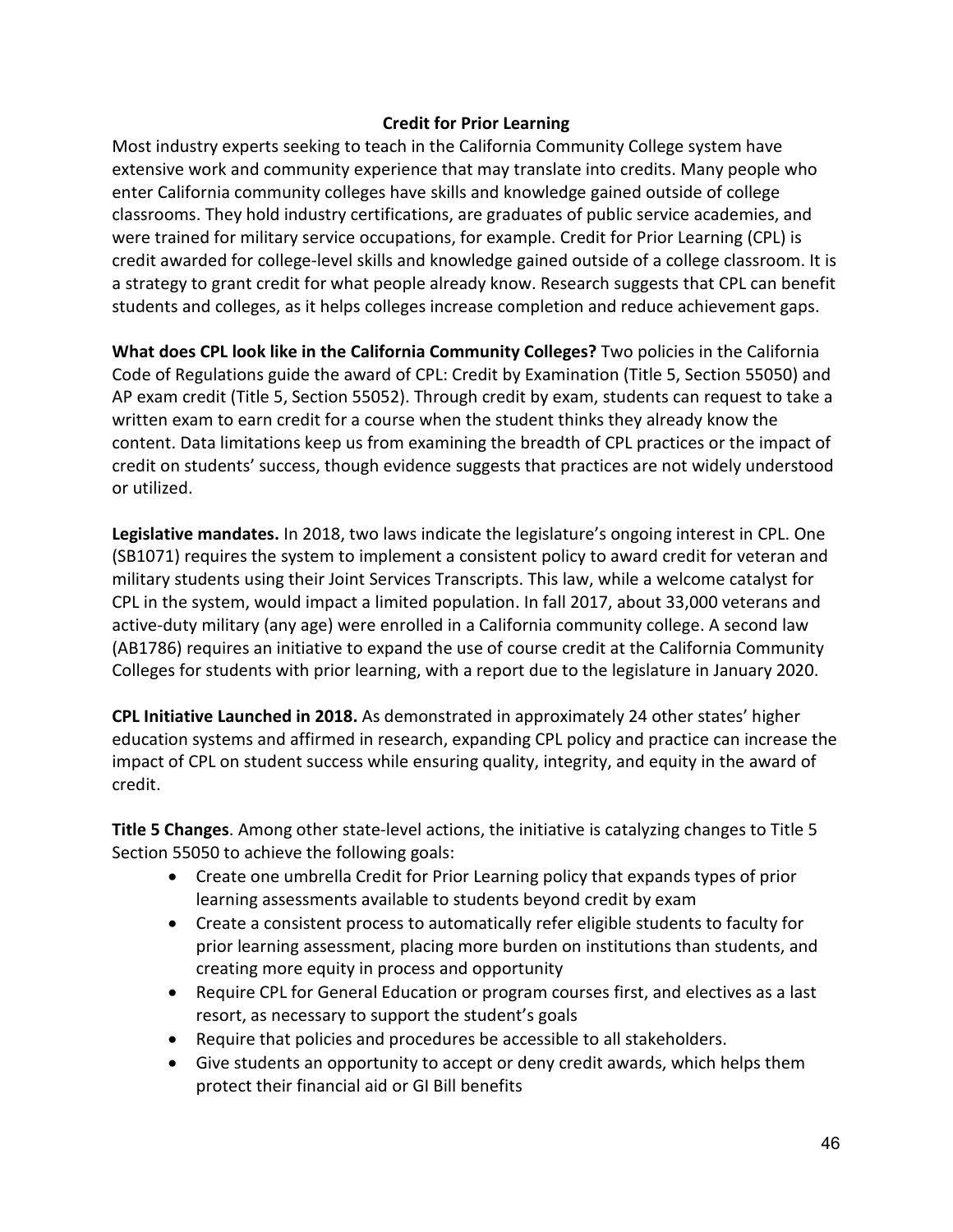## Credit for Prior Learning

Most industry experts seeking to teach in the California Community College system have extensive work and community experience that may translate into credits. Many people who enter California community colleges have skills and knowledge gained outside of college classrooms. They hold industry certifications, are graduates of public service academies, and were trained for military service occupations, for example. Credit for Prior Learning (CPL) is credit awarded for college-level skills and knowledge gained outside of a college classroom. It is a strategy to grant credit for what people already know. Research suggests that CPL can benefit students and colleges, as it helps colleges increase completion and reduce achievement gaps.

**What does CPL look like in the California Community Colleges?** Two policies in the California Code of Regulations guide the award of CPL: Credit by Examination (Title 5, Section 55050) and AP exam credit (Title 5, Section 55052). Through credit by exam, students can request to take a written exam to earn credit for a course when the student thinks they already know the content. Data limitations keep us from examining the breadth of CPL practices or the impact of credit on students' success, though evidence suggests that practices are not widely understood or utilized.

**Legislative mandates.** In 2018, two laws indicate the legislature's ongoing interest in CPL. One (SB1071) requires the system to implement a consistent policy to award credit for veteran and military students using their Joint Services Transcripts. This law, while a welcome catalyst for CPL in the system, would impact a limited population. In fall 2017, about 33,000 veterans and active-duty military (any age) were enrolled in a California community college. A second law (AB1786) requires an initiative to expand the use of course credit at the California Community Colleges for students with prior learning, with a report due to the legislature in January 2020.

**CPL Initiative Launched in 2018.** As demonstrated in approximately 24 other states' higher education systems and affirmed in research, expanding CPL policy and practice can increase the impact of CPL on student success while ensuring quality, integrity, and equity in the award of credit.

**Title 5 Changes**. Among other state-level actions, the initiative is catalyzing changes to Title 5 Section 55050 to achieve the following goals:

- Create one umbrella Credit for Prior Learning policy that expands types of prior learning assessments available to students beyond credit by exam
- Create a consistent process to automatically refer eligible students to faculty for prior learning assessment, placing more burden on institutions than students, and creating more equity in process and opportunity
- Require CPL for General Education or program courses first, and electives as a last resort, as necessary to support the student's goals
- Require that policies and procedures be accessible to all stakeholders.
- Give students an opportunity to accept or deny credit awards, which helps them protect their financial aid or GI Bill benefits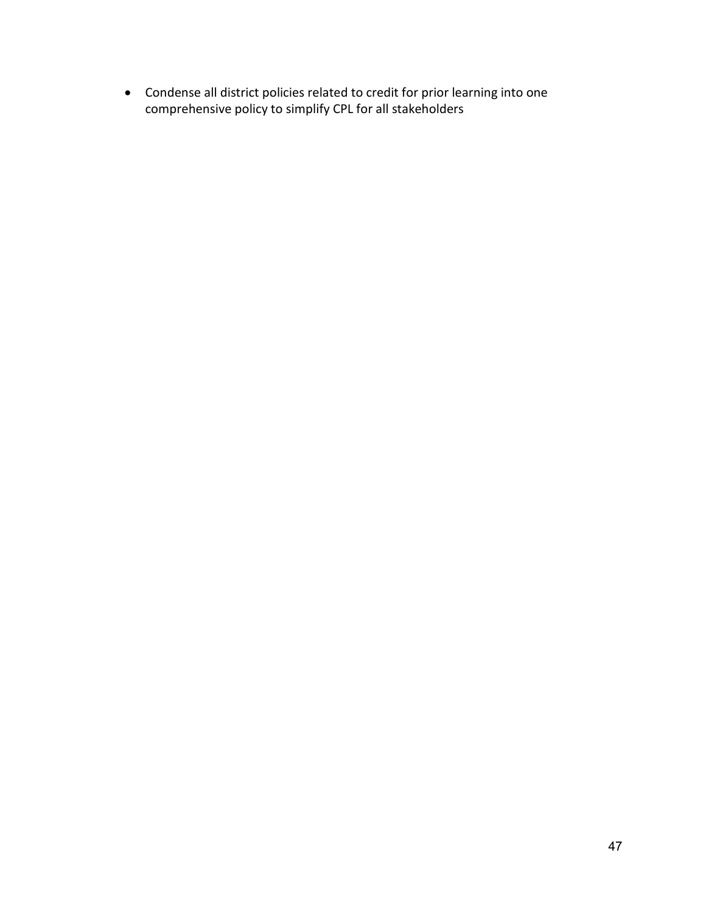- Condense all district policies related to credit for prior learning into one comprehensive policy to simplify CPL for all stakeholders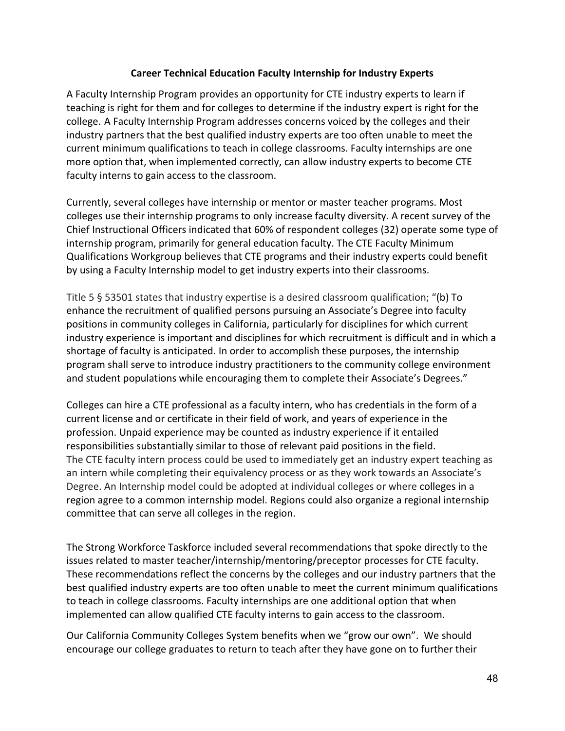## Career Technical Education Faculty Internship for Industry Experts

A Faculty Internship Program provides an opportunity for CTE industry experts to learn if teaching is right for them and for colleges to determine if the industry expert is right for the college. A Faculty Internship Program addresses concerns voiced by the colleges and their industry partners that the best qualified industry experts are too often unable to meet the current minimum qualifications to teach in college classrooms. Faculty internships are one more option that, when implemented correctly, can allow industry experts to become CTE faculty interns to gain access to the classroom.

Currently, several colleges have internship or mentor or master teacher programs. Most colleges use their internship programs to only increase faculty diversity. A recent survey of the Chief Instructional Officers indicated that 60% of respondent colleges (32) operate some type of internship program, primarily for general education faculty. The CTE Faculty Minimum Qualifications Workgroup believes that CTE programs and their industry experts could benefit by using a Faculty Internship model to get industry experts into their classrooms.

Title 5 § 53501 states that industry expertise is a desired classroom qualification; "(b) To enhance the recruitment of qualified persons pursuing an Associate's Degree into faculty positions in community colleges in California, particularly for disciplines for which current industry experience is important and disciplines for which recruitment is difficult and in which a shortage of faculty is anticipated. In order to accomplish these purposes, the internship program shall serve to introduce industry practitioners to the community college environment and student populations while encouraging them to complete their Associate's Degrees."

Colleges can hire a CTE professional as a faculty intern, who has credentials in the form of a current license and or certificate in their field of work, and years of experience in the profession. Unpaid experience may be counted as industry experience if it entailed responsibilities substantially similar to those of relevant paid positions in the field. The CTE faculty intern process could be used to immediately get an industry expert teaching as an intern while completing their equivalency process or as they work towards an Associate's Degree. An Internship model could be adopted at individual colleges or where colleges in a region agree to a common internship model. Regions could also organize a regional internship committee that can serve all colleges in the region.

The Strong Workforce Taskforce included several recommendations that spoke directly to the issues related to master teacher/internship/mentoring/preceptor processes for CTE faculty. These recommendations reflect the concerns by the colleges and our industry partners that the best qualified industry experts are too often unable to meet the current minimum qualifications to teach in college classrooms. Faculty internships are one additional option that when implemented can allow qualified CTE faculty interns to gain access to the classroom.

Our California Community Colleges System benefits when we "grow our own". We should encourage our college graduates to return to teach after they have gone on to further their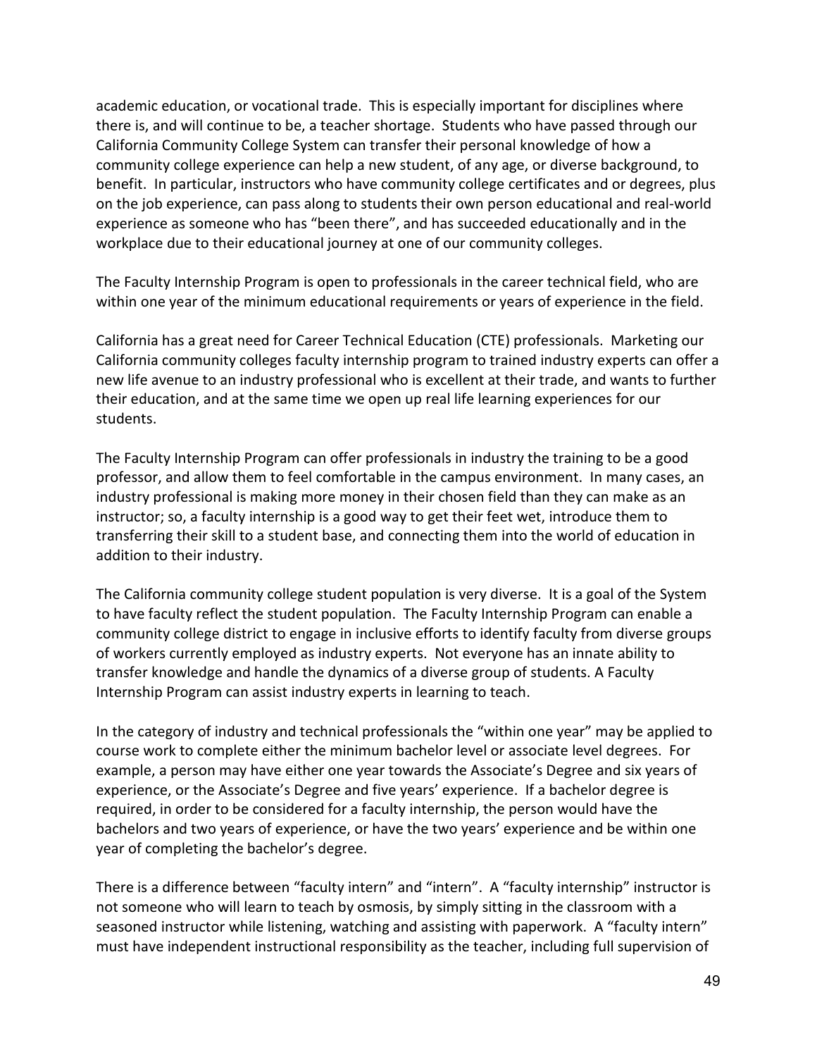academic education, or vocational trade. This is especially important for disciplines where there is, and will continue to be, a teacher shortage. Students who have passed through our California Community College System can transfer their personal knowledge of how a community college experience can help a new student, of any age, or diverse background, to benefit. In particular, instructors who have community college certificates and or degrees, plus on the job experience, can pass along to students their own person educational and real-world experience as someone who has "been there", and has succeeded educationally and in the workplace due to their educational journey at one of our community colleges.

The Faculty Internship Program is open to professionals in the career technical field, who are within one year of the minimum educational requirements or years of experience in the field.

California has a great need for Career Technical Education (CTE) professionals. Marketing our California community colleges faculty internship program to trained industry experts can offer a new life avenue to an industry professional who is excellent at their trade, and wants to further their education, and at the same time we open up real life learning experiences for our students.

The Faculty Internship Program can offer professionals in industry the training to be a good professor, and allow them to feel comfortable in the campus environment. In many cases, an industry professional is making more money in their chosen field than they can make as an instructor; so, a faculty internship is a good way to get their feet wet, introduce them to transferring their skill to a student base, and connecting them into the world of education in addition to their industry.

The California community college student population is very diverse. It is a goal of the System to have faculty reflect the student population. The Faculty Internship Program can enable a community college district to engage in inclusive efforts to identify faculty from diverse groups of workers currently employed as industry experts. Not everyone has an innate ability to transfer knowledge and handle the dynamics of a diverse group of students. A Faculty Internship Program can assist industry experts in learning to teach.

In the category of industry and technical professionals the "within one year" may be applied to course work to complete either the minimum bachelor level or associate level degrees. For example, a person may have either one year towards the Associate's Degree and six years of experience, or the Associate's Degree and five years' experience. If a bachelor degree is required, in order to be considered for a faculty internship, the person would have the bachelors and two years of experience, or have the two years' experience and be within one year of completing the bachelor's degree.

There is a difference between "faculty intern" and "intern". A "faculty internship" instructor is not someone who will learn to teach by osmosis, by simply sitting in the classroom with a seasoned instructor while listening, watching and assisting with paperwork. A "faculty intern" must have independent instructional responsibility as the teacher, including full supervision of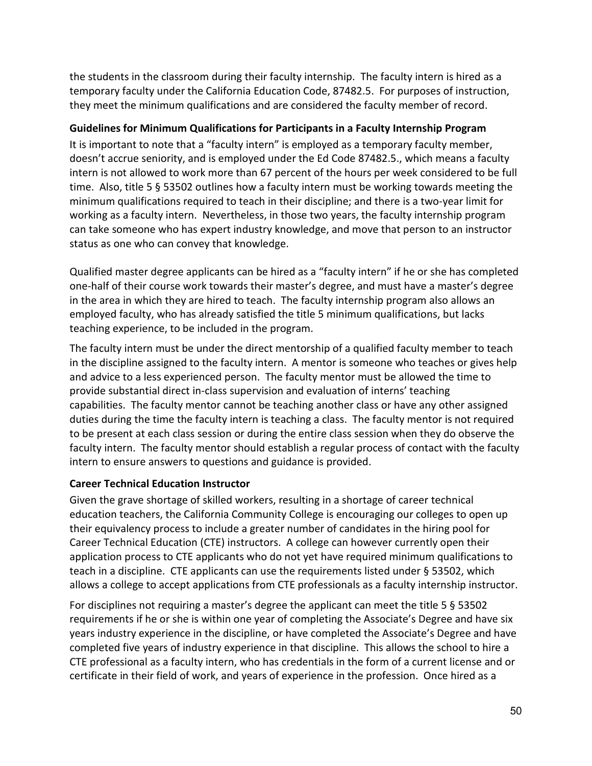the students in the classroom during their faculty internship. The faculty intern is hired as a temporary faculty under the California Education Code, 87482.5. For purposes of instruction, they meet the minimum qualifications and are considered the faculty member of record.

**Guidelines for Minimum Qualifications for Participants in a Faculty Internship Program**

It is important to note that a "faculty intern" is employed as a temporary faculty member, doesn't accrue seniority, and is employed under the Ed Code 87482.5., which means a faculty intern is not allowed to work more than 67 percent of the hours per week considered to be full time. Also, title 5 § 53502 outlines how a faculty intern must be working towards meeting the minimum qualifications required to teach in their discipline; and there is a two-year limit for working as a faculty intern. Nevertheless, in those two years, the faculty internship program can take someone who has expert industry knowledge, and move that person to an instructor status as one who can convey that knowledge.

Qualified master degree applicants can be hired as a "faculty intern" if he or she has completed one-half of their course work towards their master's degree, and must have a master's degree in the area in which they are hired to teach. The faculty internship program also allows an employed faculty, who has already satisfied the title 5 minimum qualifications, but lacks teaching experience, to be included in the program.

The faculty intern must be under the direct mentorship of a qualified faculty member to teach in the discipline assigned to the faculty intern. A mentor is someone who teaches or gives help and advice to a less experienced person. The faculty mentor must be allowed the time to provide substantial direct in-class supervision and evaluation of interns' teaching capabilities. The faculty mentor cannot be teaching another class or have any other assigned duties during the time the faculty intern is teaching a class. The faculty mentor is not required to be present at each class session or during the entire class session when they do observe the faculty intern. The faculty mentor should establish a regular process of contact with the faculty intern to ensure answers to questions and guidance is provided.

**Career Technical Education Instructor**

Given the grave shortage of skilled workers, resulting in a shortage of career technical education teachers, the California Community College is encouraging our colleges to open up their equivalency process to include a greater number of candidates in the hiring pool for Career Technical Education (CTE) instructors. A college can however currently open their application process to CTE applicants who do not yet have required minimum qualifications to teach in a discipline. CTE applicants can use the requirements listed under § 53502, which allows a college to accept applications from CTE professionals as a faculty internship instructor.

For disciplines not requiring a master's degree the applicant can meet the title 5 § 53502 requirements if he or she is within one year of completing the Associate's Degree and have six years industry experience in the discipline, or have completed the Associate's Degree and have completed five years of industry experience in that discipline. This allows the school to hire a CTE professional as a faculty intern, who has credentials in the form of a current license and or certificate in their field of work, and years of experience in the profession. Once hired as a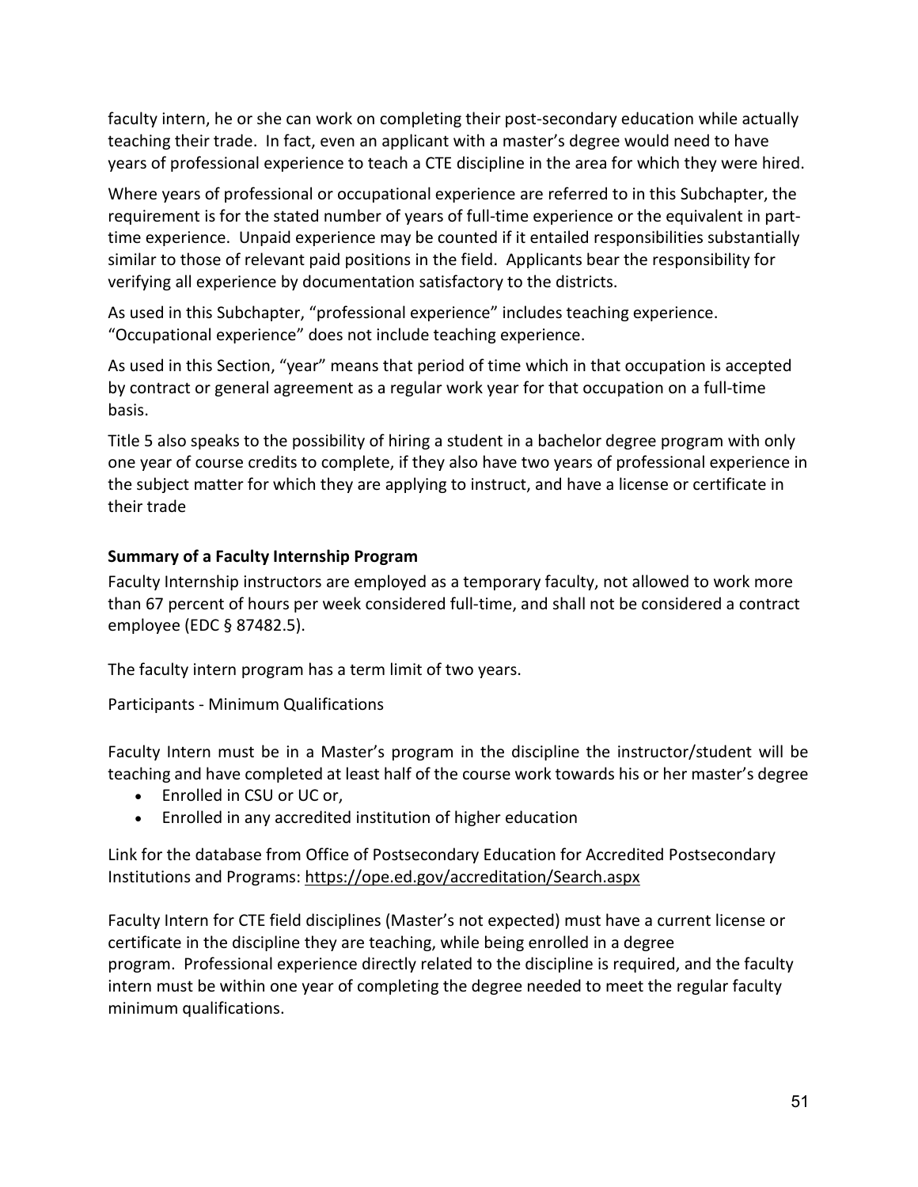faculty intern, he or she can work on completing their post-secondary education while actually teaching their trade. In fact, even an applicant with a master's degree would need to have years of professional experience to teach a CTE discipline in the area for which they were hired.

Where years of professional or occupational experience are referred to in this Subchapter, the requirement is for the stated number of years of full-time experience or the equivalent in part-time experience. Unpaid experience may be counted if it entailed responsibilities substantially similar to those of relevant paid positions in the field. Applicants bear the responsibility for verifying all experience by documentation satisfactory to the districts.

As used in this Subchapter, "professional experience" includes teaching experience. "Occupational experience" does not include teaching experience.

As used in this Section, "year" means that period of time which in that occupation is accepted by contract or general agreement as a regular work year for that occupation on a full-time basis.

Title 5 also speaks to the possibility of hiring a student in a bachelor degree program with only one year of course credits to complete, if they also have two years of professional experience in the subject matter for which they are applying to instruct, and have a license or certificate in their trade

**Summary of a Faculty Internship Program**

Faculty Internship instructors are employed as a temporary faculty, not allowed to work more than 67 percent of hours per week considered full-time, and shall not be considered a contract employee (EDC § 87482.5).

The faculty intern program has a term limit of two years.

Participants - Minimum Qualifications

Faculty Intern must be in a Master's program in the discipline the instructor/student will be teaching and have completed at least half of the course work towards his or her master's degree

- Enrolled in CSU or UC or,
- Enrolled in any accredited institution of higher education

Link for the database from Office of Postsecondary Education for Accredited Postsecondary Institutions and Programs: https://ope.ed.gov/accreditation/Search.aspx

Faculty Intern for CTE field disciplines (Master's not expected) must have a current license or certificate in the discipline they are teaching, while being enrolled in a degree program. Professional experience directly related to the discipline is required, and the faculty intern must be within one year of completing the degree needed to meet the regular faculty minimum qualifications.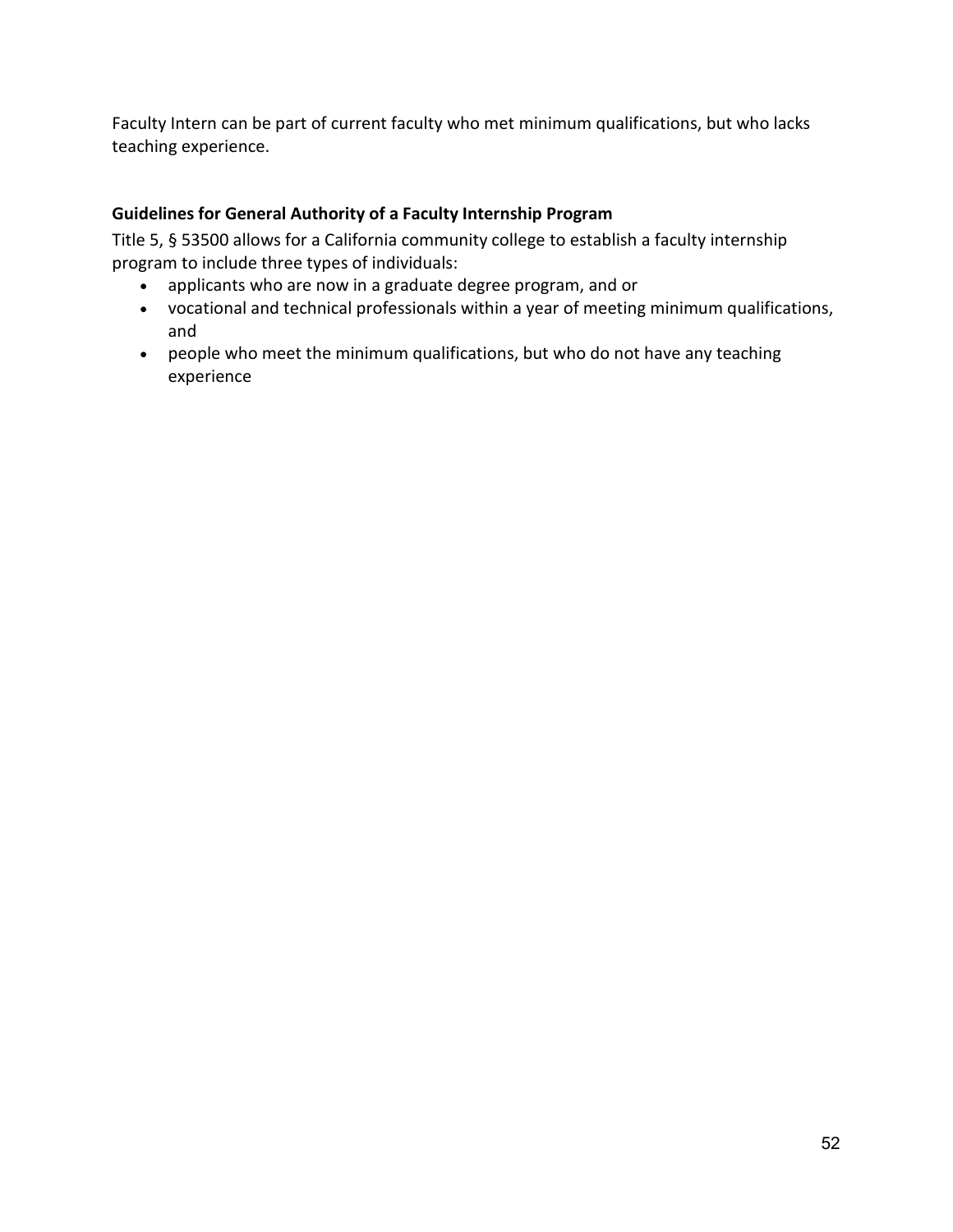Faculty Intern can be part of current faculty who met minimum qualifications, but who lacks teaching experience.

**Guidelines for General Authority of a Faculty Internship Program**

Title 5, § 53500 allows for a California community college to establish a faculty internship program to include three types of individuals:

- applicants who are now in a graduate degree program, and or
- vocational and technical professionals within a year of meeting minimum qualifications, and
- people who meet the minimum qualifications, but who do not have any teaching experience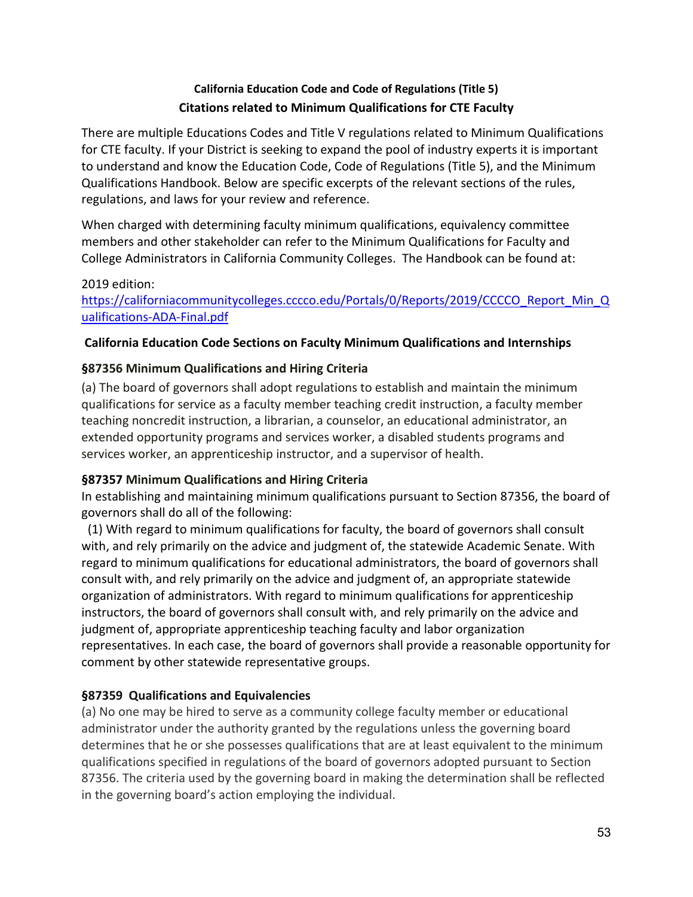**California Education Code and Code of Regulations (Title 5)**
**Citations related to Minimum Qualifications for CTE Faculty**

There are multiple Educations Codes and Title V regulations related to Minimum Qualifications for CTE faculty. If your District is seeking to expand the pool of industry experts it is important to understand and know the Education Code, Code of Regulations (Title 5), and the Minimum Qualifications Handbook. Below are specific excerpts of the relevant sections of the rules, regulations, and laws for your review and reference.

When charged with determining faculty minimum qualifications, equivalency committee members and other stakeholder can refer to the Minimum Qualifications for Faculty and College Administrators in California Community Colleges. The Handbook can be found at:

2019 edition:
https://californiacommunitycolleges.cccco.edu/Portals/0/Reports/2019/CCCCO_Report_Min_Qualifications-ADA-Final.pdf

**California Education Code Sections on Faculty Minimum Qualifications and Internships**

**§87356 Minimum Qualifications and Hiring Criteria**

(a) The board of governors shall adopt regulations to establish and maintain the minimum qualifications for service as a faculty member teaching credit instruction, a faculty member teaching noncredit instruction, a librarian, a counselor, an educational administrator, an extended opportunity programs and services worker, a disabled students programs and services worker, an apprenticeship instructor, and a supervisor of health.

**§87357 Minimum Qualifications and Hiring Criteria**

In establishing and maintaining minimum qualifications pursuant to Section 87356, the board of governors shall do all of the following:

(1) With regard to minimum qualifications for faculty, the board of governors shall consult with, and rely primarily on the advice and judgment of, the statewide Academic Senate. With regard to minimum qualifications for educational administrators, the board of governors shall consult with, and rely primarily on the advice and judgment of, an appropriate statewide organization of administrators. With regard to minimum qualifications for apprenticeship instructors, the board of governors shall consult with, and rely primarily on the advice and judgment of, appropriate apprenticeship teaching faculty and labor organization representatives. In each case, the board of governors shall provide a reasonable opportunity for comment by other statewide representative groups.

**§87359 Qualifications and Equivalencies**

(a) No one may be hired to serve as a community college faculty member or educational administrator under the authority granted by the regulations unless the governing board determines that he or she possesses qualifications that are at least equivalent to the minimum qualifications specified in regulations of the board of governors adopted pursuant to Section 87356. The criteria used by the governing board in making the determination shall be reflected in the governing board's action employing the individual.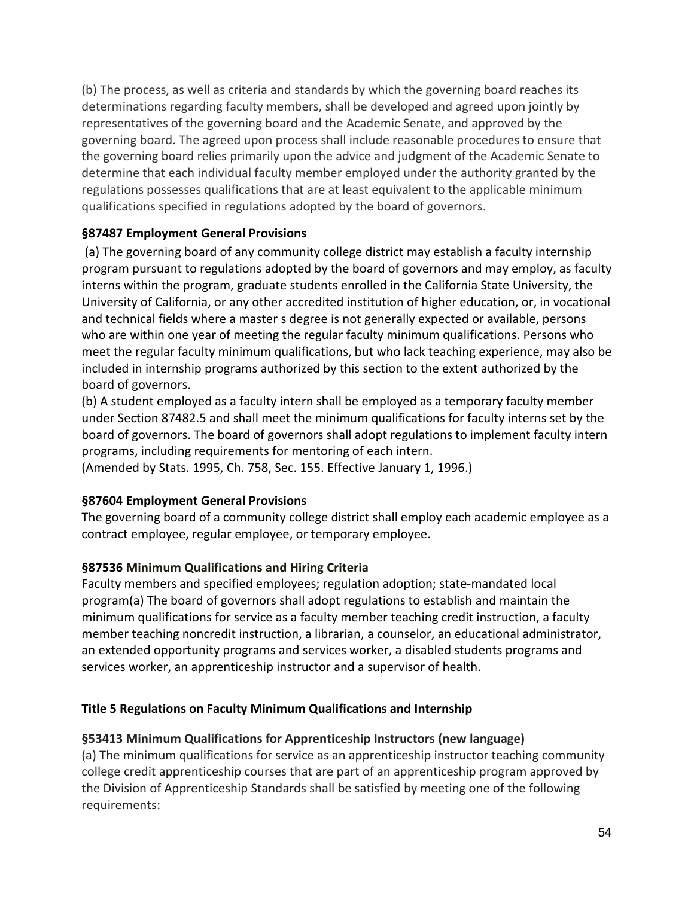(b) The process, as well as criteria and standards by which the governing board reaches its determinations regarding faculty members, shall be developed and agreed upon jointly by representatives of the governing board and the Academic Senate, and approved by the governing board. The agreed upon process shall include reasonable procedures to ensure that the governing board relies primarily upon the advice and judgment of the Academic Senate to determine that each individual faculty member employed under the authority granted by the regulations possesses qualifications that are at least equivalent to the applicable minimum qualifications specified in regulations adopted by the board of governors.

**§87487 Employment General Provisions**

(a) The governing board of any community college district may establish a faculty internship program pursuant to regulations adopted by the board of governors and may employ, as faculty interns within the program, graduate students enrolled in the California State University, the University of California, or any other accredited institution of higher education, or, in vocational and technical fields where a master s degree is not generally expected or available, persons who are within one year of meeting the regular faculty minimum qualifications. Persons who meet the regular faculty minimum qualifications, but who lack teaching experience, may also be included in internship programs authorized by this section to the extent authorized by the board of governors.

(b) A student employed as a faculty intern shall be employed as a temporary faculty member under Section 87482.5 and shall meet the minimum qualifications for faculty interns set by the board of governors. The board of governors shall adopt regulations to implement faculty intern programs, including requirements for mentoring of each intern.

(Amended by Stats. 1995, Ch. 758, Sec. 155. Effective January 1, 1996.)

**§87604 Employment General Provisions**

The governing board of a community college district shall employ each academic employee as a contract employee, regular employee, or temporary employee.

**§87536 Minimum Qualifications and Hiring Criteria**

Faculty members and specified employees; regulation adoption; state-mandated local program(a) The board of governors shall adopt regulations to establish and maintain the minimum qualifications for service as a faculty member teaching credit instruction, a faculty member teaching noncredit instruction, a librarian, a counselor, an educational administrator, an extended opportunity programs and services worker, a disabled students programs and services worker, an apprenticeship instructor and a supervisor of health.

**Title 5 Regulations on Faculty Minimum Qualifications and Internship**

**§53413 Minimum Qualifications for Apprenticeship Instructors (new language)**

(a) The minimum qualifications for service as an apprenticeship instructor teaching community college credit apprenticeship courses that are part of an apprenticeship program approved by the Division of Apprenticeship Standards shall be satisfied by meeting one of the following requirements: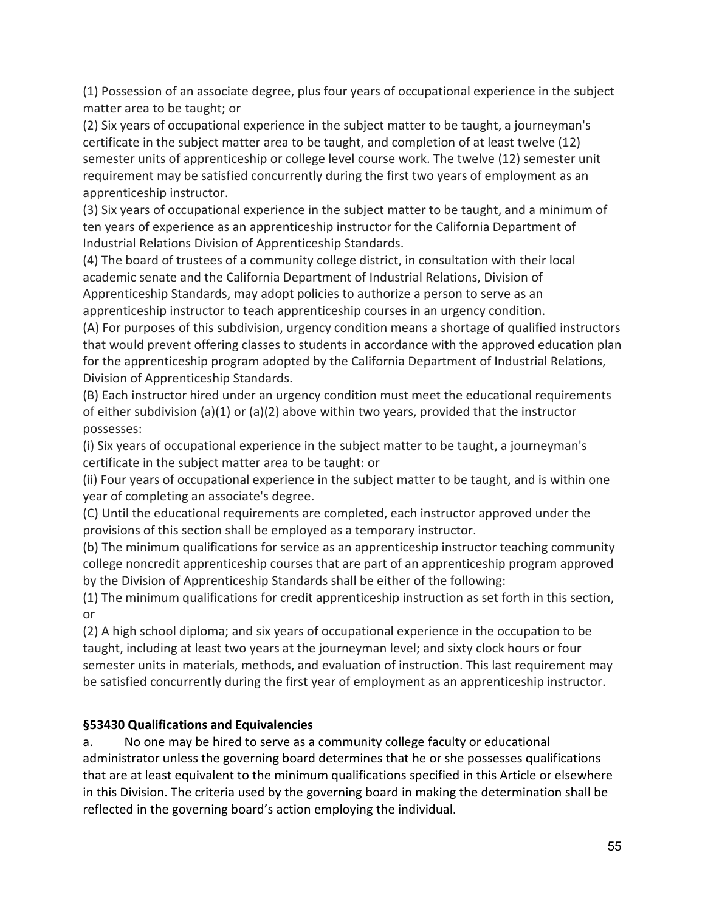(1) Possession of an associate degree, plus four years of occupational experience in the subject matter area to be taught; or

(2) Six years of occupational experience in the subject matter to be taught, a journeyman's certificate in the subject matter area to be taught, and completion of at least twelve (12) semester units of apprenticeship or college level course work. The twelve (12) semester unit requirement may be satisfied concurrently during the first two years of employment as an apprenticeship instructor.

(3) Six years of occupational experience in the subject matter to be taught, and a minimum of ten years of experience as an apprenticeship instructor for the California Department of Industrial Relations Division of Apprenticeship Standards.

(4) The board of trustees of a community college district, in consultation with their local academic senate and the California Department of Industrial Relations, Division of Apprenticeship Standards, may adopt policies to authorize a person to serve as an apprenticeship instructor to teach apprenticeship courses in an urgency condition.

(A) For purposes of this subdivision, urgency condition means a shortage of qualified instructors that would prevent offering classes to students in accordance with the approved education plan for the apprenticeship program adopted by the California Department of Industrial Relations, Division of Apprenticeship Standards.

(B) Each instructor hired under an urgency condition must meet the educational requirements of either subdivision (a)(1) or (a)(2) above within two years, provided that the instructor possesses:

(i) Six years of occupational experience in the subject matter to be taught, a journeyman's certificate in the subject matter area to be taught: or

(ii) Four years of occupational experience in the subject matter to be taught, and is within one year of completing an associate's degree.

(C) Until the educational requirements are completed, each instructor approved under the provisions of this section shall be employed as a temporary instructor.

(b) The minimum qualifications for service as an apprenticeship instructor teaching community college noncredit apprenticeship courses that are part of an apprenticeship program approved by the Division of Apprenticeship Standards shall be either of the following:

(1) The minimum qualifications for credit apprenticeship instruction as set forth in this section, or

(2) A high school diploma; and six years of occupational experience in the occupation to be taught, including at least two years at the journeyman level; and sixty clock hours or four semester units in materials, methods, and evaluation of instruction. This last requirement may be satisfied concurrently during the first year of employment as an apprenticeship instructor.

### §53430 Qualifications and Equivalencies

a. No one may be hired to serve as a community college faculty or educational administrator unless the governing board determines that he or she possesses qualifications that are at least equivalent to the minimum qualifications specified in this Article or elsewhere in this Division. The criteria used by the governing board in making the determination shall be reflected in the governing board's action employing the individual.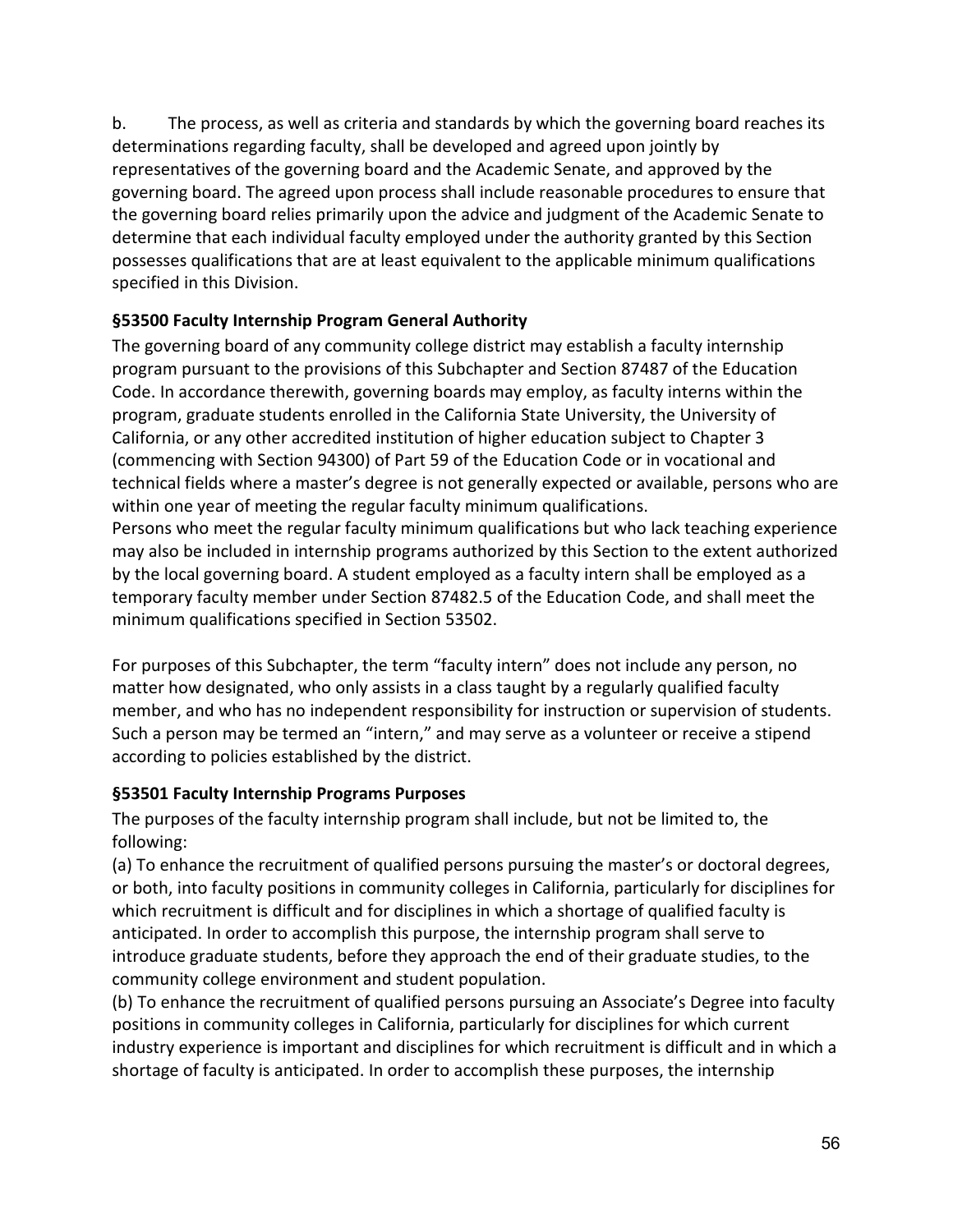b. The process, as well as criteria and standards by which the governing board reaches its determinations regarding faculty, shall be developed and agreed upon jointly by representatives of the governing board and the Academic Senate, and approved by the governing board. The agreed upon process shall include reasonable procedures to ensure that the governing board relies primarily upon the advice and judgment of the Academic Senate to determine that each individual faculty employed under the authority granted by this Section possesses qualifications that are at least equivalent to the applicable minimum qualifications specified in this Division.

### §53500 Faculty Internship Program General Authority

The governing board of any community college district may establish a faculty internship program pursuant to the provisions of this Subchapter and Section 87487 of the Education Code. In accordance therewith, governing boards may employ, as faculty interns within the program, graduate students enrolled in the California State University, the University of California, or any other accredited institution of higher education subject to Chapter 3 (commencing with Section 94300) of Part 59 of the Education Code or in vocational and technical fields where a master's degree is not generally expected or available, persons who are within one year of meeting the regular faculty minimum qualifications.

Persons who meet the regular faculty minimum qualifications but who lack teaching experience may also be included in internship programs authorized by this Section to the extent authorized by the local governing board. A student employed as a faculty intern shall be employed as a temporary faculty member under Section 87482.5 of the Education Code, and shall meet the minimum qualifications specified in Section 53502.

For purposes of this Subchapter, the term "faculty intern" does not include any person, no matter how designated, who only assists in a class taught by a regularly qualified faculty member, and who has no independent responsibility for instruction or supervision of students. Such a person may be termed an "intern," and may serve as a volunteer or receive a stipend according to policies established by the district.

### §53501 Faculty Internship Programs Purposes

The purposes of the faculty internship program shall include, but not be limited to, the following:

(a) To enhance the recruitment of qualified persons pursuing the master's or doctoral degrees, or both, into faculty positions in community colleges in California, particularly for disciplines for which recruitment is difficult and for disciplines in which a shortage of qualified faculty is anticipated. In order to accomplish this purpose, the internship program shall serve to introduce graduate students, before they approach the end of their graduate studies, to the community college environment and student population.

(b) To enhance the recruitment of qualified persons pursuing an Associate's Degree into faculty positions in community colleges in California, particularly for disciplines for which current industry experience is important and disciplines for which recruitment is difficult and in which a shortage of faculty is anticipated. In order to accomplish these purposes, the internship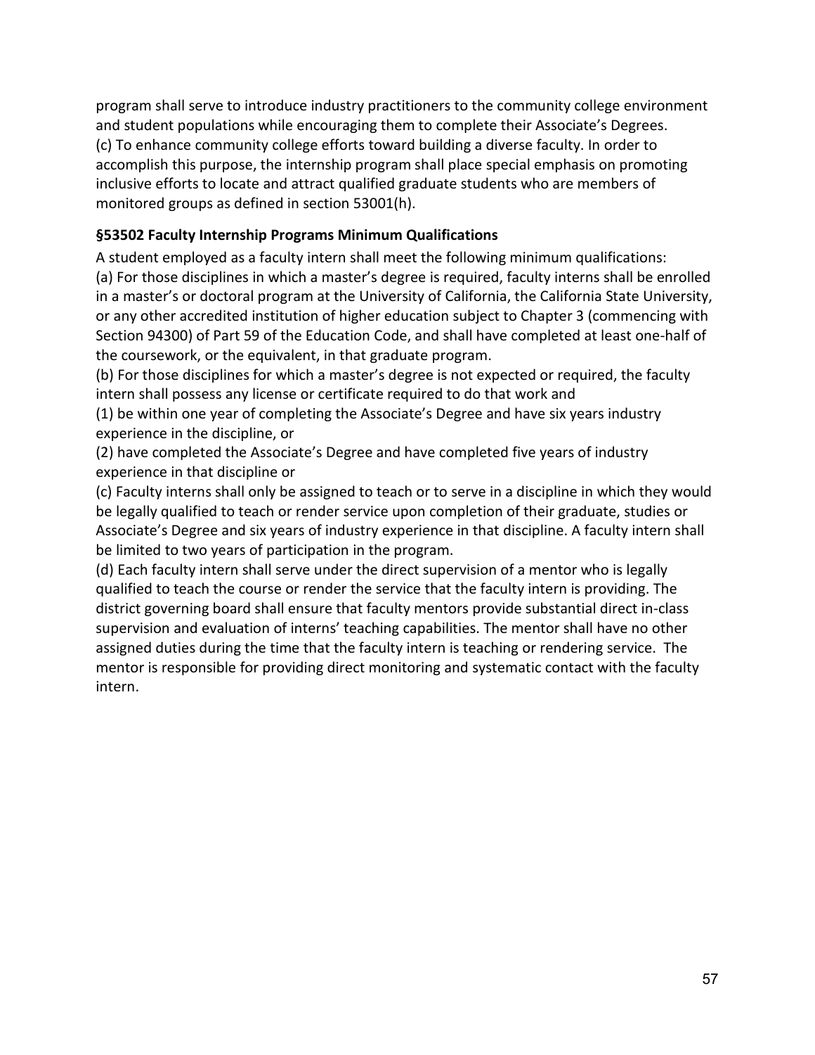program shall serve to introduce industry practitioners to the community college environment and student populations while encouraging them to complete their Associate's Degrees.
(c) To enhance community college efforts toward building a diverse faculty. In order to accomplish this purpose, the internship program shall place special emphasis on promoting inclusive efforts to locate and attract qualified graduate students who are members of monitored groups as defined in section 53001(h).

**§53502 Faculty Internship Programs Minimum Qualifications**

A student employed as a faculty intern shall meet the following minimum qualifications:
(a) For those disciplines in which a master's degree is required, faculty interns shall be enrolled in a master's or doctoral program at the University of California, the California State University, or any other accredited institution of higher education subject to Chapter 3 (commencing with Section 94300) of Part 59 of the Education Code, and shall have completed at least one-half of the coursework, or the equivalent, in that graduate program.
(b) For those disciplines for which a master's degree is not expected or required, the faculty intern shall possess any license or certificate required to do that work and
(1) be within one year of completing the Associate's Degree and have six years industry experience in the discipline, or
(2) have completed the Associate's Degree and have completed five years of industry experience in that discipline or
(c) Faculty interns shall only be assigned to teach or to serve in a discipline in which they would be legally qualified to teach or render service upon completion of their graduate, studies or Associate's Degree and six years of industry experience in that discipline. A faculty intern shall be limited to two years of participation in the program.
(d) Each faculty intern shall serve under the direct supervision of a mentor who is legally qualified to teach the course or render the service that the faculty intern is providing. The district governing board shall ensure that faculty mentors provide substantial direct in-class supervision and evaluation of interns' teaching capabilities. The mentor shall have no other assigned duties during the time that the faculty intern is teaching or rendering service. The mentor is responsible for providing direct monitoring and systematic contact with the faculty intern.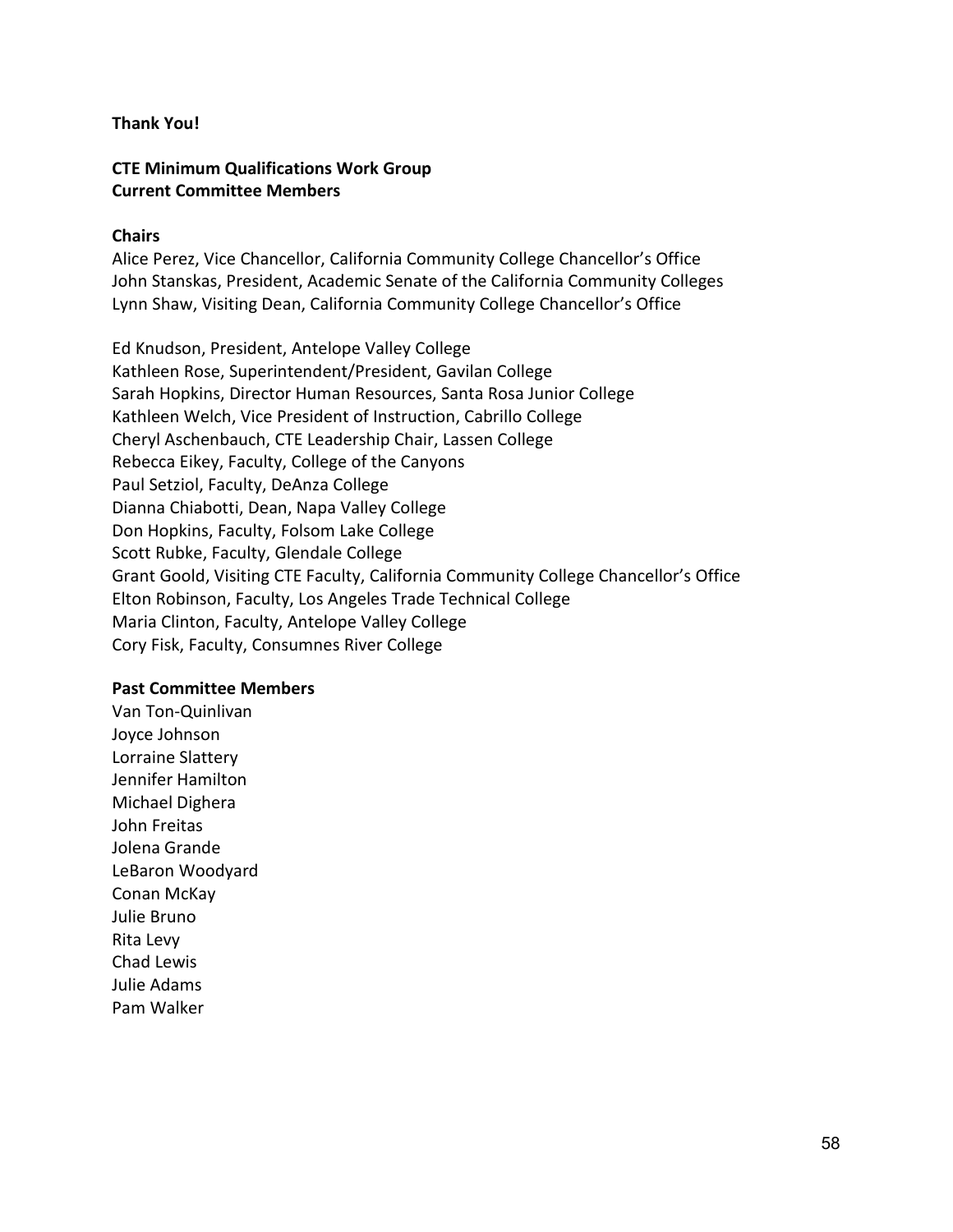**Thank You!**

**CTE Minimum Qualifications Work Group**
**Current Committee Members**

**Chairs**

Alice Perez, Vice Chancellor, California Community College Chancellor's Office
John Stanskas, President, Academic Senate of the California Community Colleges
Lynn Shaw, Visiting Dean, California Community College Chancellor's Office

Ed Knudson, President, Antelope Valley College
Kathleen Rose, Superintendent/President, Gavilan College
Sarah Hopkins, Director Human Resources, Santa Rosa Junior College
Kathleen Welch, Vice President of Instruction, Cabrillo College
Cheryl Aschenbauch, CTE Leadership Chair, Lassen College
Rebecca Eikey, Faculty, College of the Canyons
Paul Setziol, Faculty, DeAnza College
Dianna Chiabotti, Dean, Napa Valley College
Don Hopkins, Faculty, Folsom Lake College
Scott Rubke, Faculty, Glendale College
Grant Goold, Visiting CTE Faculty, California Community College Chancellor's Office
Elton Robinson, Faculty, Los Angeles Trade Technical College
Maria Clinton, Faculty, Antelope Valley College
Cory Fisk, Faculty, Consumnes River College

**Past Committee Members**

Van Ton-Quinlivan
Joyce Johnson
Lorraine Slattery
Jennifer Hamilton
Michael Dighera
John Freitas
Jolena Grande
LeBaron Woodyard
Conan McKay
Julie Bruno
Rita Levy
Chad Lewis
Julie Adams
Pam Walker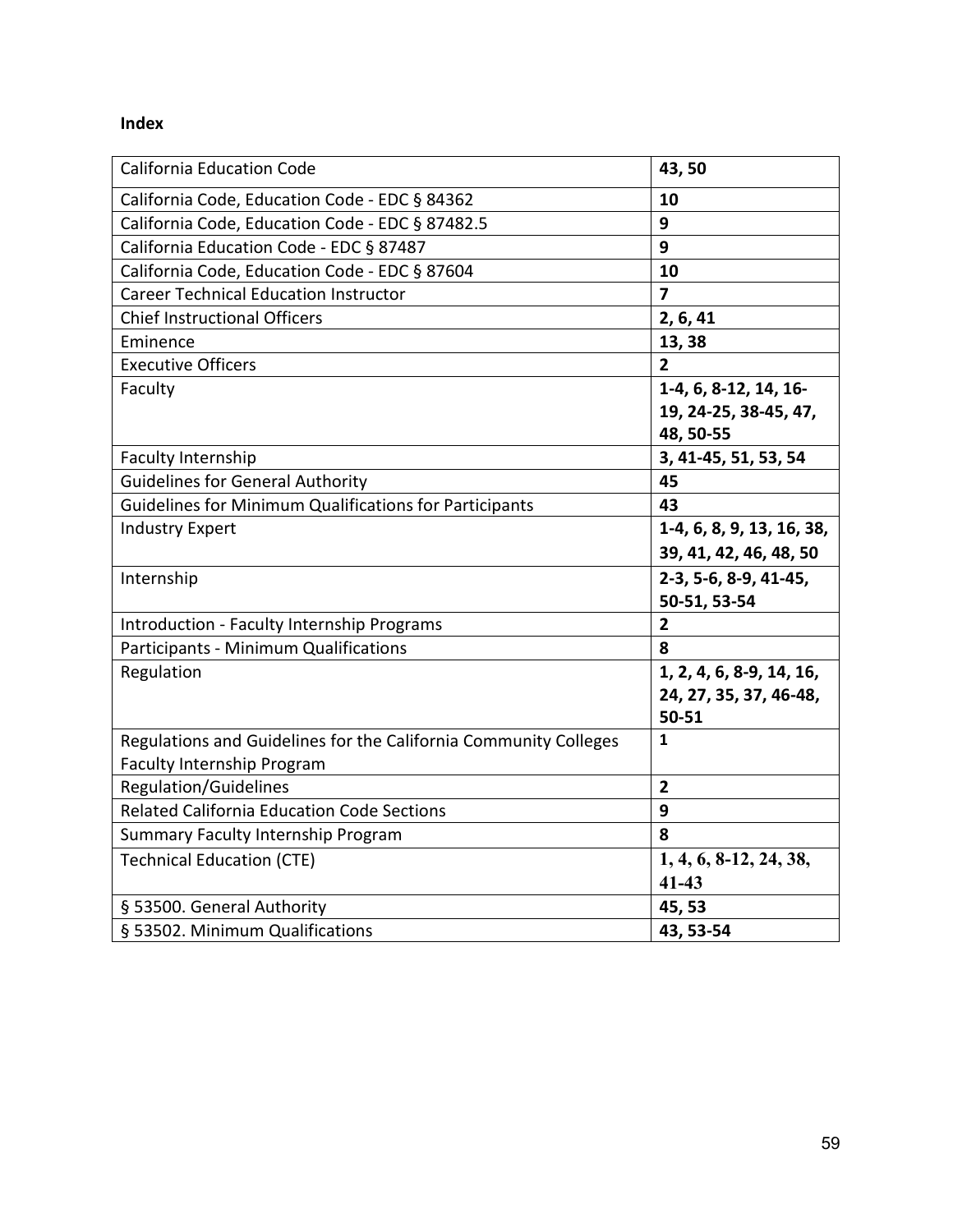**Index**

| | |
|---|---|
| California Education Code | **43, 50** |
| California Code, Education Code - EDC § 84362 | **10** |
| California Code, Education Code - EDC § 87482.5 | **9** |
| California Education Code - EDC § 87487 | **9** |
| California Code, Education Code - EDC § 87604 | **10** |
| Career Technical Education Instructor | **7** |
| Chief Instructional Officers | **2, 6, 41** |
| Eminence | **13, 38** |
| Executive Officers | **2** |
| Faculty | **1-4, 6, 8-12, 14, 16-19, 24-25, 38-45, 47, 48, 50-55** |
| Faculty Internship | **3, 41-45, 51, 53, 54** |
| Guidelines for General Authority | **45** |
| Guidelines for Minimum Qualifications for Participants | **43** |
| Industry Expert | **1-4, 6, 8, 9, 13, 16, 38, 39, 41, 42, 46, 48, 50** |
| Internship | **2-3, 5-6, 8-9, 41-45, 50-51, 53-54** |
| Introduction - Faculty Internship Programs | **2** |
| Participants - Minimum Qualifications | **8** |
| Regulation | **1, 2, 4, 6, 8-9, 14, 16, 24, 27, 35, 37, 46-48, 50-51** |
| Regulations and Guidelines for the California Community Colleges Faculty Internship Program | **1** |
| Regulation/Guidelines | **2** |
| Related California Education Code Sections | **9** |
| Summary Faculty Internship Program | **8** |
| Technical Education (CTE) | **1, 4, 6, 8-12, 24, 38, 41-43** |
| § 53500. General Authority | **45, 53** |
| § 53502. Minimum Qualifications | **43, 53-54** |